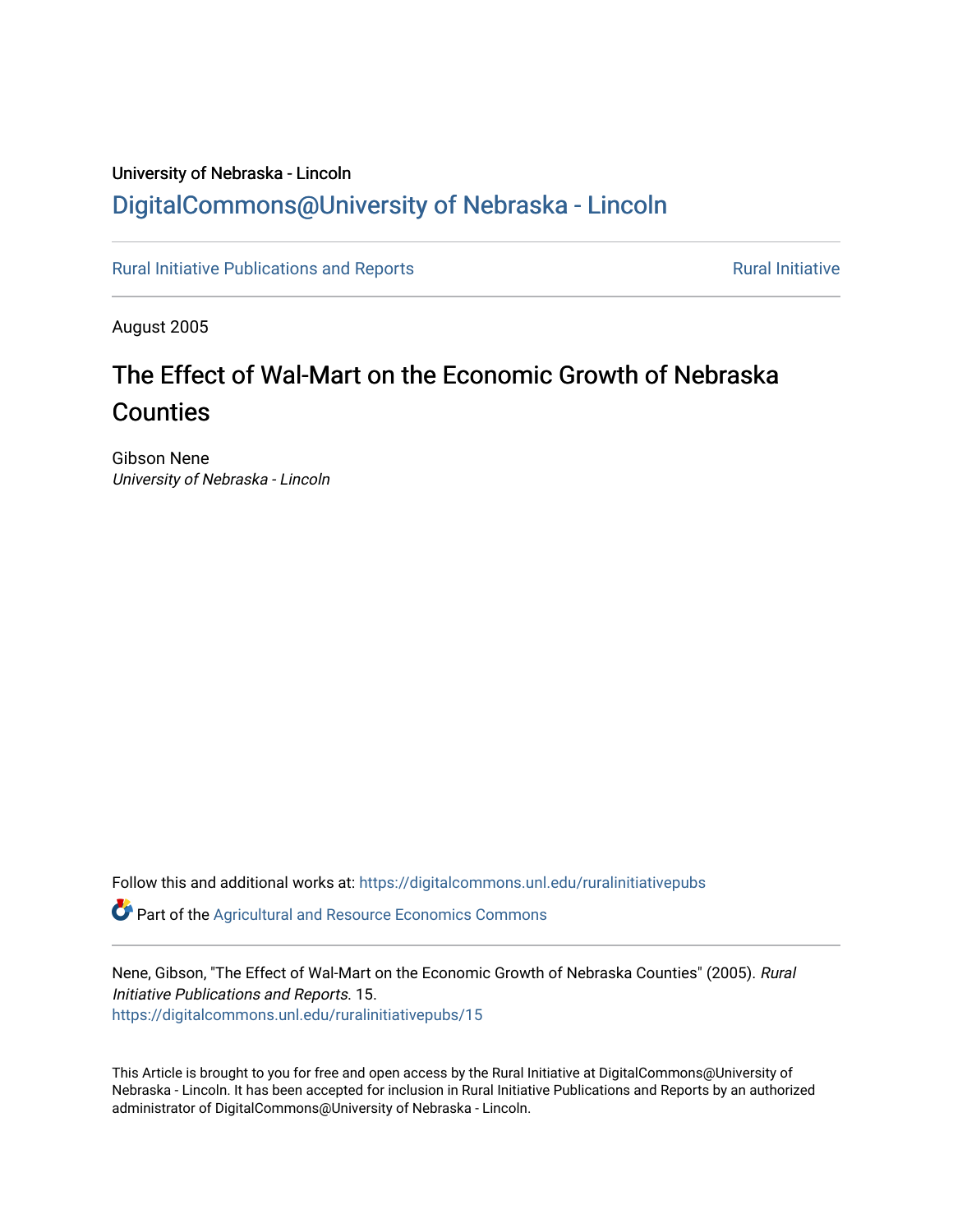University of Nebraska - Lincoln

## DigitalCommons@University of Nebraska - Lincoln

Rural Initiative Publications and Reports | Rural Initiative

August 2005

# The Effect of Wal-Mart on the Economic Growth of Nebraska Counties

Gibson Nene

*University of Nebraska - Lincoln*

Follow this and additional works at: https://digitalcommons.unl.edu/ruralinitiativepubs

Part of the Agricultural and Resource Economics Commons

Nene, Gibson, "The Effect of Wal-Mart on the Economic Growth of Nebraska Counties" (2005). *Rural Initiative Publications and Reports*. 15.
https://digitalcommons.unl.edu/ruralinitiativepubs/15

This Article is brought to you for free and open access by the Rural Initiative at DigitalCommons@University of Nebraska - Lincoln. It has been accepted for inclusion in Rural Initiative Publications and Reports by an authorized administrator of DigitalCommons@University of Nebraska - Lincoln.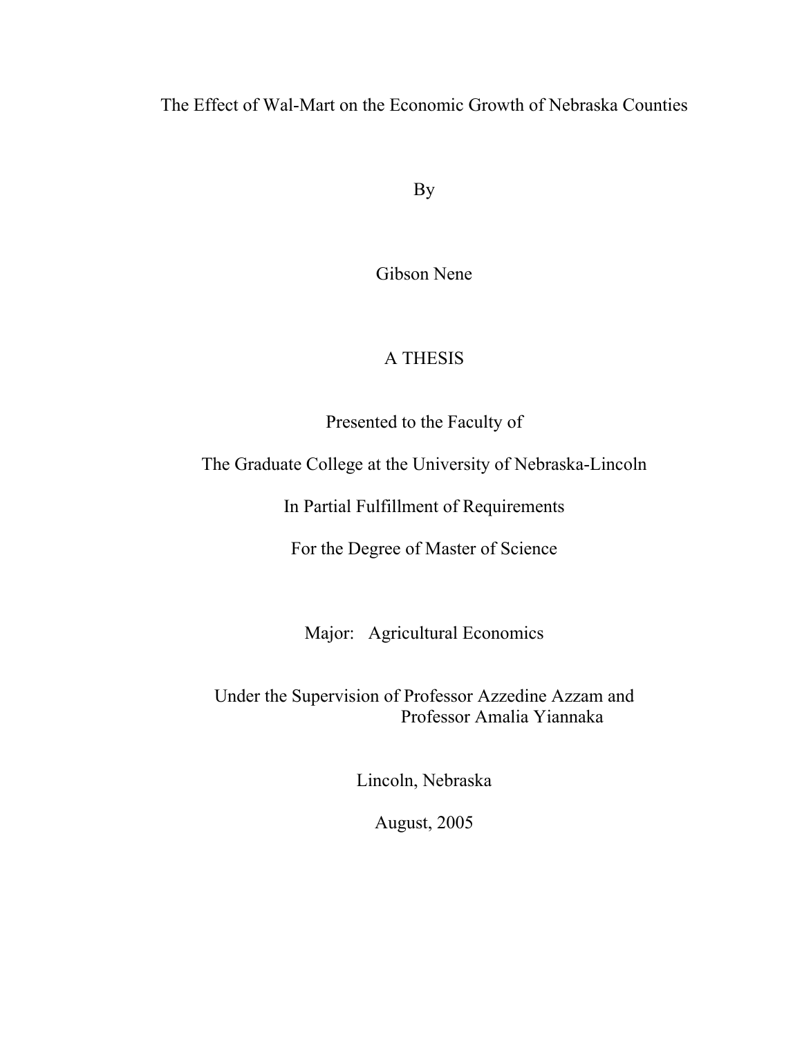# The Effect of Wal-Mart on the Economic Growth of Nebraska Counties

By

Gibson Nene

A THESIS

Presented to the Faculty of

The Graduate College at the University of Nebraska-Lincoln

In Partial Fulfillment of Requirements

For the Degree of Master of Science

Major: Agricultural Economics

Under the Supervision of Professor Azzedine Azzam and Professor Amalia Yiannaka

Lincoln, Nebraska

August, 2005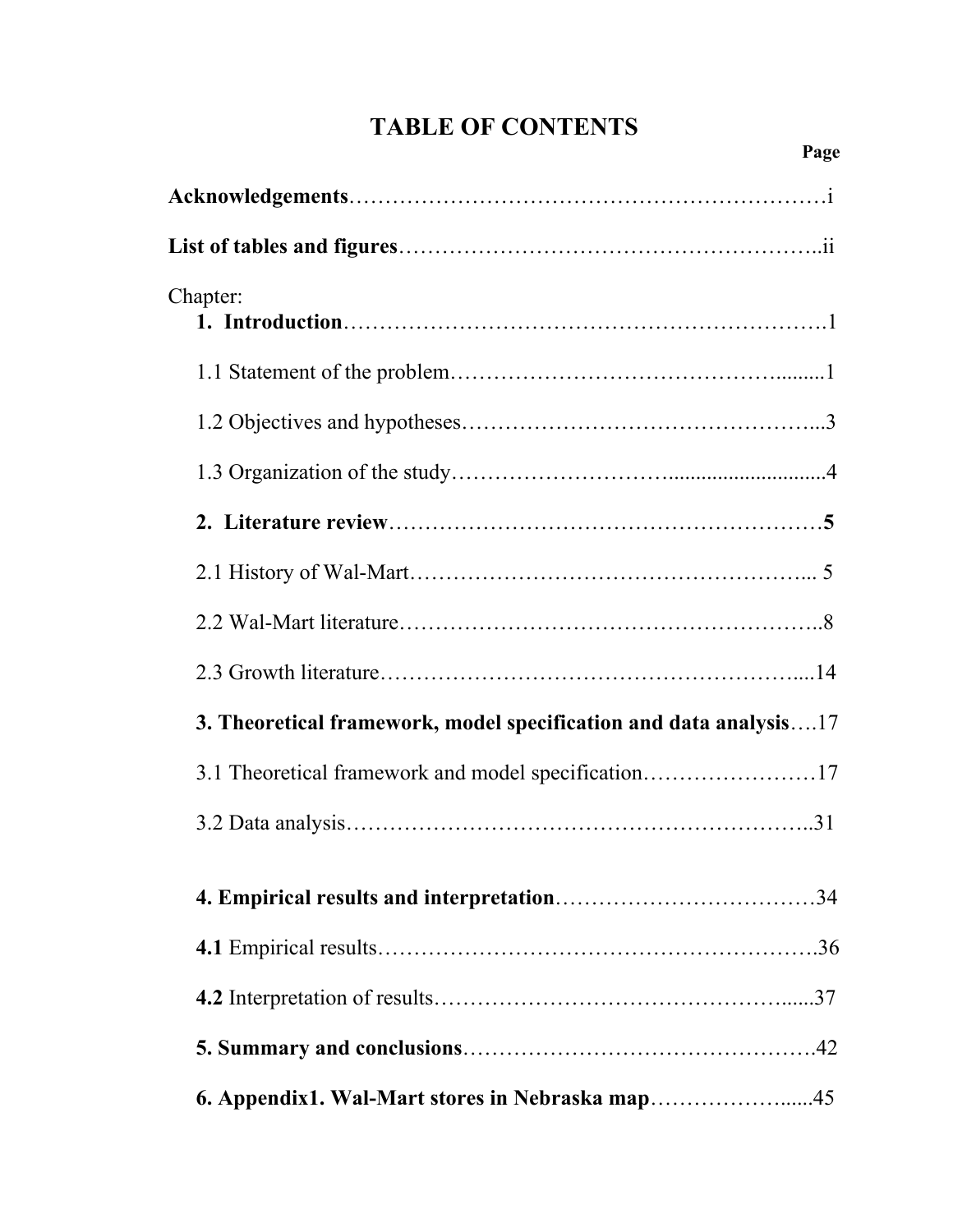# TABLE OF CONTENTS

Page

**Acknowledgements**……………………………………………………………i

**List of tables and figures**………………………………………………..ii

Chapter:

**1. Introduction**………………………………………………………….1

1.1 Statement of the problem……………………………………….........1

1.2 Objectives and hypotheses…………………………………………...3

1.3 Organization of the study………………………..............................4

**2. Literature review**…………………………………………………**5**

2.1 History of Wal-Mart………………………………………………... 5

2.2 Wal-Mart literature………………………………………………..8

2.3 Growth literature………………………………………………....14

**3. Theoretical framework, model specification and data analysis**….17

3.1 Theoretical framework and model specification……………………17

3.2 Data analysis……………………………………………………..31

**4. Empirical results and interpretation**………………………………34

**4.1** Empirical results………………………………………………….36

**4.2** Interpretation of results………………………………………......37

**5. Summary and conclusions**……………………………………….42

**6. Appendix1. Wal-Mart stores in Nebraska map**………………......45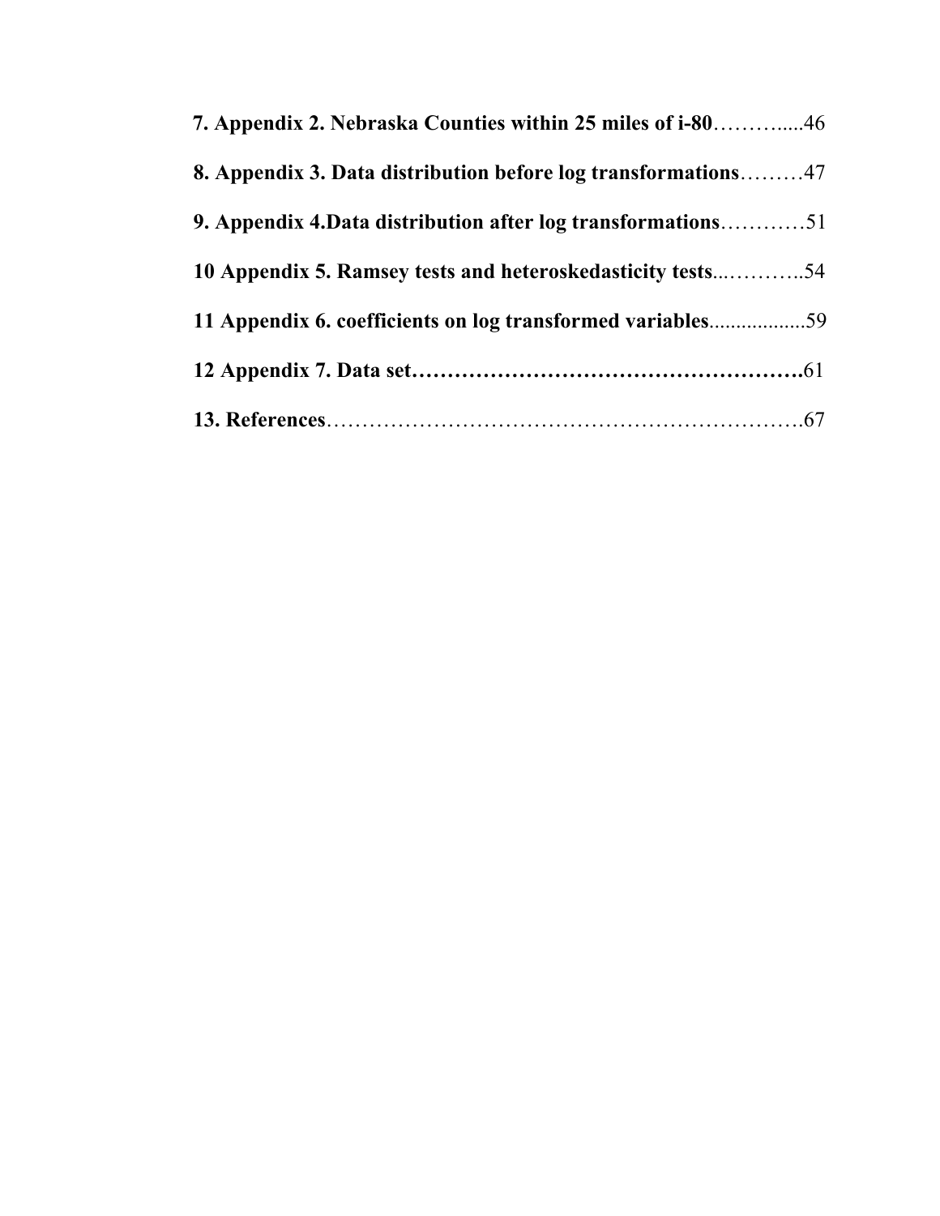**7. Appendix 2. Nebraska Counties within 25 miles of i-80**…………....46

**8. Appendix 3. Data distribution before log transformations**………47

**9. Appendix 4.Data distribution after log transformations**…………51

**10 Appendix 5. Ramsey tests and heteroskedasticity tests**...………..54

**11 Appendix 6. coefficients on log transformed variables**..................59

**12 Appendix 7. Data set……………………………………………….**61

**13. References**………………………………………………………….67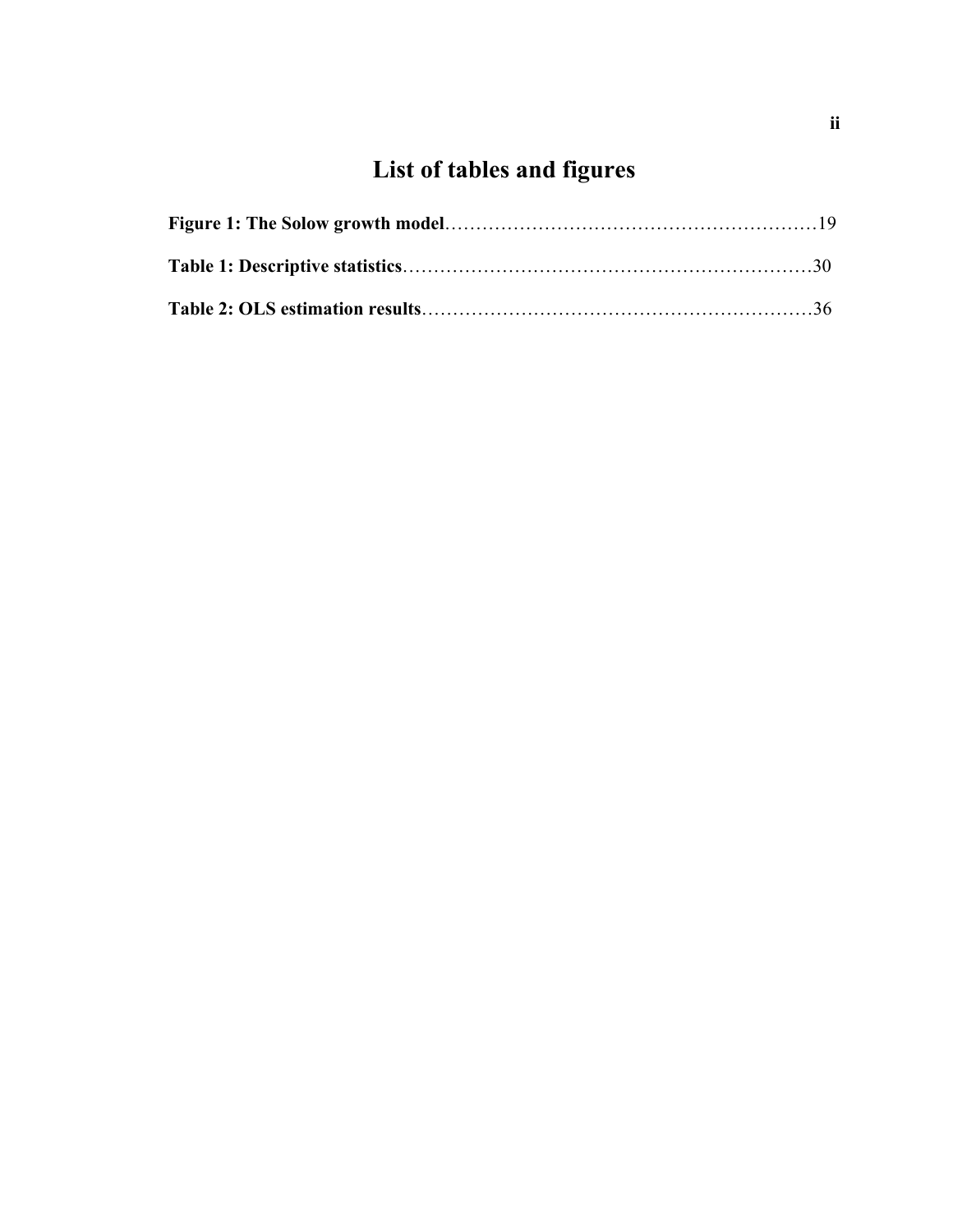# List of tables and figures

**Figure 1: The Solow growth model**……………………………………………………19

**Table 1: Descriptive statistics**…………………………………………………………30

**Table 2: OLS estimation results**………………………………………………………36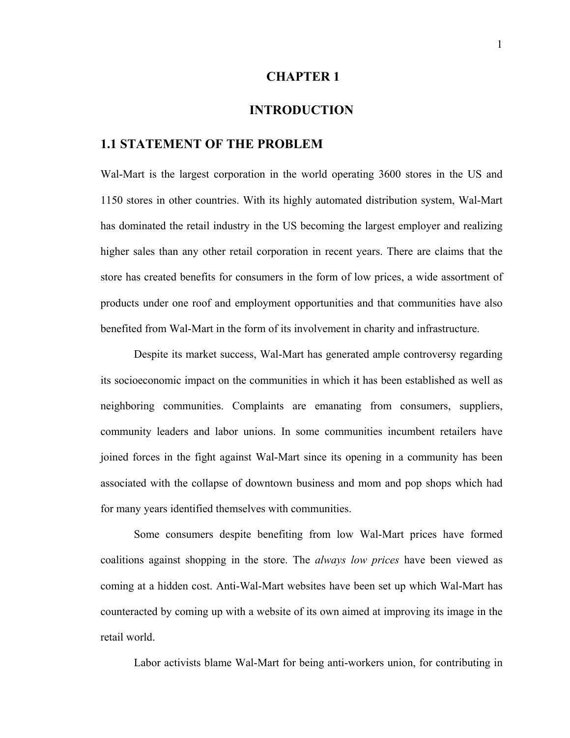# CHAPTER 1

# INTRODUCTION

## 1.1 STATEMENT OF THE PROBLEM

Wal-Mart is the largest corporation in the world operating 3600 stores in the US and 1150 stores in other countries. With its highly automated distribution system, Wal-Mart has dominated the retail industry in the US becoming the largest employer and realizing higher sales than any other retail corporation in recent years. There are claims that the store has created benefits for consumers in the form of low prices, a wide assortment of products under one roof and employment opportunities and that communities have also benefited from Wal-Mart in the form of its involvement in charity and infrastructure.

Despite its market success, Wal-Mart has generated ample controversy regarding its socioeconomic impact on the communities in which it has been established as well as neighboring communities. Complaints are emanating from consumers, suppliers, community leaders and labor unions. In some communities incumbent retailers have joined forces in the fight against Wal-Mart since its opening in a community has been associated with the collapse of downtown business and mom and pop shops which had for many years identified themselves with communities.

Some consumers despite benefiting from low Wal-Mart prices have formed coalitions against shopping in the store. The *always low prices* have been viewed as coming at a hidden cost. Anti-Wal-Mart websites have been set up which Wal-Mart has counteracted by coming up with a website of its own aimed at improving its image in the retail world.

Labor activists blame Wal-Mart for being anti-workers union, for contributing in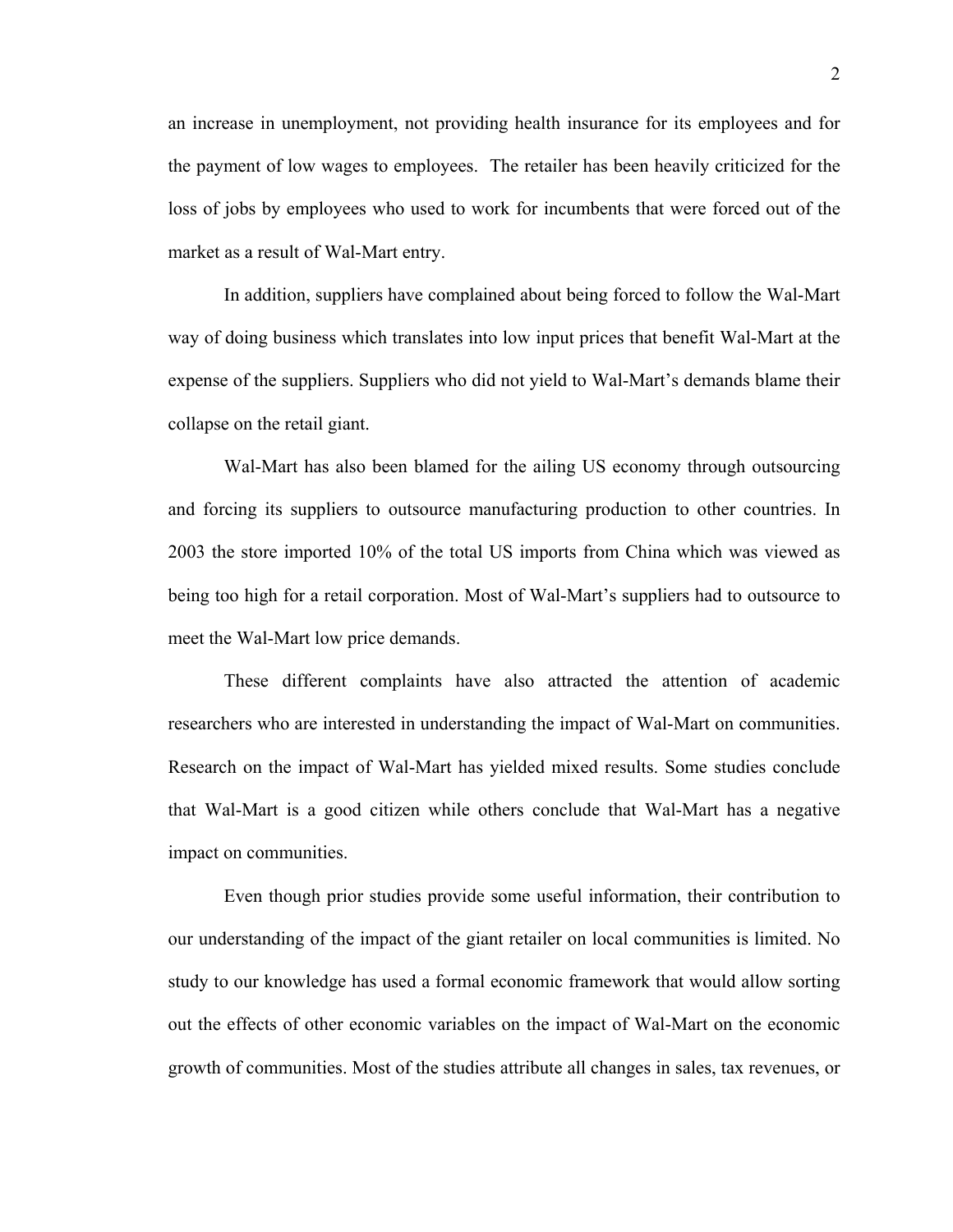an increase in unemployment, not providing health insurance for its employees and for the payment of low wages to employees.  The retailer has been heavily criticized for the loss of jobs by employees who used to work for incumbents that were forced out of the market as a result of Wal-Mart entry.

In addition, suppliers have complained about being forced to follow the Wal-Mart way of doing business which translates into low input prices that benefit Wal-Mart at the expense of the suppliers. Suppliers who did not yield to Wal-Mart's demands blame their collapse on the retail giant.

Wal-Mart has also been blamed for the ailing US economy through outsourcing and forcing its suppliers to outsource manufacturing production to other countries. In 2003 the store imported 10% of the total US imports from China which was viewed as being too high for a retail corporation. Most of Wal-Mart's suppliers had to outsource to meet the Wal-Mart low price demands.

These different complaints have also attracted the attention of academic researchers who are interested in understanding the impact of Wal-Mart on communities. Research on the impact of Wal-Mart has yielded mixed results. Some studies conclude that Wal-Mart is a good citizen while others conclude that Wal-Mart has a negative impact on communities.

Even though prior studies provide some useful information, their contribution to our understanding of the impact of the giant retailer on local communities is limited. No study to our knowledge has used a formal economic framework that would allow sorting out the effects of other economic variables on the impact of Wal-Mart on the economic growth of communities. Most of the studies attribute all changes in sales, tax revenues, or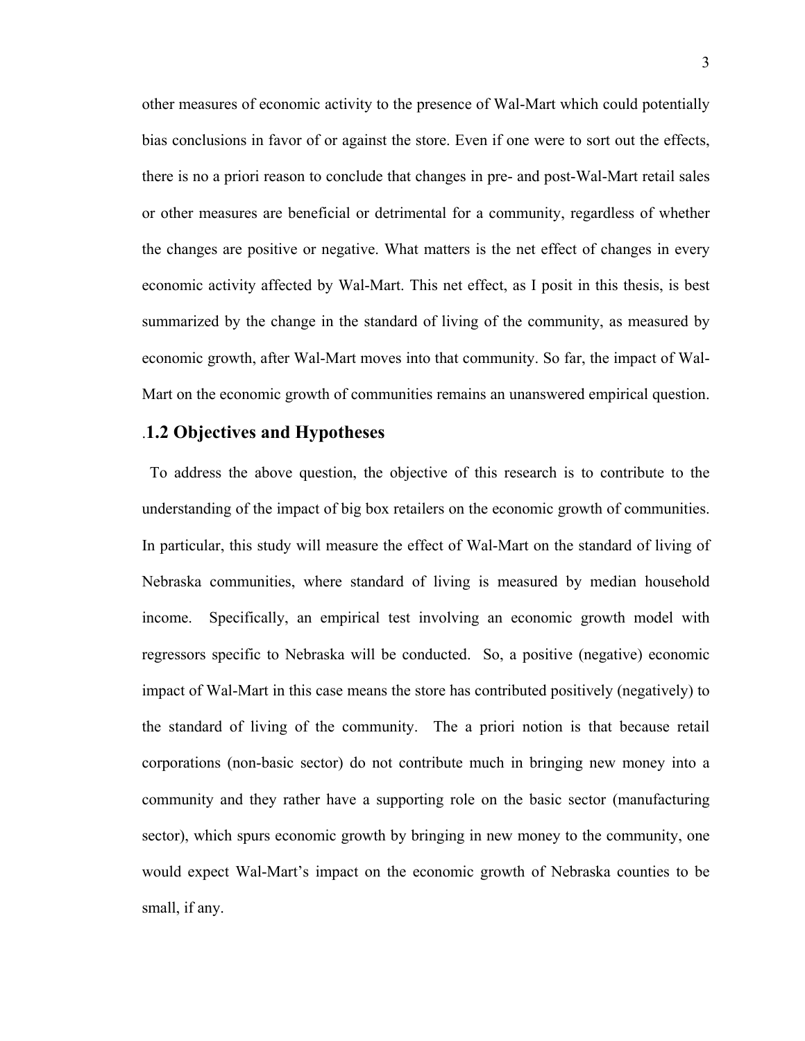other measures of economic activity to the presence of Wal-Mart which could potentially bias conclusions in favor of or against the store. Even if one were to sort out the effects, there is no a priori reason to conclude that changes in pre- and post-Wal-Mart retail sales or other measures are beneficial or detrimental for a community, regardless of whether the changes are positive or negative. What matters is the net effect of changes in every economic activity affected by Wal-Mart. This net effect, as I posit in this thesis, is best summarized by the change in the standard of living of the community, as measured by economic growth, after Wal-Mart moves into that community. So far, the impact of Wal-Mart on the economic growth of communities remains an unanswered empirical question.

## .1.2 Objectives and Hypotheses

To address the above question, the objective of this research is to contribute to the understanding of the impact of big box retailers on the economic growth of communities. In particular, this study will measure the effect of Wal-Mart on the standard of living of Nebraska communities, where standard of living is measured by median household income. Specifically, an empirical test involving an economic growth model with regressors specific to Nebraska will be conducted. So, a positive (negative) economic impact of Wal-Mart in this case means the store has contributed positively (negatively) to the standard of living of the community. The a priori notion is that because retail corporations (non-basic sector) do not contribute much in bringing new money into a community and they rather have a supporting role on the basic sector (manufacturing sector), which spurs economic growth by bringing in new money to the community, one would expect Wal-Mart's impact on the economic growth of Nebraska counties to be small, if any.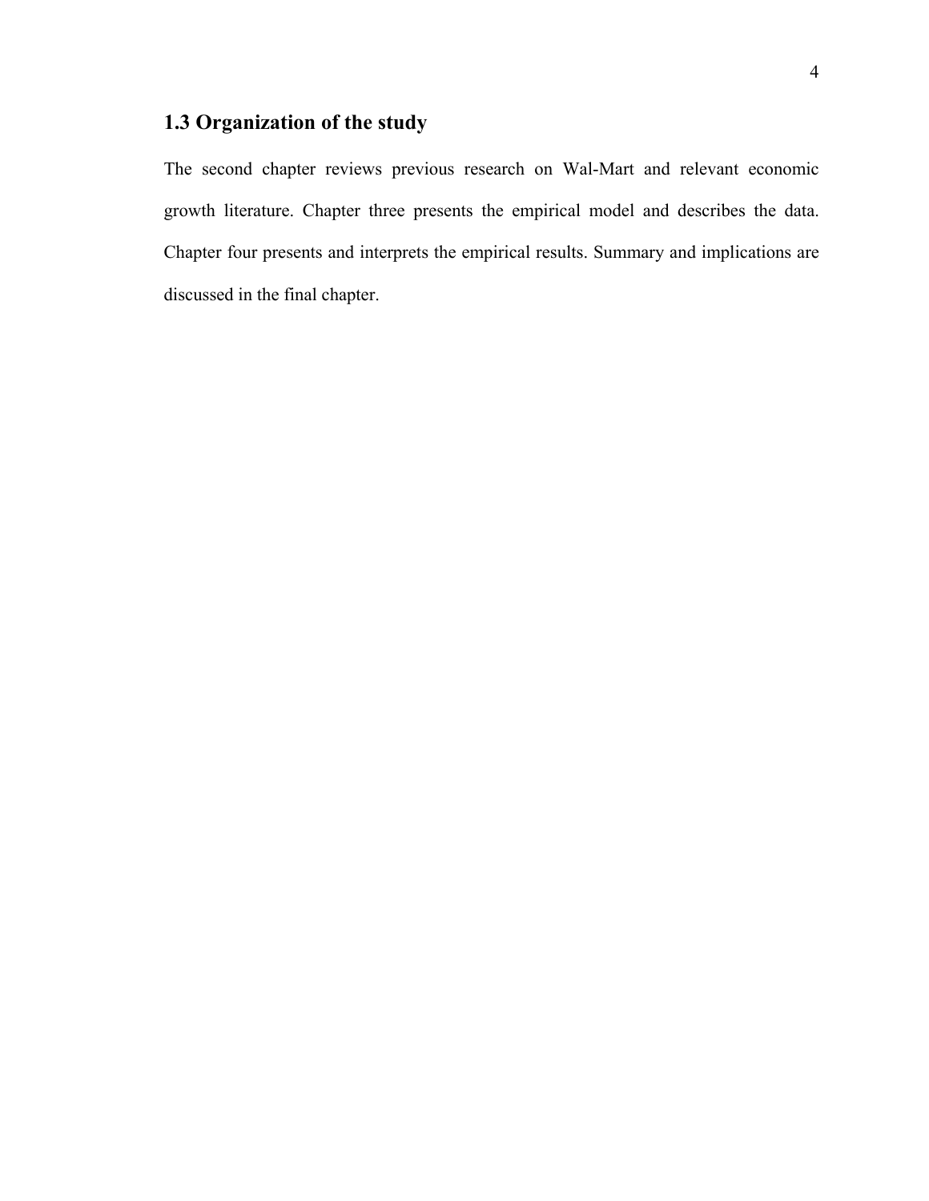## 1.3 Organization of the study

The second chapter reviews previous research on Wal-Mart and relevant economic growth literature. Chapter three presents the empirical model and describes the data. Chapter four presents and interprets the empirical results. Summary and implications are discussed in the final chapter.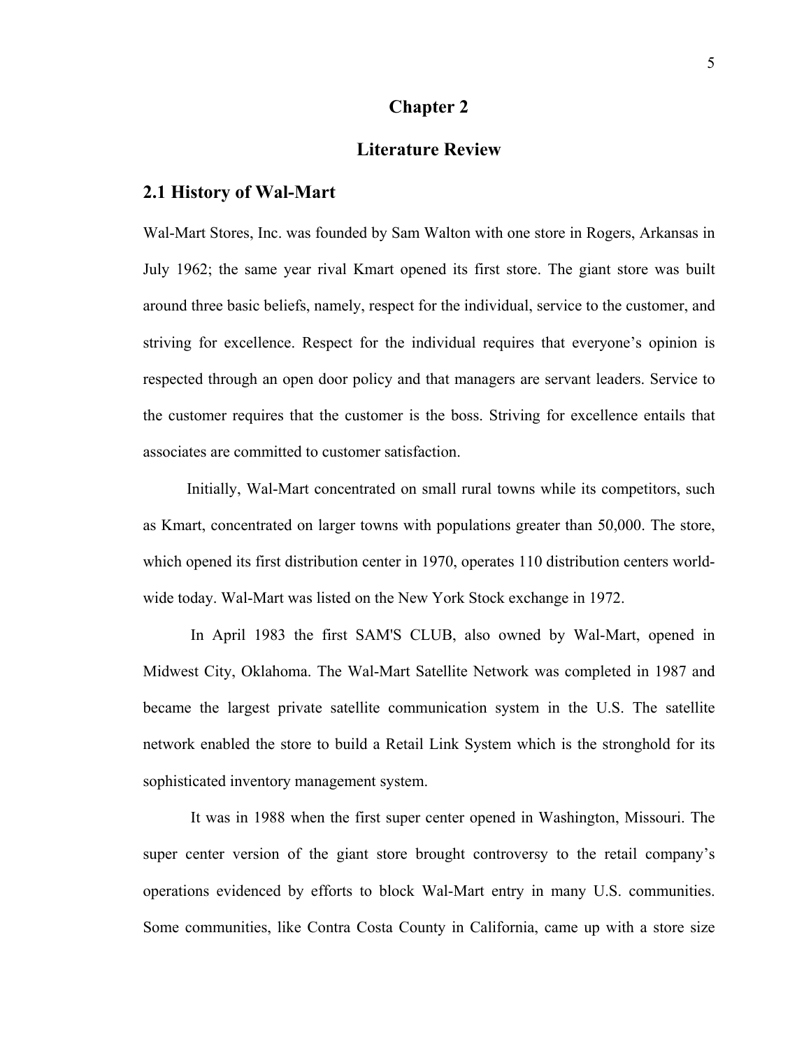# Chapter 2

# Literature Review

## 2.1 History of Wal-Mart

Wal-Mart Stores, Inc. was founded by Sam Walton with one store in Rogers, Arkansas in July 1962; the same year rival Kmart opened its first store. The giant store was built around three basic beliefs, namely, respect for the individual, service to the customer, and striving for excellence. Respect for the individual requires that everyone's opinion is respected through an open door policy and that managers are servant leaders. Service to the customer requires that the customer is the boss. Striving for excellence entails that associates are committed to customer satisfaction.

Initially, Wal-Mart concentrated on small rural towns while its competitors, such as Kmart, concentrated on larger towns with populations greater than 50,000. The store, which opened its first distribution center in 1970, operates 110 distribution centers world-wide today. Wal-Mart was listed on the New York Stock exchange in 1972.

In April 1983 the first SAM'S CLUB, also owned by Wal-Mart, opened in Midwest City, Oklahoma. The Wal-Mart Satellite Network was completed in 1987 and became the largest private satellite communication system in the U.S. The satellite network enabled the store to build a Retail Link System which is the stronghold for its sophisticated inventory management system.

It was in 1988 when the first super center opened in Washington, Missouri. The super center version of the giant store brought controversy to the retail company's operations evidenced by efforts to block Wal-Mart entry in many U.S. communities. Some communities, like Contra Costa County in California, came up with a store size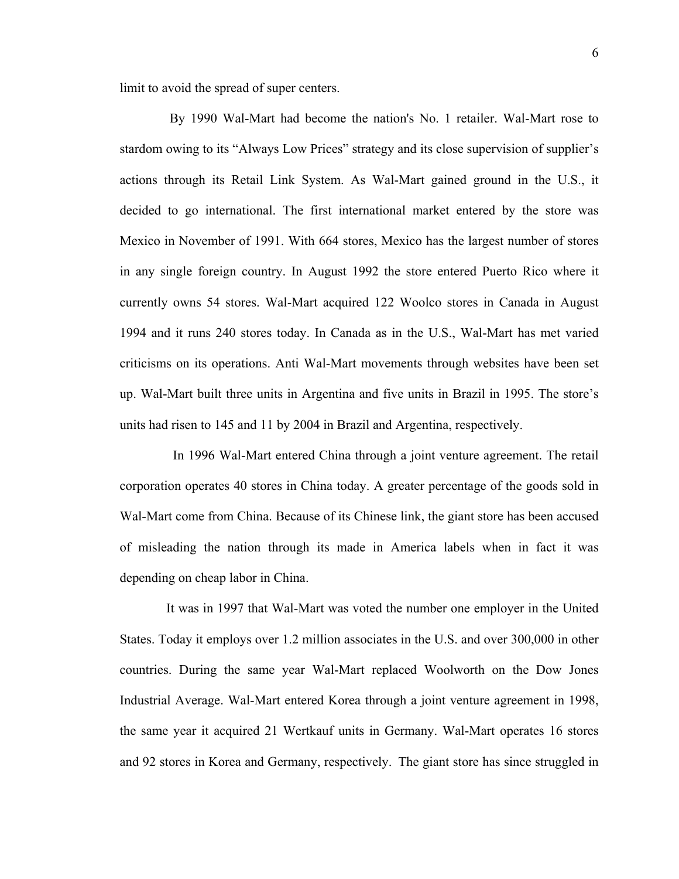limit to avoid the spread of super centers.

By 1990 Wal-Mart had become the nation's No. 1 retailer. Wal-Mart rose to stardom owing to its “Always Low Prices” strategy and its close supervision of supplier’s actions through its Retail Link System. As Wal-Mart gained ground in the U.S., it decided to go international. The first international market entered by the store was Mexico in November of 1991. With 664 stores, Mexico has the largest number of stores in any single foreign country. In August 1992 the store entered Puerto Rico where it currently owns 54 stores. Wal-Mart acquired 122 Woolco stores in Canada in August 1994 and it runs 240 stores today. In Canada as in the U.S., Wal-Mart has met varied criticisms on its operations. Anti Wal-Mart movements through websites have been set up. Wal-Mart built three units in Argentina and five units in Brazil in 1995. The store’s units had risen to 145 and 11 by 2004 in Brazil and Argentina, respectively.

In 1996 Wal-Mart entered China through a joint venture agreement. The retail corporation operates 40 stores in China today. A greater percentage of the goods sold in Wal-Mart come from China. Because of its Chinese link, the giant store has been accused of misleading the nation through its made in America labels when in fact it was depending on cheap labor in China.

It was in 1997 that Wal-Mart was voted the number one employer in the United States. Today it employs over 1.2 million associates in the U.S. and over 300,000 in other countries. During the same year Wal-Mart replaced Woolworth on the Dow Jones Industrial Average. Wal-Mart entered Korea through a joint venture agreement in 1998, the same year it acquired 21 Wertkauf units in Germany. Wal-Mart operates 16 stores and 92 stores in Korea and Germany, respectively. The giant store has since struggled in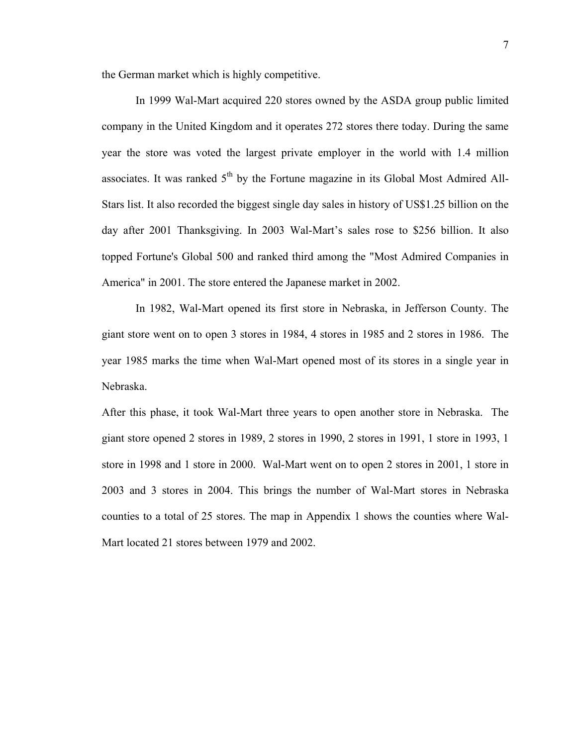the German market which is highly competitive.

In 1999 Wal-Mart acquired 220 stores owned by the ASDA group public limited company in the United Kingdom and it operates 272 stores there today. During the same year the store was voted the largest private employer in the world with 1.4 million associates. It was ranked 5th by the Fortune magazine in its Global Most Admired All-Stars list. It also recorded the biggest single day sales in history of US$1.25 billion on the day after 2001 Thanksgiving. In 2003 Wal-Mart's sales rose to $256 billion. It also topped Fortune's Global 500 and ranked third among the "Most Admired Companies in America" in 2001. The store entered the Japanese market in 2002.

In 1982, Wal-Mart opened its first store in Nebraska, in Jefferson County. The giant store went on to open 3 stores in 1984, 4 stores in 1985 and 2 stores in 1986. The year 1985 marks the time when Wal-Mart opened most of its stores in a single year in Nebraska.

After this phase, it took Wal-Mart three years to open another store in Nebraska. The giant store opened 2 stores in 1989, 2 stores in 1990, 2 stores in 1991, 1 store in 1993, 1 store in 1998 and 1 store in 2000. Wal-Mart went on to open 2 stores in 2001, 1 store in 2003 and 3 stores in 2004. This brings the number of Wal-Mart stores in Nebraska counties to a total of 25 stores. The map in Appendix 1 shows the counties where Wal-Mart located 21 stores between 1979 and 2002.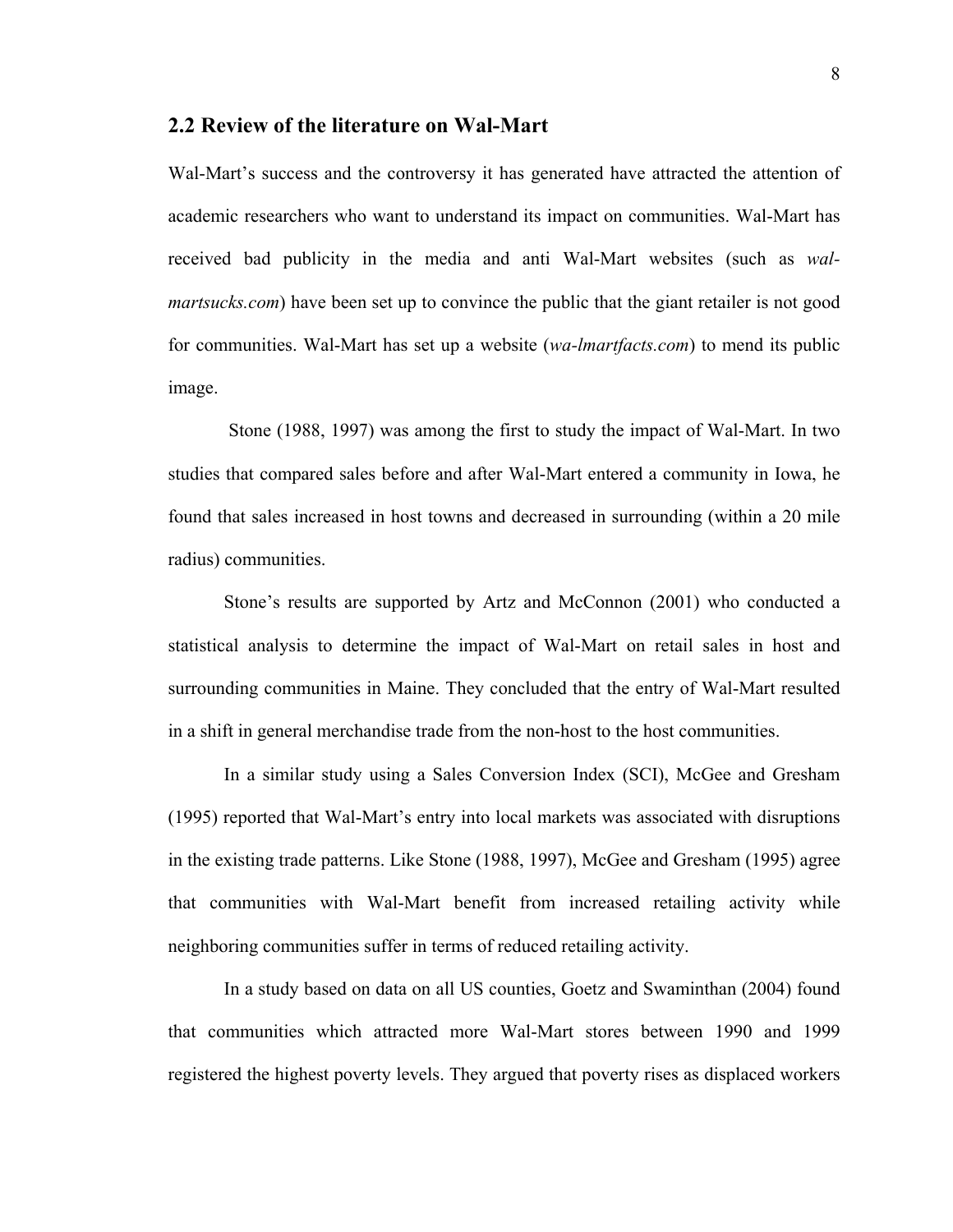## 2.2 Review of the literature on Wal-Mart

Wal-Mart's success and the controversy it has generated have attracted the attention of academic researchers who want to understand its impact on communities. Wal-Mart has received bad publicity in the media and anti Wal-Mart websites (such as *wal-martsucks.com*) have been set up to convince the public that the giant retailer is not good for communities. Wal-Mart has set up a website (*wa-lmartfacts.com*) to mend its public image.

Stone (1988, 1997) was among the first to study the impact of Wal-Mart. In two studies that compared sales before and after Wal-Mart entered a community in Iowa, he found that sales increased in host towns and decreased in surrounding (within a 20 mile radius) communities.

Stone's results are supported by Artz and McConnon (2001) who conducted a statistical analysis to determine the impact of Wal-Mart on retail sales in host and surrounding communities in Maine. They concluded that the entry of Wal-Mart resulted in a shift in general merchandise trade from the non-host to the host communities.

In a similar study using a Sales Conversion Index (SCI), McGee and Gresham (1995) reported that Wal-Mart's entry into local markets was associated with disruptions in the existing trade patterns. Like Stone (1988, 1997), McGee and Gresham (1995) agree that communities with Wal-Mart benefit from increased retailing activity while neighboring communities suffer in terms of reduced retailing activity.

In a study based on data on all US counties, Goetz and Swaminthan (2004) found that communities which attracted more Wal-Mart stores between 1990 and 1999 registered the highest poverty levels. They argued that poverty rises as displaced workers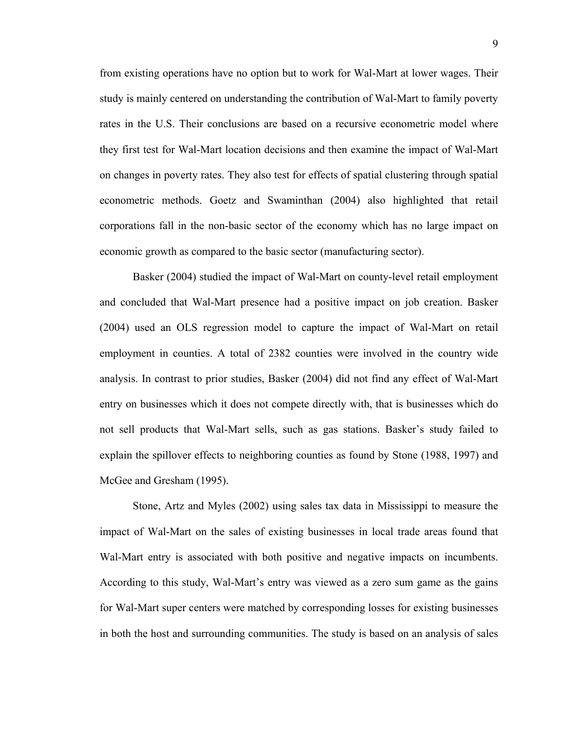from existing operations have no option but to work for Wal-Mart at lower wages. Their study is mainly centered on understanding the contribution of Wal-Mart to family poverty rates in the U.S. Their conclusions are based on a recursive econometric model where they first test for Wal-Mart location decisions and then examine the impact of Wal-Mart on changes in poverty rates. They also test for effects of spatial clustering through spatial econometric methods. Goetz and Swaminthan (2004) also highlighted that retail corporations fall in the non-basic sector of the economy which has no large impact on economic growth as compared to the basic sector (manufacturing sector).

Basker (2004) studied the impact of Wal-Mart on county-level retail employment and concluded that Wal-Mart presence had a positive impact on job creation. Basker (2004) used an OLS regression model to capture the impact of Wal-Mart on retail employment in counties. A total of 2382 counties were involved in the country wide analysis. In contrast to prior studies, Basker (2004) did not find any effect of Wal-Mart entry on businesses which it does not compete directly with, that is businesses which do not sell products that Wal-Mart sells, such as gas stations. Basker's study failed to explain the spillover effects to neighboring counties as found by Stone (1988, 1997) and McGee and Gresham (1995).

Stone, Artz and Myles (2002) using sales tax data in Mississippi to measure the impact of Wal-Mart on the sales of existing businesses in local trade areas found that Wal-Mart entry is associated with both positive and negative impacts on incumbents. According to this study, Wal-Mart's entry was viewed as a zero sum game as the gains for Wal-Mart super centers were matched by corresponding losses for existing businesses in both the host and surrounding communities. The study is based on an analysis of sales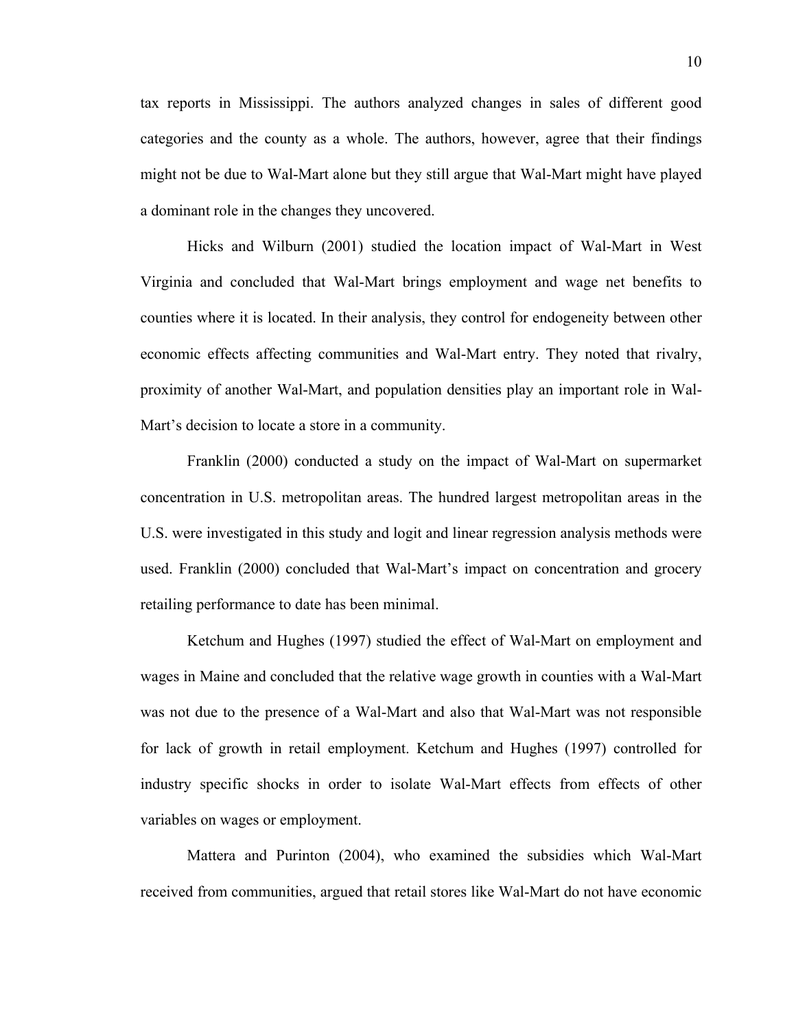tax reports in Mississippi. The authors analyzed changes in sales of different good categories and the county as a whole. The authors, however, agree that their findings might not be due to Wal-Mart alone but they still argue that Wal-Mart might have played a dominant role in the changes they uncovered.

Hicks and Wilburn (2001) studied the location impact of Wal-Mart in West Virginia and concluded that Wal-Mart brings employment and wage net benefits to counties where it is located. In their analysis, they control for endogeneity between other economic effects affecting communities and Wal-Mart entry. They noted that rivalry, proximity of another Wal-Mart, and population densities play an important role in Wal-Mart's decision to locate a store in a community.

Franklin (2000) conducted a study on the impact of Wal-Mart on supermarket concentration in U.S. metropolitan areas. The hundred largest metropolitan areas in the U.S. were investigated in this study and logit and linear regression analysis methods were used. Franklin (2000) concluded that Wal-Mart's impact on concentration and grocery retailing performance to date has been minimal.

Ketchum and Hughes (1997) studied the effect of Wal-Mart on employment and wages in Maine and concluded that the relative wage growth in counties with a Wal-Mart was not due to the presence of a Wal-Mart and also that Wal-Mart was not responsible for lack of growth in retail employment. Ketchum and Hughes (1997) controlled for industry specific shocks in order to isolate Wal-Mart effects from effects of other variables on wages or employment.

Mattera and Purinton (2004), who examined the subsidies which Wal-Mart received from communities, argued that retail stores like Wal-Mart do not have economic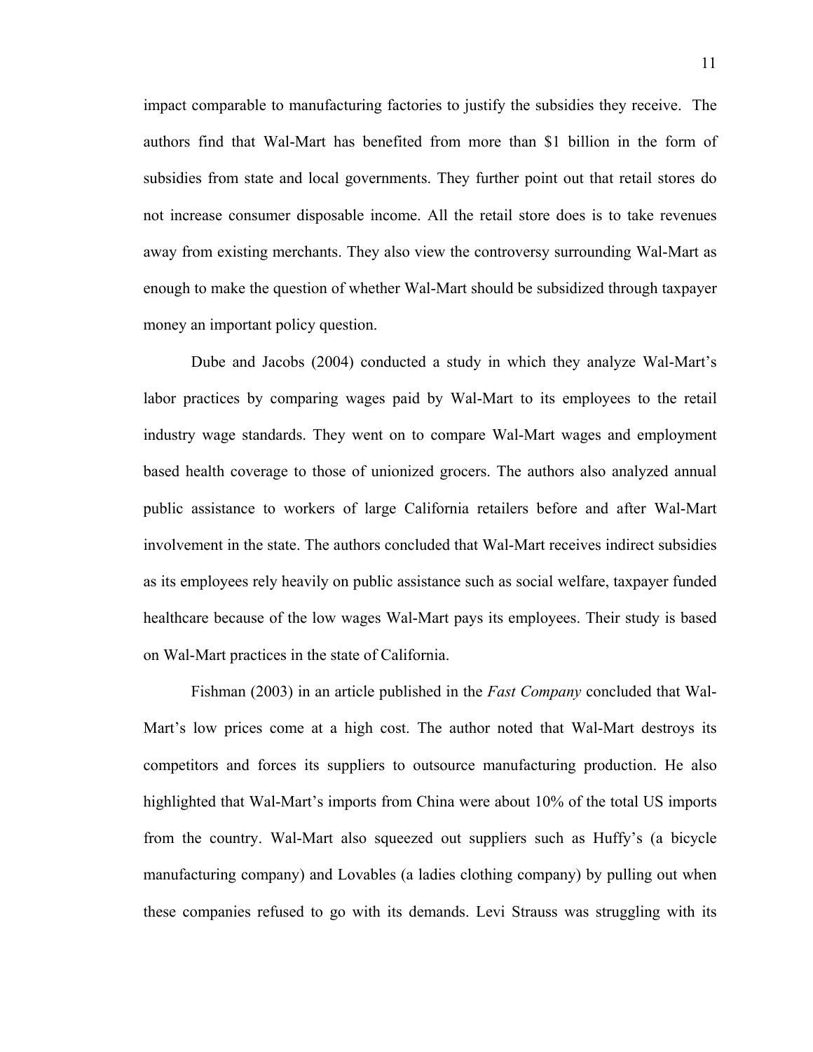impact comparable to manufacturing factories to justify the subsidies they receive. The authors find that Wal-Mart has benefited from more than $1 billion in the form of subsidies from state and local governments. They further point out that retail stores do not increase consumer disposable income. All the retail store does is to take revenues away from existing merchants. They also view the controversy surrounding Wal-Mart as enough to make the question of whether Wal-Mart should be subsidized through taxpayer money an important policy question.

Dube and Jacobs (2004) conducted a study in which they analyze Wal-Mart's labor practices by comparing wages paid by Wal-Mart to its employees to the retail industry wage standards. They went on to compare Wal-Mart wages and employment based health coverage to those of unionized grocers. The authors also analyzed annual public assistance to workers of large California retailers before and after Wal-Mart involvement in the state. The authors concluded that Wal-Mart receives indirect subsidies as its employees rely heavily on public assistance such as social welfare, taxpayer funded healthcare because of the low wages Wal-Mart pays its employees. Their study is based on Wal-Mart practices in the state of California.

Fishman (2003) in an article published in the *Fast Company* concluded that Wal-Mart's low prices come at a high cost. The author noted that Wal-Mart destroys its competitors and forces its suppliers to outsource manufacturing production. He also highlighted that Wal-Mart's imports from China were about 10% of the total US imports from the country. Wal-Mart also squeezed out suppliers such as Huffy's (a bicycle manufacturing company) and Lovables (a ladies clothing company) by pulling out when these companies refused to go with its demands. Levi Strauss was struggling with its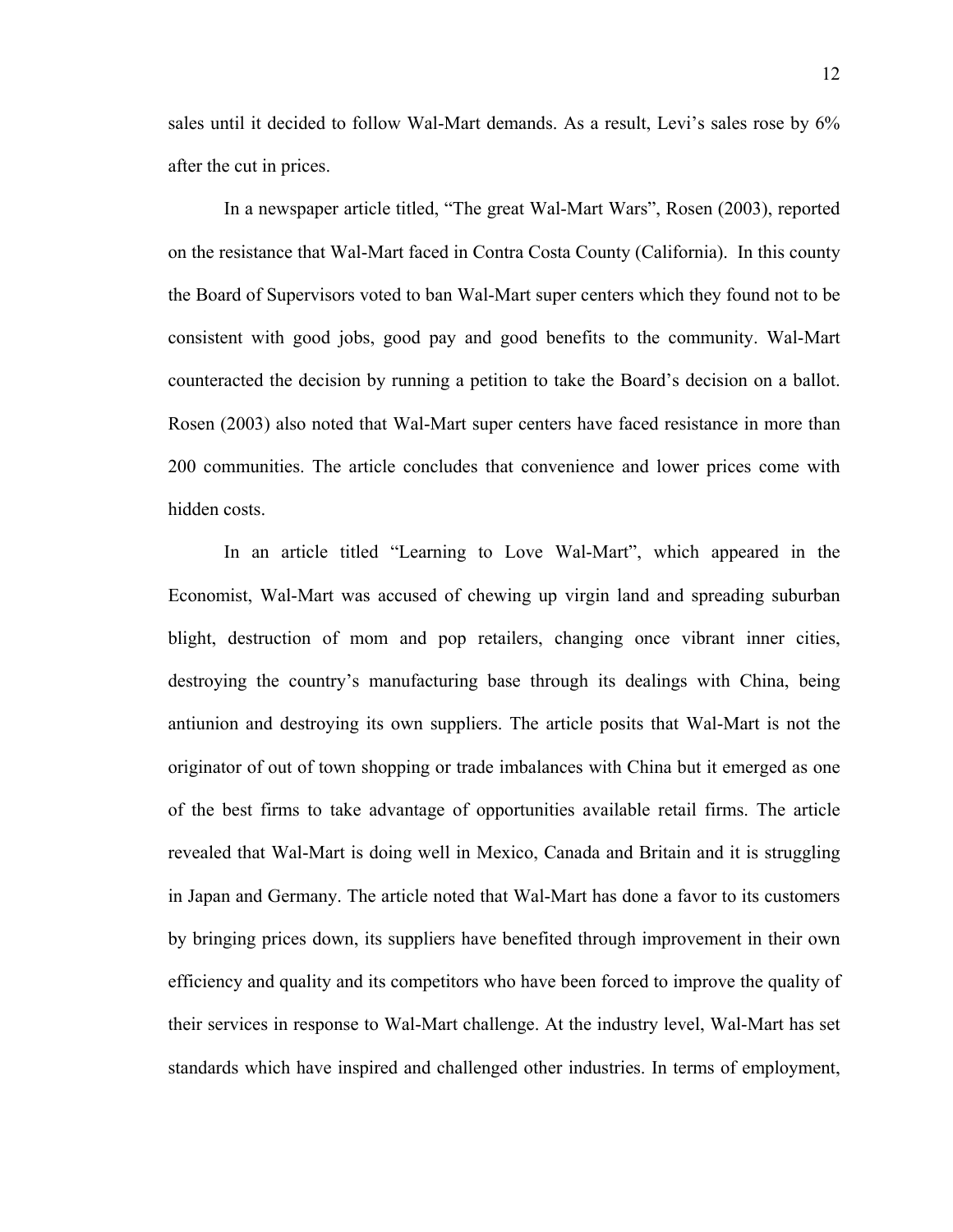sales until it decided to follow Wal-Mart demands. As a result, Levi's sales rose by 6% after the cut in prices.

In a newspaper article titled, "The great Wal-Mart Wars", Rosen (2003), reported on the resistance that Wal-Mart faced in Contra Costa County (California). In this county the Board of Supervisors voted to ban Wal-Mart super centers which they found not to be consistent with good jobs, good pay and good benefits to the community. Wal-Mart counteracted the decision by running a petition to take the Board's decision on a ballot. Rosen (2003) also noted that Wal-Mart super centers have faced resistance in more than 200 communities. The article concludes that convenience and lower prices come with hidden costs.

In an article titled "Learning to Love Wal-Mart", which appeared in the Economist, Wal-Mart was accused of chewing up virgin land and spreading suburban blight, destruction of mom and pop retailers, changing once vibrant inner cities, destroying the country's manufacturing base through its dealings with China, being antiunion and destroying its own suppliers. The article posits that Wal-Mart is not the originator of out of town shopping or trade imbalances with China but it emerged as one of the best firms to take advantage of opportunities available retail firms. The article revealed that Wal-Mart is doing well in Mexico, Canada and Britain and it is struggling in Japan and Germany. The article noted that Wal-Mart has done a favor to its customers by bringing prices down, its suppliers have benefited through improvement in their own efficiency and quality and its competitors who have been forced to improve the quality of their services in response to Wal-Mart challenge. At the industry level, Wal-Mart has set standards which have inspired and challenged other industries. In terms of employment,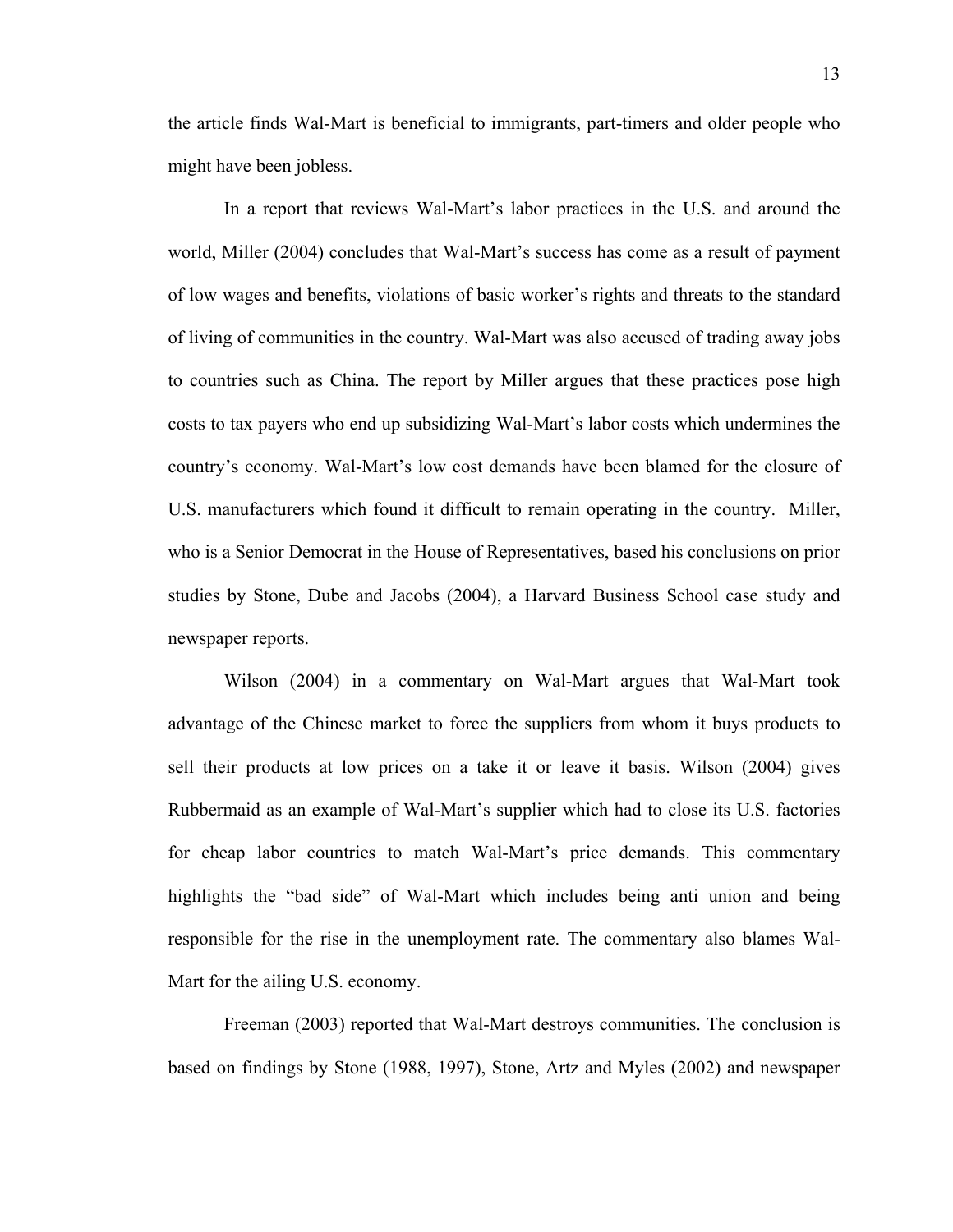the article finds Wal-Mart is beneficial to immigrants, part-timers and older people who might have been jobless.

In a report that reviews Wal-Mart's labor practices in the U.S. and around the world, Miller (2004) concludes that Wal-Mart's success has come as a result of payment of low wages and benefits, violations of basic worker's rights and threats to the standard of living of communities in the country. Wal-Mart was also accused of trading away jobs to countries such as China. The report by Miller argues that these practices pose high costs to tax payers who end up subsidizing Wal-Mart's labor costs which undermines the country's economy. Wal-Mart's low cost demands have been blamed for the closure of U.S. manufacturers which found it difficult to remain operating in the country. Miller, who is a Senior Democrat in the House of Representatives, based his conclusions on prior studies by Stone, Dube and Jacobs (2004), a Harvard Business School case study and newspaper reports.

Wilson (2004) in a commentary on Wal-Mart argues that Wal-Mart took advantage of the Chinese market to force the suppliers from whom it buys products to sell their products at low prices on a take it or leave it basis. Wilson (2004) gives Rubbermaid as an example of Wal-Mart's supplier which had to close its U.S. factories for cheap labor countries to match Wal-Mart's price demands. This commentary highlights the "bad side" of Wal-Mart which includes being anti union and being responsible for the rise in the unemployment rate. The commentary also blames Wal-Mart for the ailing U.S. economy.

Freeman (2003) reported that Wal-Mart destroys communities. The conclusion is based on findings by Stone (1988, 1997), Stone, Artz and Myles (2002) and newspaper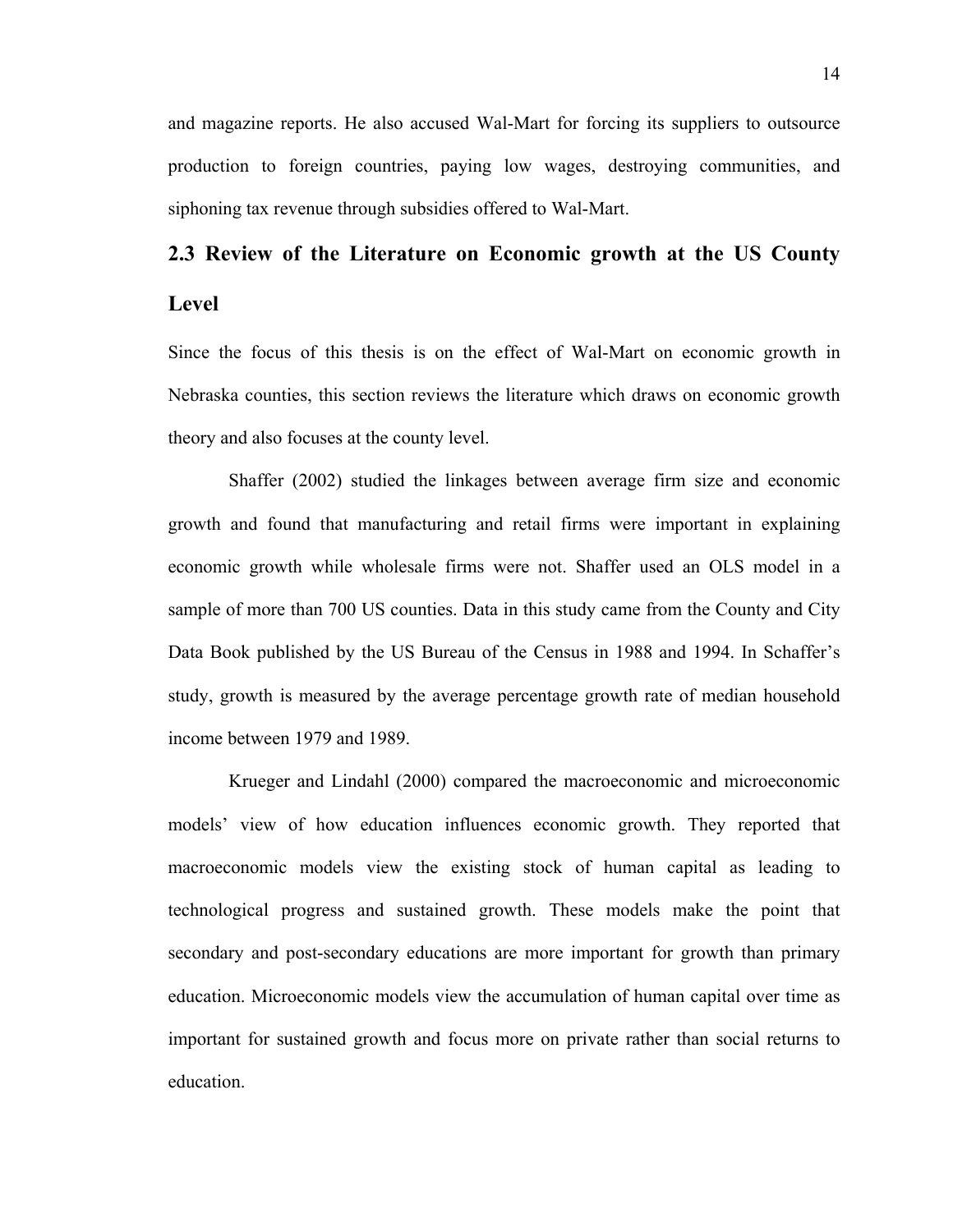and magazine reports. He also accused Wal-Mart for forcing its suppliers to outsource production to foreign countries, paying low wages, destroying communities, and siphoning tax revenue through subsidies offered to Wal-Mart.

## 2.3 Review of the Literature on Economic growth at the US County Level

Since the focus of this thesis is on the effect of Wal-Mart on economic growth in Nebraska counties, this section reviews the literature which draws on economic growth theory and also focuses at the county level.

Shaffer (2002) studied the linkages between average firm size and economic growth and found that manufacturing and retail firms were important in explaining economic growth while wholesale firms were not. Shaffer used an OLS model in a sample of more than 700 US counties. Data in this study came from the County and City Data Book published by the US Bureau of the Census in 1988 and 1994. In Schaffer's study, growth is measured by the average percentage growth rate of median household income between 1979 and 1989.

Krueger and Lindahl (2000) compared the macroeconomic and microeconomic models' view of how education influences economic growth. They reported that macroeconomic models view the existing stock of human capital as leading to technological progress and sustained growth. These models make the point that secondary and post-secondary educations are more important for growth than primary education. Microeconomic models view the accumulation of human capital over time as important for sustained growth and focus more on private rather than social returns to education.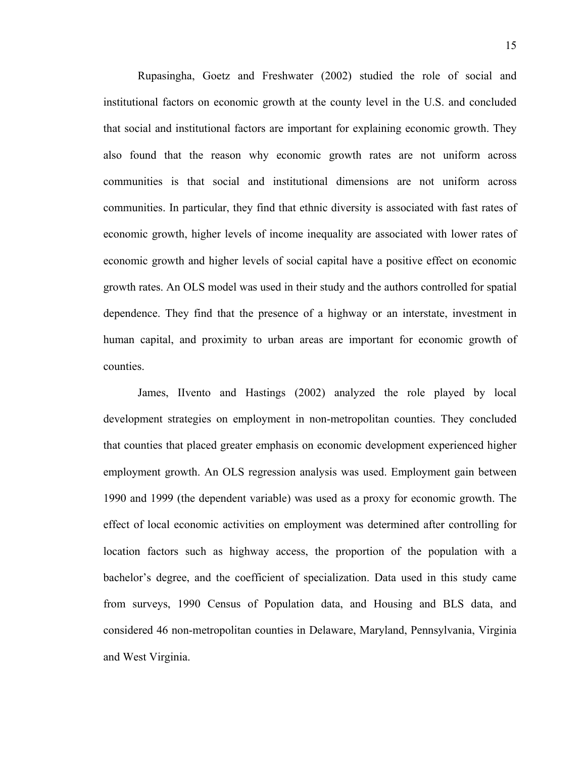Rupasingha, Goetz and Freshwater (2002) studied the role of social and institutional factors on economic growth at the county level in the U.S. and concluded that social and institutional factors are important for explaining economic growth. They also found that the reason why economic growth rates are not uniform across communities is that social and institutional dimensions are not uniform across communities. In particular, they find that ethnic diversity is associated with fast rates of economic growth, higher levels of income inequality are associated with lower rates of economic growth and higher levels of social capital have a positive effect on economic growth rates. An OLS model was used in their study and the authors controlled for spatial dependence. They find that the presence of a highway or an interstate, investment in human capital, and proximity to urban areas are important for economic growth of counties.

James, IIvento and Hastings (2002) analyzed the role played by local development strategies on employment in non-metropolitan counties. They concluded that counties that placed greater emphasis on economic development experienced higher employment growth. An OLS regression analysis was used. Employment gain between 1990 and 1999 (the dependent variable) was used as a proxy for economic growth. The effect of local economic activities on employment was determined after controlling for location factors such as highway access, the proportion of the population with a bachelor's degree, and the coefficient of specialization. Data used in this study came from surveys, 1990 Census of Population data, and Housing and BLS data, and considered 46 non-metropolitan counties in Delaware, Maryland, Pennsylvania, Virginia and West Virginia.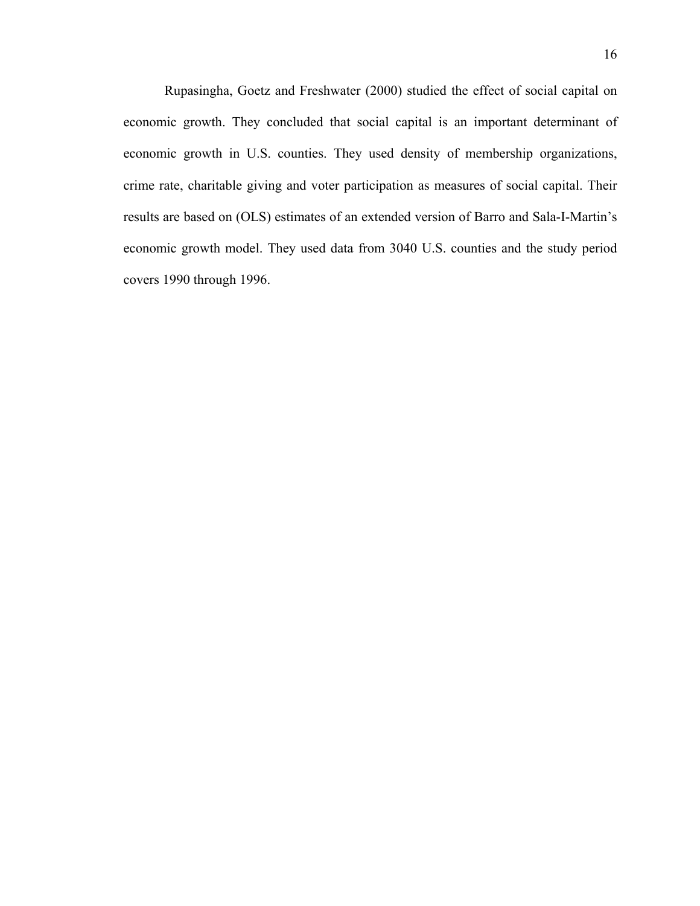Rupasingha, Goetz and Freshwater (2000) studied the effect of social capital on economic growth. They concluded that social capital is an important determinant of economic growth in U.S. counties. They used density of membership organizations, crime rate, charitable giving and voter participation as measures of social capital. Their results are based on (OLS) estimates of an extended version of Barro and Sala-I-Martin's economic growth model. They used data from 3040 U.S. counties and the study period covers 1990 through 1996.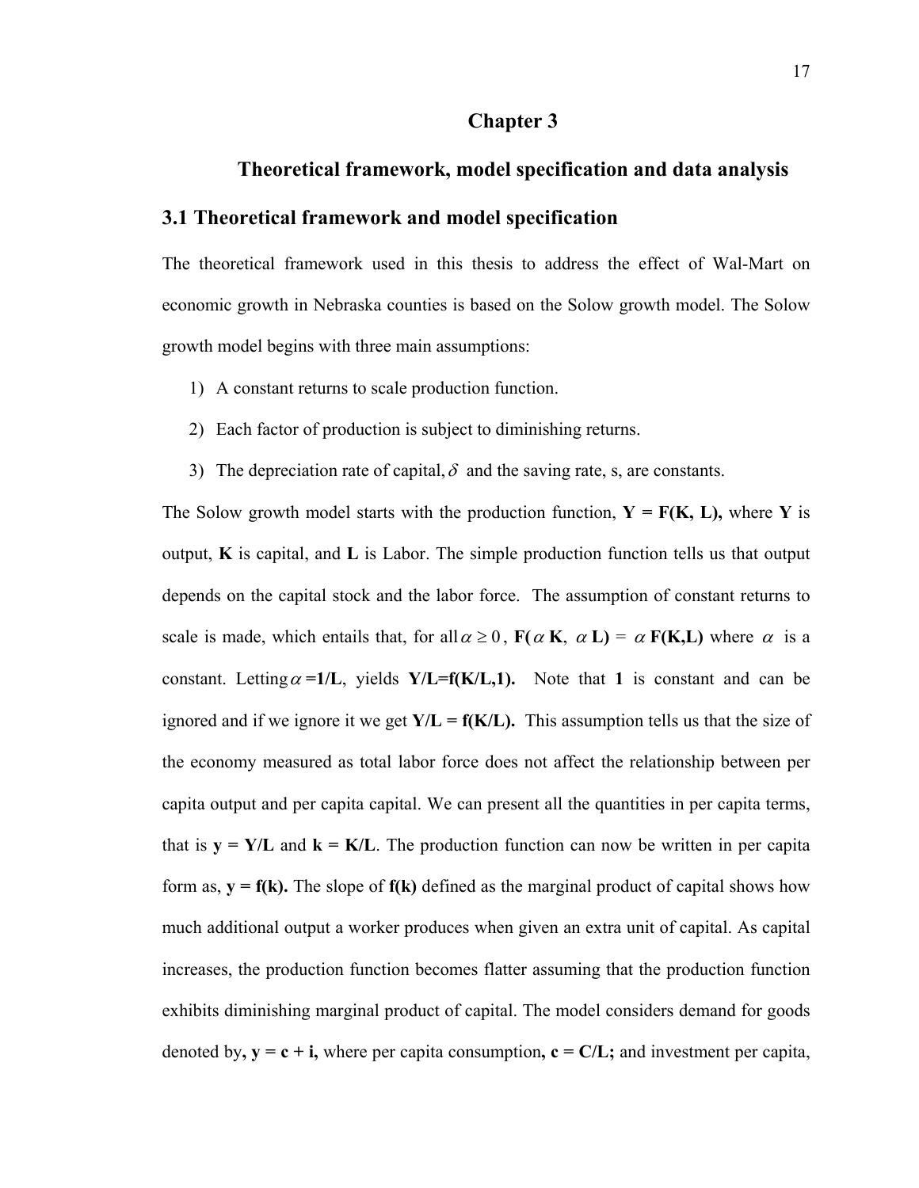# Chapter 3

## Theoretical framework, model specification and data analysis

### 3.1 Theoretical framework and model specification

The theoretical framework used in this thesis to address the effect of Wal-Mart on economic growth in Nebraska counties is based on the Solow growth model. The Solow growth model begins with three main assumptions:

1) A constant returns to scale production function.
2) Each factor of production is subject to diminishing returns.
3) The depreciation rate of capital, $\delta$ and the saving rate, s, are constants.

The Solow growth model starts with the production function, $\mathbf{Y = F(K, L)}$, where **Y** is output, **K** is capital, and **L** is Labor. The simple production function tells us that output depends on the capital stock and the labor force. The assumption of constant returns to scale is made, which entails that, for all $\alpha \geq 0$, $\mathbf{F(\alpha K, \ \alpha L) = \alpha F(K,L)}$ where $\alpha$ is a constant. Letting $\alpha$ **=1/L**, yields $\mathbf{Y/L=f(K/L,1)}$. Note that **1** is constant and can be ignored and if we ignore it we get $\mathbf{Y/L = f(K/L)}$. This assumption tells us that the size of the economy measured as total labor force does not affect the relationship between per capita output and per capita capital. We can present all the quantities in per capita terms, that is $\mathbf{y = Y/L}$ and $\mathbf{k = K/L}$. The production function can now be written in per capita form as, $\mathbf{y = f(k)}$. The slope of $\mathbf{f(k)}$ defined as the marginal product of capital shows how much additional output a worker produces when given an extra unit of capital. As capital increases, the production function becomes flatter assuming that the production function exhibits diminishing marginal product of capital. The model considers demand for goods denoted by, $\mathbf{y = c + i}$, where per capita consumption, $\mathbf{c = C/L}$; and investment per capita,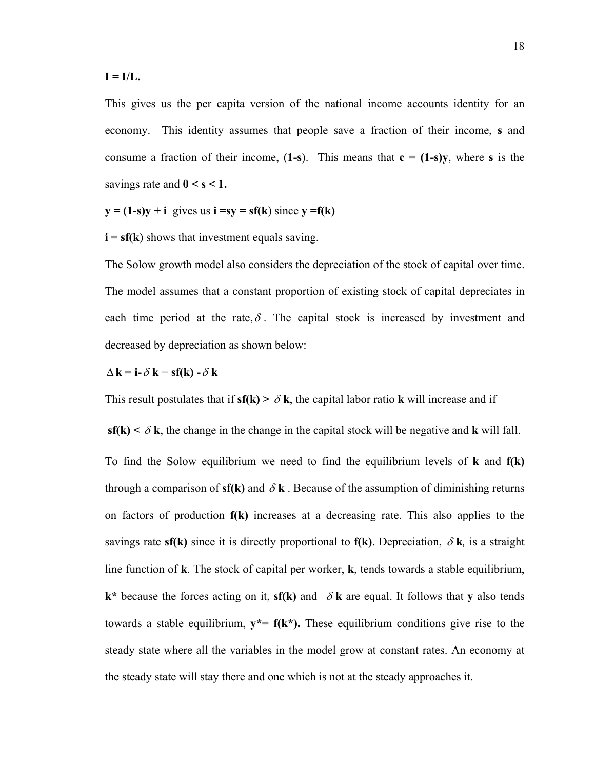**I = I/L.**

This gives us the per capita version of the national income accounts identity for an economy. This identity assumes that people save a fraction of their income, $\mathbf{s}$ and consume a fraction of their income, $(\mathbf{1-s})$. This means that $\mathbf{c = (1-s)y}$, where $\mathbf{s}$ is the savings rate and $\mathbf{0 < s < 1.}$

$\mathbf{y = (1-s)y + i}$ gives us $\mathbf{i = sy = sf(k)}$ since $\mathbf{y = f(k)}$

$\mathbf{i = sf(k)}$ shows that investment equals saving.

The Solow growth model also considers the depreciation of the stock of capital over time. The model assumes that a constant proportion of existing stock of capital depreciates in each time period at the rate, $\delta$. The capital stock is increased by investment and decreased by depreciation as shown below:

$$\Delta \mathbf{k} = \mathbf{i} - \delta \mathbf{k} = \mathbf{sf(k)} - \delta \mathbf{k}$$

This result postulates that if $\mathbf{sf(k)} > \delta \mathbf{k}$, the capital labor ratio $\mathbf{k}$ will increase and if

$\mathbf{sf(k)} < \delta \mathbf{k}$, the change in the change in the capital stock will be negative and $\mathbf{k}$ will fall.

To find the Solow equilibrium we need to find the equilibrium levels of $\mathbf{k}$ and $\mathbf{f(k)}$ through a comparison of $\mathbf{sf(k)}$ and $\delta \mathbf{k}$. Because of the assumption of diminishing returns on factors of production $\mathbf{f(k)}$ increases at a decreasing rate. This also applies to the savings rate $\mathbf{sf(k)}$ since it is directly proportional to $\mathbf{f(k)}$. Depreciation, $\delta \mathbf{k}$, is a straight line function of $\mathbf{k}$. The stock of capital per worker, $\mathbf{k}$, tends towards a stable equilibrium, $\mathbf{k^*}$ because the forces acting on it, $\mathbf{sf(k)}$ and $\delta \mathbf{k}$ are equal. It follows that $\mathbf{y}$ also tends towards a stable equilibrium, $\mathbf{y^* = f(k^*)}$. These equilibrium conditions give rise to the steady state where all the variables in the model grow at constant rates. An economy at the steady state will stay there and one which is not at the steady approaches it.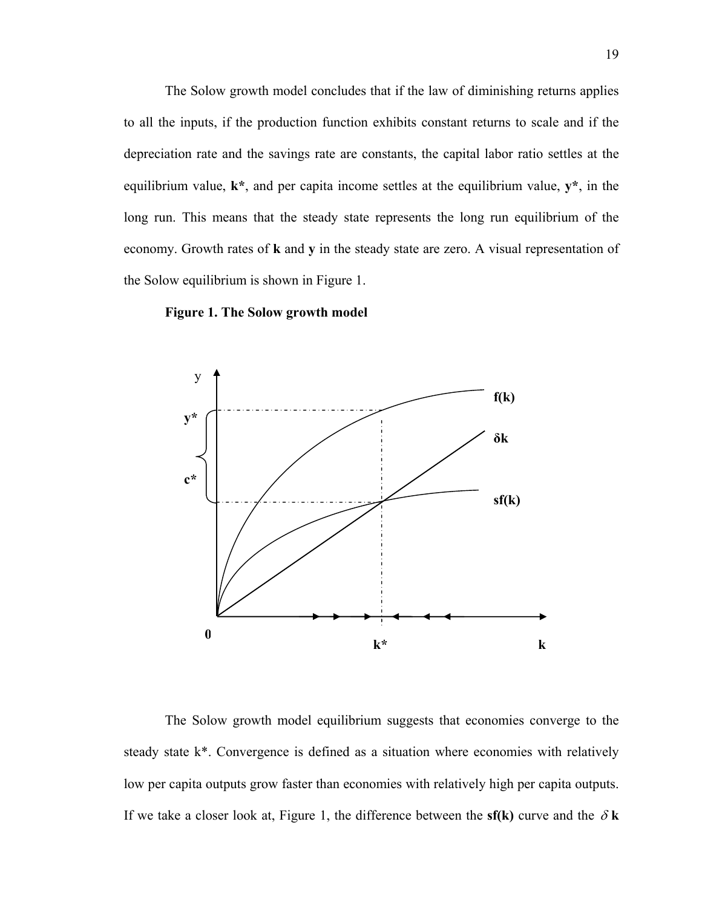The Solow growth model concludes that if the law of diminishing returns applies to all the inputs, if the production function exhibits constant returns to scale and if the depreciation rate and the savings rate are constants, the capital labor ratio settles at the equilibrium value, **k***, and per capita income settles at the equilibrium value, **y***, in the long run. This means that the steady state represents the long run equilibrium of the economy. Growth rates of **k** and **y** in the steady state are zero. A visual representation of the Solow equilibrium is shown in Figure 1.

**Figure 1. The Solow growth model**

The Solow growth model equilibrium suggests that economies converge to the steady state k*. Convergence is defined as a situation where economies with relatively low per capita outputs grow faster than economies with relatively high per capita outputs. If we take a closer look at, Figure 1, the difference between the **sf(k)** curve and the $\delta$ **k**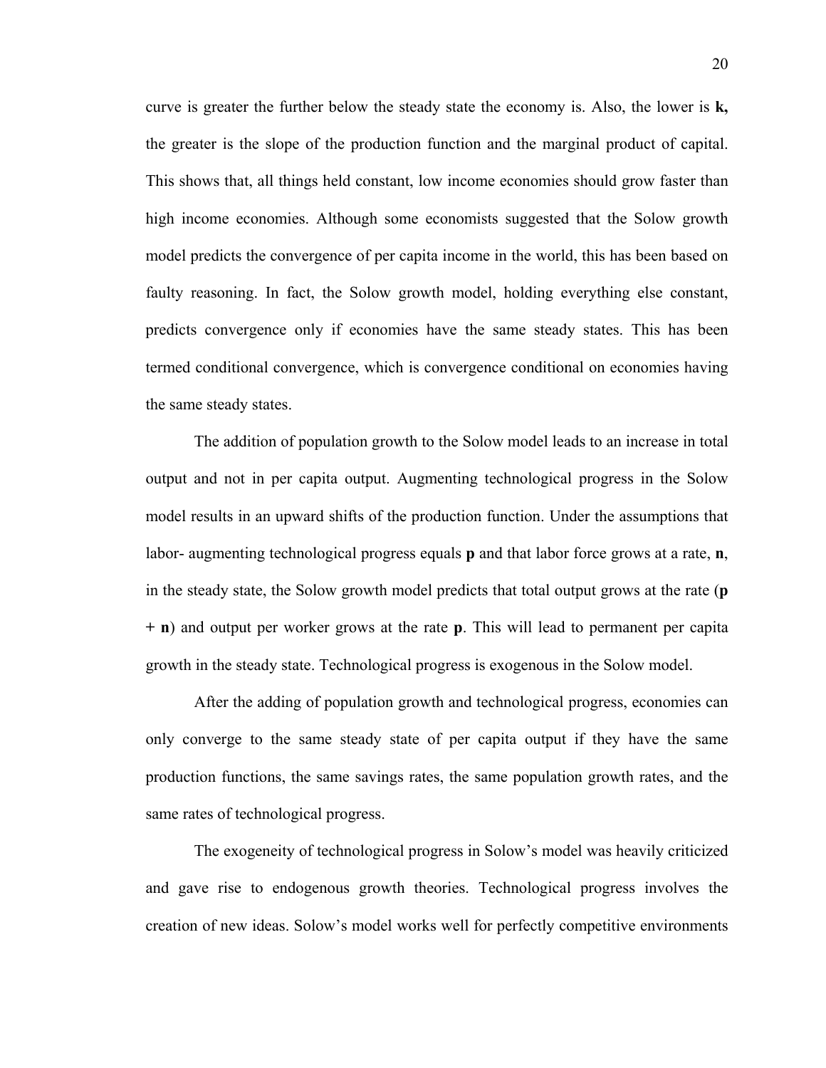curve is greater the further below the steady state the economy is. Also, the lower is **k,** the greater is the slope of the production function and the marginal product of capital. This shows that, all things held constant, low income economies should grow faster than high income economies. Although some economists suggested that the Solow growth model predicts the convergence of per capita income in the world, this has been based on faulty reasoning. In fact, the Solow growth model, holding everything else constant, predicts convergence only if economies have the same steady states. This has been termed conditional convergence, which is convergence conditional on economies having the same steady states.

The addition of population growth to the Solow model leads to an increase in total output and not in per capita output. Augmenting technological progress in the Solow model results in an upward shifts of the production function. Under the assumptions that labor- augmenting technological progress equals **p** and that labor force grows at a rate, **n**, in the steady state, the Solow growth model predicts that total output grows at the rate (**p + n**) and output per worker grows at the rate **p**. This will lead to permanent per capita growth in the steady state. Technological progress is exogenous in the Solow model.

After the adding of population growth and technological progress, economies can only converge to the same steady state of per capita output if they have the same production functions, the same savings rates, the same population growth rates, and the same rates of technological progress.

The exogeneity of technological progress in Solow's model was heavily criticized and gave rise to endogenous growth theories. Technological progress involves the creation of new ideas. Solow's model works well for perfectly competitive environments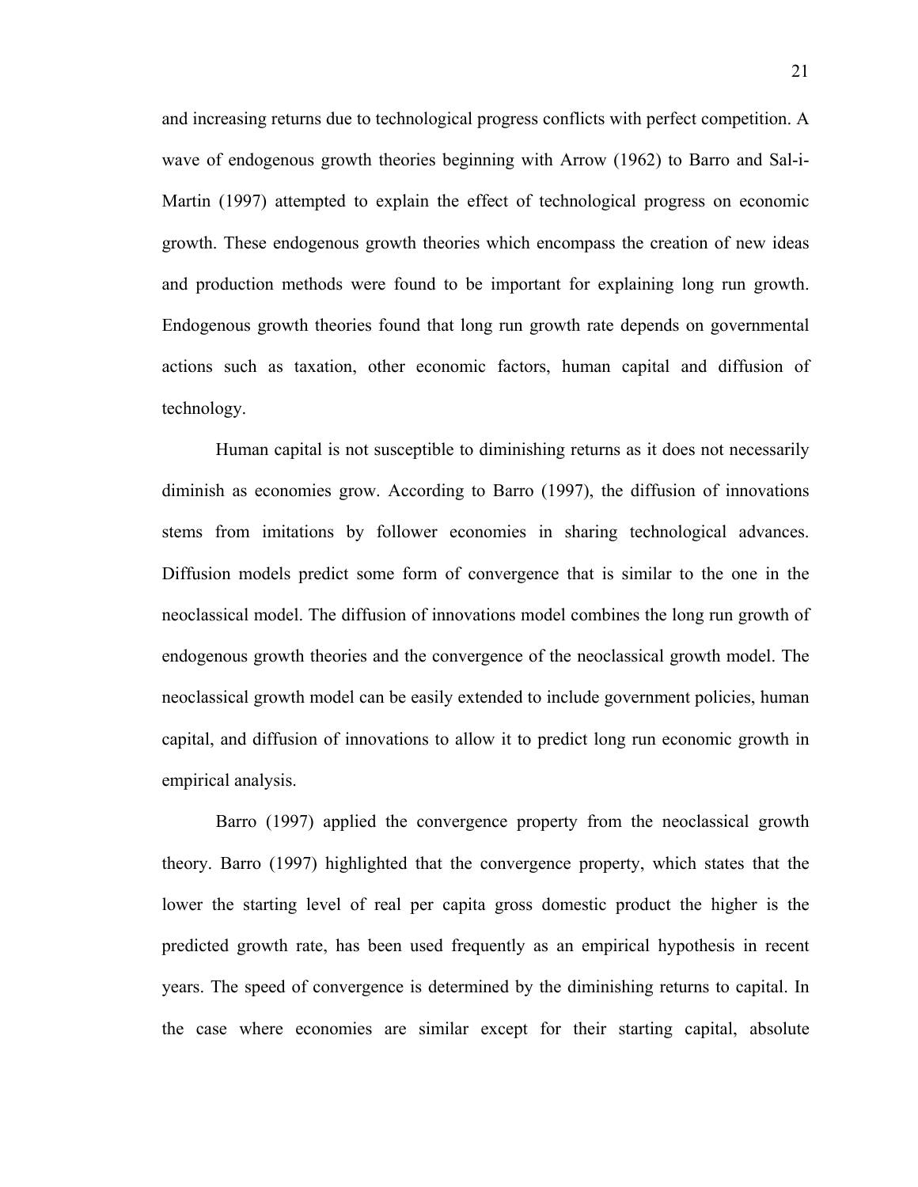and increasing returns due to technological progress conflicts with perfect competition. A wave of endogenous growth theories beginning with Arrow (1962) to Barro and Sal-i-Martin (1997) attempted to explain the effect of technological progress on economic growth. These endogenous growth theories which encompass the creation of new ideas and production methods were found to be important for explaining long run growth. Endogenous growth theories found that long run growth rate depends on governmental actions such as taxation, other economic factors, human capital and diffusion of technology.

Human capital is not susceptible to diminishing returns as it does not necessarily diminish as economies grow. According to Barro (1997), the diffusion of innovations stems from imitations by follower economies in sharing technological advances. Diffusion models predict some form of convergence that is similar to the one in the neoclassical model. The diffusion of innovations model combines the long run growth of endogenous growth theories and the convergence of the neoclassical growth model. The neoclassical growth model can be easily extended to include government policies, human capital, and diffusion of innovations to allow it to predict long run economic growth in empirical analysis.

Barro (1997) applied the convergence property from the neoclassical growth theory. Barro (1997) highlighted that the convergence property, which states that the lower the starting level of real per capita gross domestic product the higher is the predicted growth rate, has been used frequently as an empirical hypothesis in recent years. The speed of convergence is determined by the diminishing returns to capital. In the case where economies are similar except for their starting capital, absolute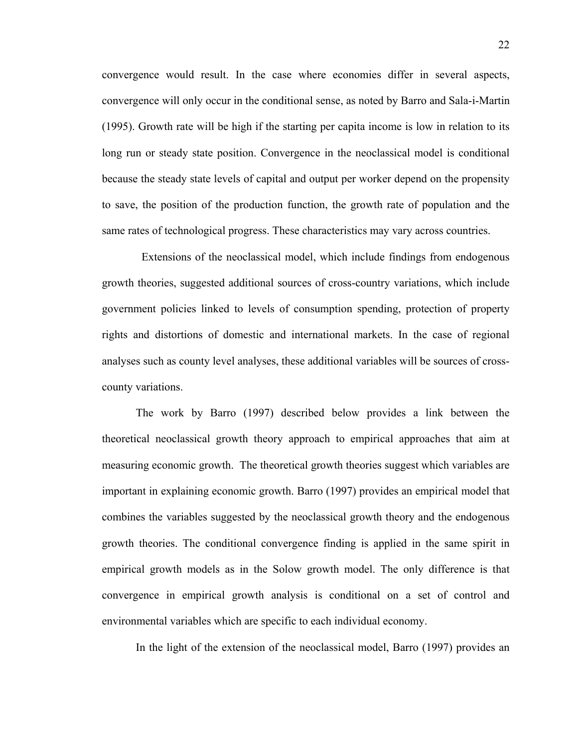convergence would result. In the case where economies differ in several aspects, convergence will only occur in the conditional sense, as noted by Barro and Sala-i-Martin (1995). Growth rate will be high if the starting per capita income is low in relation to its long run or steady state position. Convergence in the neoclassical model is conditional because the steady state levels of capital and output per worker depend on the propensity to save, the position of the production function, the growth rate of population and the same rates of technological progress. These characteristics may vary across countries.

Extensions of the neoclassical model, which include findings from endogenous growth theories, suggested additional sources of cross-country variations, which include government policies linked to levels of consumption spending, protection of property rights and distortions of domestic and international markets. In the case of regional analyses such as county level analyses, these additional variables will be sources of cross-county variations.

The work by Barro (1997) described below provides a link between the theoretical neoclassical growth theory approach to empirical approaches that aim at measuring economic growth. The theoretical growth theories suggest which variables are important in explaining economic growth. Barro (1997) provides an empirical model that combines the variables suggested by the neoclassical growth theory and the endogenous growth theories. The conditional convergence finding is applied in the same spirit in empirical growth models as in the Solow growth model. The only difference is that convergence in empirical growth analysis is conditional on a set of control and environmental variables which are specific to each individual economy.

In the light of the extension of the neoclassical model, Barro (1997) provides an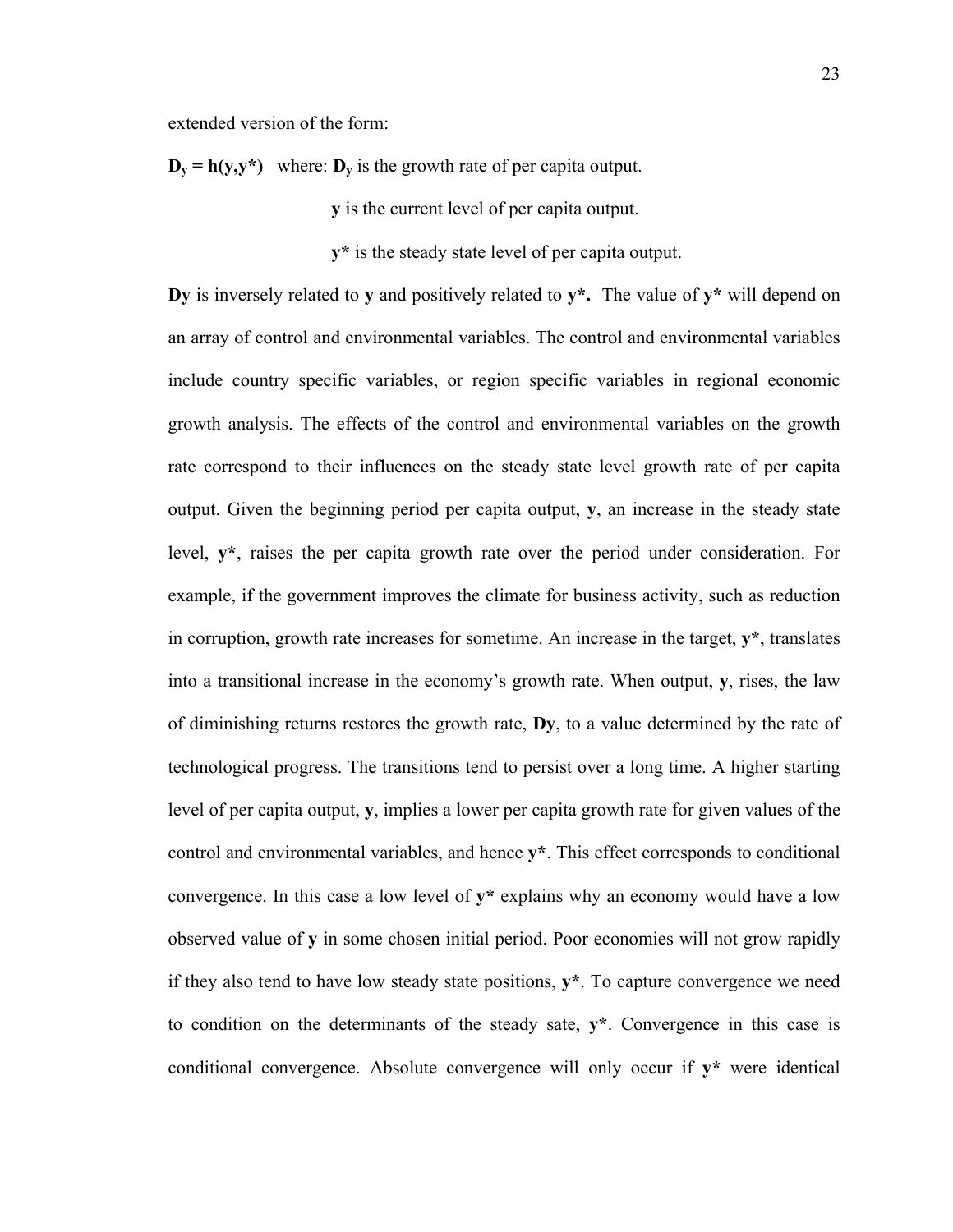extended version of the form:

$\mathbf{D_y = h(y,y^*)}$ where: $\mathbf{D_y}$ is the growth rate of per capita output.

**y** is the current level of per capita output.

**y*** is the steady state level of per capita output.

**Dy** is inversely related to **y** and positively related to **y*.** The value of **y*** will depend on an array of control and environmental variables. The control and environmental variables include country specific variables, or region specific variables in regional economic growth analysis. The effects of the control and environmental variables on the growth rate correspond to their influences on the steady state level growth rate of per capita output. Given the beginning period per capita output, **y**, an increase in the steady state level, **y***, raises the per capita growth rate over the period under consideration. For example, if the government improves the climate for business activity, such as reduction in corruption, growth rate increases for sometime. An increase in the target, **y***, translates into a transitional increase in the economy's growth rate. When output, **y**, rises, the law of diminishing returns restores the growth rate, **Dy**, to a value determined by the rate of technological progress. The transitions tend to persist over a long time. A higher starting level of per capita output, **y**, implies a lower per capita growth rate for given values of the control and environmental variables, and hence **y***. This effect corresponds to conditional convergence. In this case a low level of **y*** explains why an economy would have a low observed value of **y** in some chosen initial period. Poor economies will not grow rapidly if they also tend to have low steady state positions, **y***. To capture convergence we need to condition on the determinants of the steady sate, **y***. Convergence in this case is conditional convergence. Absolute convergence will only occur if **y*** were identical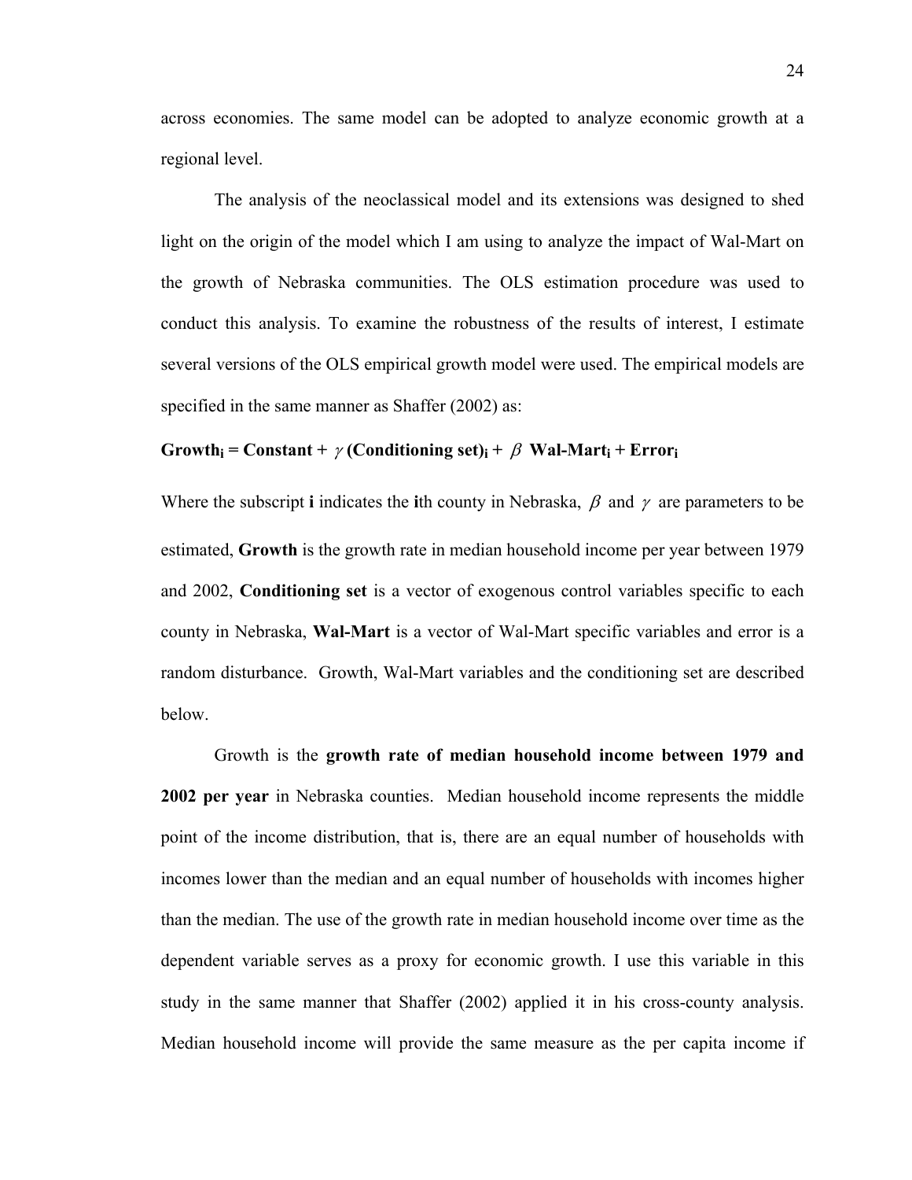across economies. The same model can be adopted to analyze economic growth at a regional level.

The analysis of the neoclassical model and its extensions was designed to shed light on the origin of the model which I am using to analyze the impact of Wal-Mart on the growth of Nebraska communities. The OLS estimation procedure was used to conduct this analysis. To examine the robustness of the results of interest, I estimate several versions of the OLS empirical growth model were used. The empirical models are specified in the same manner as Shaffer (2002) as:

$$\textbf{Growth}_i = \textbf{Constant} + \gamma\,\textbf{(Conditioning set)}_i + \beta\ \textbf{Wal-Mart}_i + \textbf{Error}_i$$

Where the subscript **i** indicates the **i**th county in Nebraska, $\beta$ and $\gamma$ are parameters to be estimated, **Growth** is the growth rate in median household income per year between 1979 and 2002, **Conditioning set** is a vector of exogenous control variables specific to each county in Nebraska, **Wal-Mart** is a vector of Wal-Mart specific variables and error is a random disturbance. Growth, Wal-Mart variables and the conditioning set are described below.

Growth is the **growth rate of median household income between 1979 and 2002 per year** in Nebraska counties. Median household income represents the middle point of the income distribution, that is, there are an equal number of households with incomes lower than the median and an equal number of households with incomes higher than the median. The use of the growth rate in median household income over time as the dependent variable serves as a proxy for economic growth. I use this variable in this study in the same manner that Shaffer (2002) applied it in his cross-county analysis. Median household income will provide the same measure as the per capita income if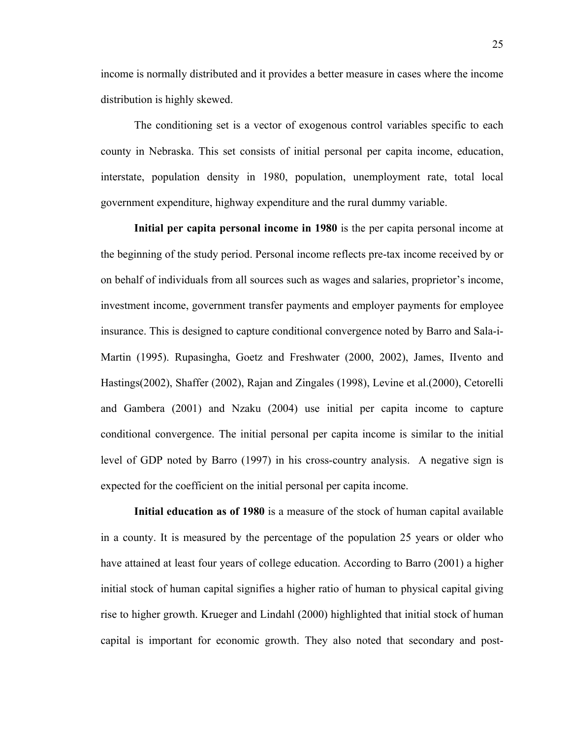income is normally distributed and it provides a better measure in cases where the income distribution is highly skewed.

The conditioning set is a vector of exogenous control variables specific to each county in Nebraska. This set consists of initial personal per capita income, education, interstate, population density in 1980, population, unemployment rate, total local government expenditure, highway expenditure and the rural dummy variable.

**Initial per capita personal income in 1980** is the per capita personal income at the beginning of the study period. Personal income reflects pre-tax income received by or on behalf of individuals from all sources such as wages and salaries, proprietor's income, investment income, government transfer payments and employer payments for employee insurance. This is designed to capture conditional convergence noted by Barro and Sala-i-Martin (1995). Rupasingha, Goetz and Freshwater (2000, 2002), James, IIvento and Hastings(2002), Shaffer (2002), Rajan and Zingales (1998), Levine et al.(2000), Cetorelli and Gambera (2001) and Nzaku (2004) use initial per capita income to capture conditional convergence. The initial personal per capita income is similar to the initial level of GDP noted by Barro (1997) in his cross-country analysis. A negative sign is expected for the coefficient on the initial personal per capita income.

**Initial education as of 1980** is a measure of the stock of human capital available in a county. It is measured by the percentage of the population 25 years or older who have attained at least four years of college education. According to Barro (2001) a higher initial stock of human capital signifies a higher ratio of human to physical capital giving rise to higher growth. Krueger and Lindahl (2000) highlighted that initial stock of human capital is important for economic growth. They also noted that secondary and post-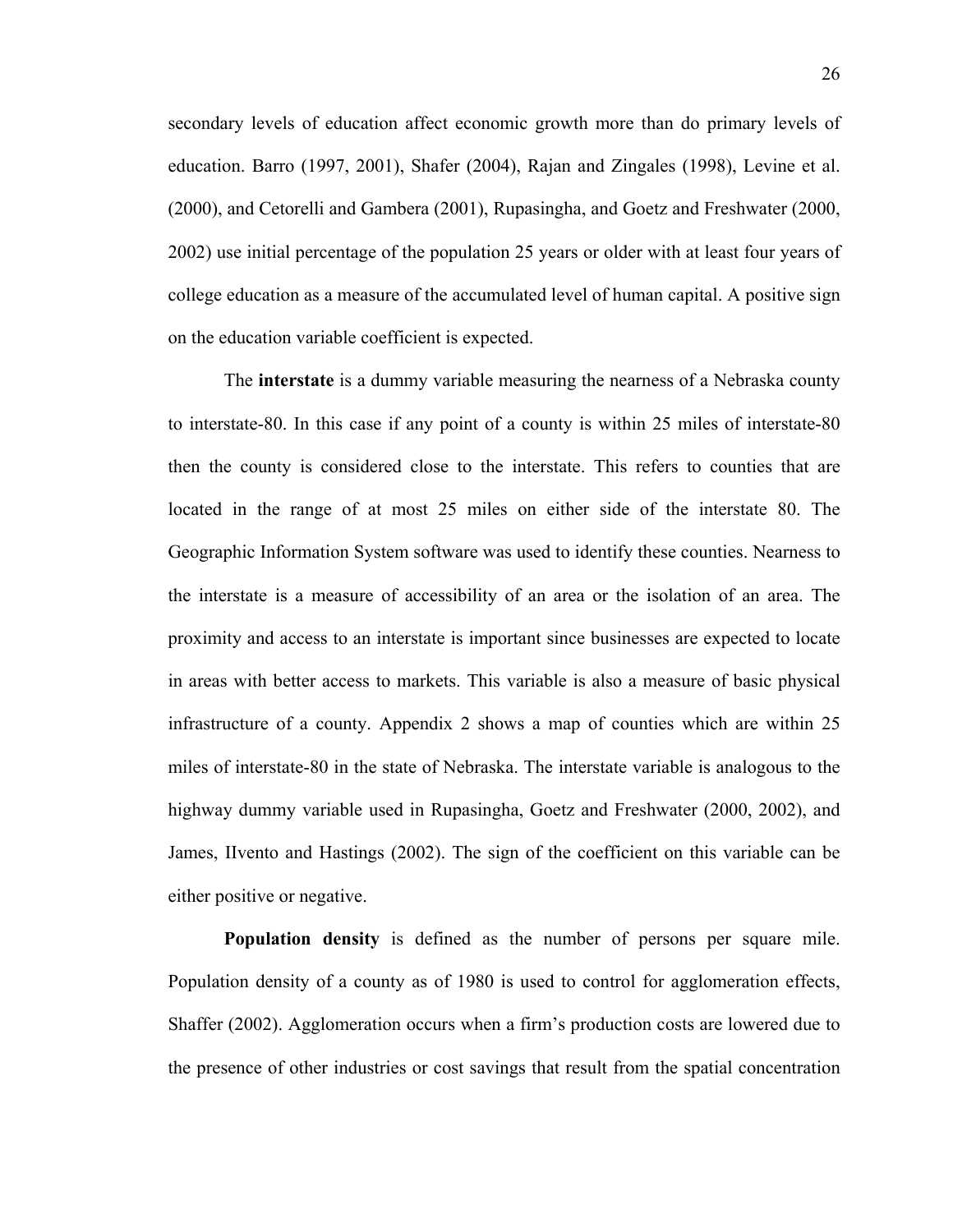secondary levels of education affect economic growth more than do primary levels of education. Barro (1997, 2001), Shafer (2004), Rajan and Zingales (1998), Levine et al. (2000), and Cetorelli and Gambera (2001), Rupasingha, and Goetz and Freshwater (2000, 2002) use initial percentage of the population 25 years or older with at least four years of college education as a measure of the accumulated level of human capital. A positive sign on the education variable coefficient is expected.

The **interstate** is a dummy variable measuring the nearness of a Nebraska county to interstate-80. In this case if any point of a county is within 25 miles of interstate-80 then the county is considered close to the interstate. This refers to counties that are located in the range of at most 25 miles on either side of the interstate 80. The Geographic Information System software was used to identify these counties. Nearness to the interstate is a measure of accessibility of an area or the isolation of an area. The proximity and access to an interstate is important since businesses are expected to locate in areas with better access to markets. This variable is also a measure of basic physical infrastructure of a county. Appendix 2 shows a map of counties which are within 25 miles of interstate-80 in the state of Nebraska. The interstate variable is analogous to the highway dummy variable used in Rupasingha, Goetz and Freshwater (2000, 2002), and James, IIvento and Hastings (2002). The sign of the coefficient on this variable can be either positive or negative.

**Population density** is defined as the number of persons per square mile. Population density of a county as of 1980 is used to control for agglomeration effects, Shaffer (2002). Agglomeration occurs when a firm's production costs are lowered due to the presence of other industries or cost savings that result from the spatial concentration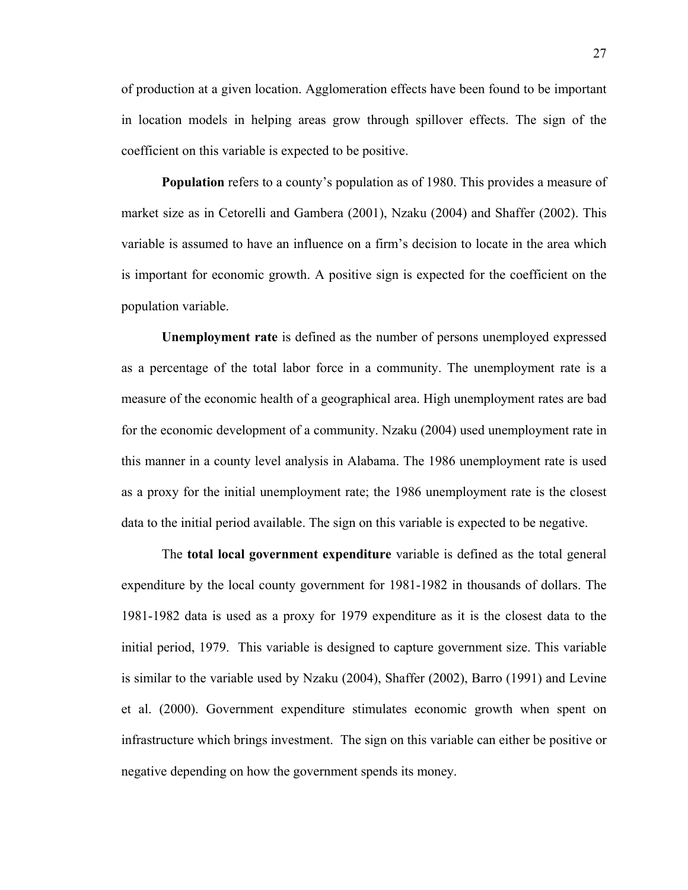of production at a given location. Agglomeration effects have been found to be important in location models in helping areas grow through spillover effects. The sign of the coefficient on this variable is expected to be positive.

**Population** refers to a county's population as of 1980. This provides a measure of market size as in Cetorelli and Gambera (2001), Nzaku (2004) and Shaffer (2002). This variable is assumed to have an influence on a firm's decision to locate in the area which is important for economic growth. A positive sign is expected for the coefficient on the population variable.

**Unemployment rate** is defined as the number of persons unemployed expressed as a percentage of the total labor force in a community. The unemployment rate is a measure of the economic health of a geographical area. High unemployment rates are bad for the economic development of a community. Nzaku (2004) used unemployment rate in this manner in a county level analysis in Alabama. The 1986 unemployment rate is used as a proxy for the initial unemployment rate; the 1986 unemployment rate is the closest data to the initial period available. The sign on this variable is expected to be negative.

The **total local government expenditure** variable is defined as the total general expenditure by the local county government for 1981-1982 in thousands of dollars. The 1981-1982 data is used as a proxy for 1979 expenditure as it is the closest data to the initial period, 1979. This variable is designed to capture government size. This variable is similar to the variable used by Nzaku (2004), Shaffer (2002), Barro (1991) and Levine et al. (2000). Government expenditure stimulates economic growth when spent on infrastructure which brings investment. The sign on this variable can either be positive or negative depending on how the government spends its money.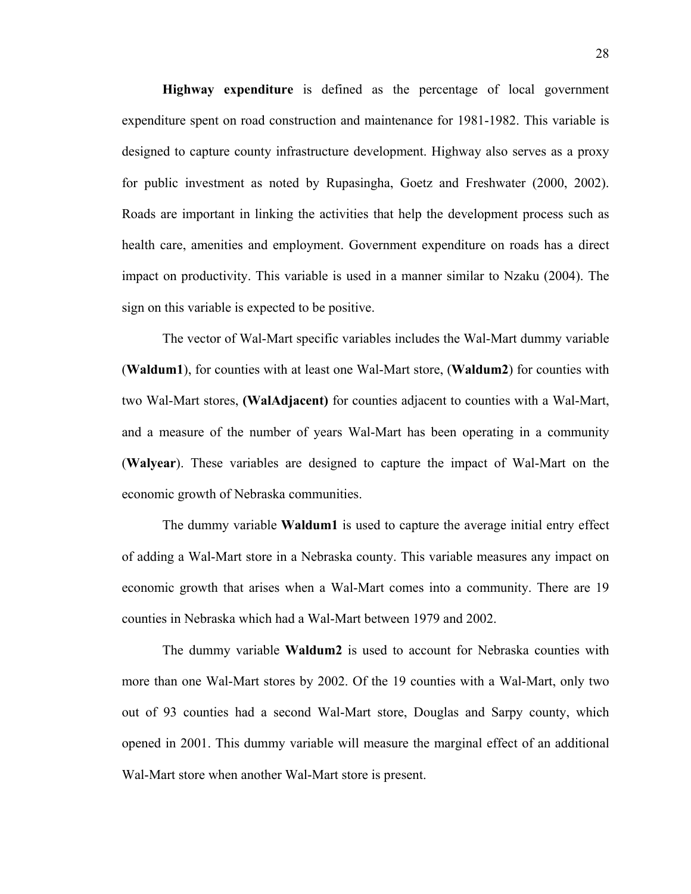**Highway expenditure** is defined as the percentage of local government expenditure spent on road construction and maintenance for 1981-1982. This variable is designed to capture county infrastructure development. Highway also serves as a proxy for public investment as noted by Rupasingha, Goetz and Freshwater (2000, 2002). Roads are important in linking the activities that help the development process such as health care, amenities and employment. Government expenditure on roads has a direct impact on productivity. This variable is used in a manner similar to Nzaku (2004). The sign on this variable is expected to be positive.

The vector of Wal-Mart specific variables includes the Wal-Mart dummy variable (**Waldum1**), for counties with at least one Wal-Mart store, (**Waldum2**) for counties with two Wal-Mart stores, **(WalAdjacent)** for counties adjacent to counties with a Wal-Mart, and a measure of the number of years Wal-Mart has been operating in a community (**Walyear**). These variables are designed to capture the impact of Wal-Mart on the economic growth of Nebraska communities.

The dummy variable **Waldum1** is used to capture the average initial entry effect of adding a Wal-Mart store in a Nebraska county. This variable measures any impact on economic growth that arises when a Wal-Mart comes into a community. There are 19 counties in Nebraska which had a Wal-Mart between 1979 and 2002.

The dummy variable **Waldum2** is used to account for Nebraska counties with more than one Wal-Mart stores by 2002. Of the 19 counties with a Wal-Mart, only two out of 93 counties had a second Wal-Mart store, Douglas and Sarpy county, which opened in 2001. This dummy variable will measure the marginal effect of an additional Wal-Mart store when another Wal-Mart store is present.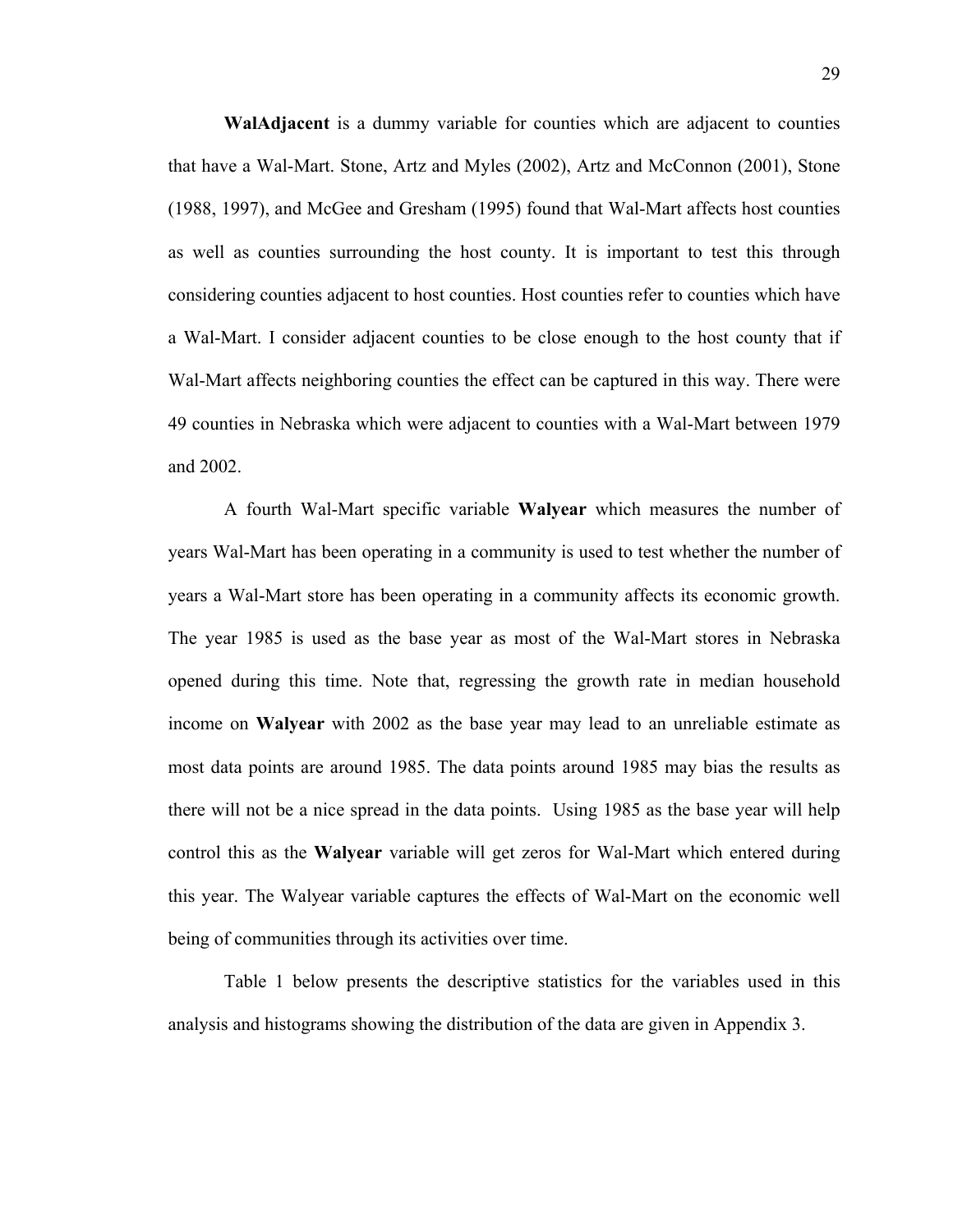**WalAdjacent** is a dummy variable for counties which are adjacent to counties that have a Wal-Mart. Stone, Artz and Myles (2002), Artz and McConnon (2001), Stone (1988, 1997), and McGee and Gresham (1995) found that Wal-Mart affects host counties as well as counties surrounding the host county. It is important to test this through considering counties adjacent to host counties. Host counties refer to counties which have a Wal-Mart. I consider adjacent counties to be close enough to the host county that if Wal-Mart affects neighboring counties the effect can be captured in this way. There were 49 counties in Nebraska which were adjacent to counties with a Wal-Mart between 1979 and 2002.

A fourth Wal-Mart specific variable **Walyear** which measures the number of years Wal-Mart has been operating in a community is used to test whether the number of years a Wal-Mart store has been operating in a community affects its economic growth. The year 1985 is used as the base year as most of the Wal-Mart stores in Nebraska opened during this time. Note that, regressing the growth rate in median household income on **Walyear** with 2002 as the base year may lead to an unreliable estimate as most data points are around 1985. The data points around 1985 may bias the results as there will not be a nice spread in the data points. Using 1985 as the base year will help control this as the **Walyear** variable will get zeros for Wal-Mart which entered during this year. The Walyear variable captures the effects of Wal-Mart on the economic well being of communities through its activities over time.

Table 1 below presents the descriptive statistics for the variables used in this analysis and histograms showing the distribution of the data are given in Appendix 3.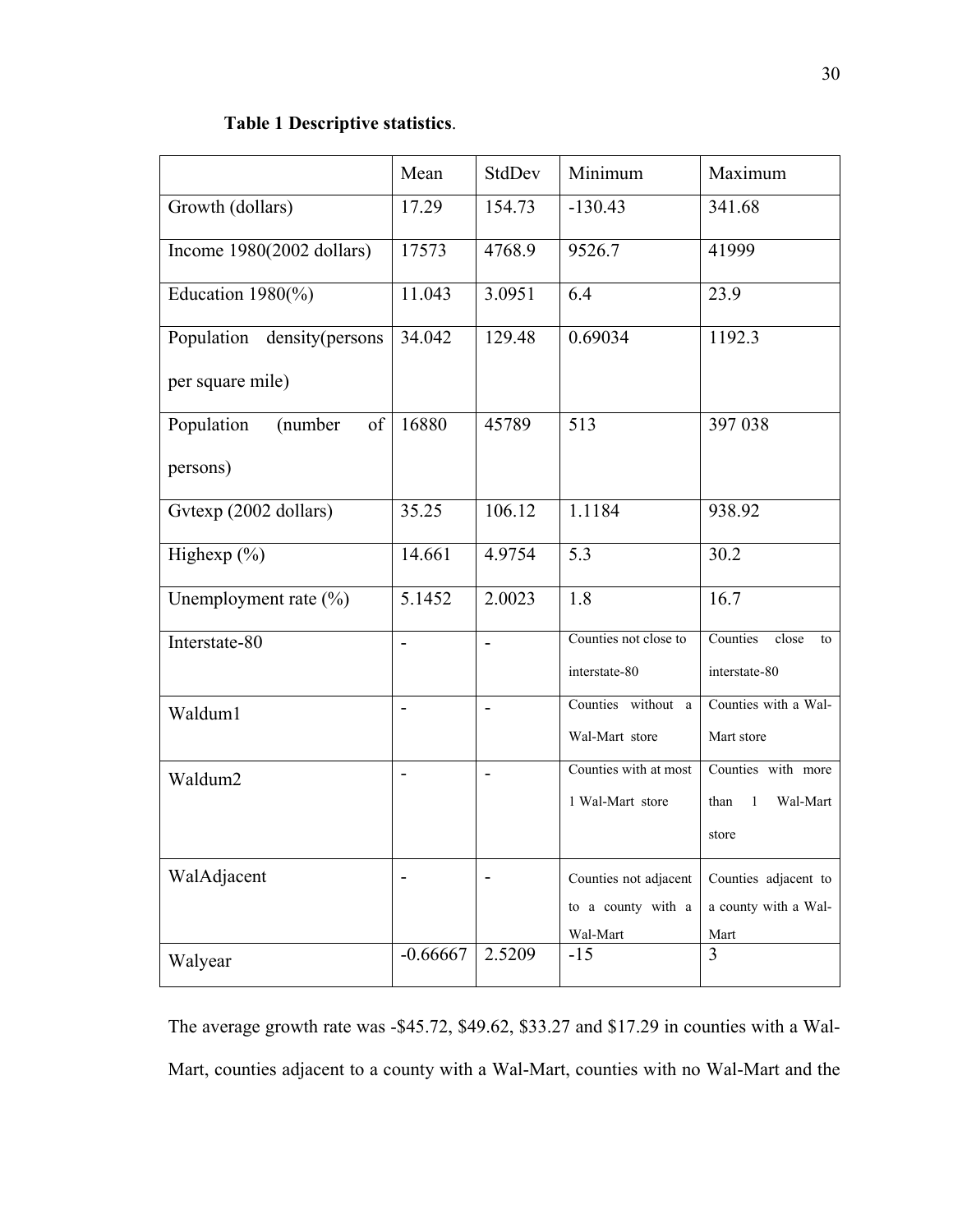**Table 1 Descriptive statistics**.

| | Mean | StdDev | Minimum | Maximum |
|---|---|---|---|---|
| Growth (dollars) | 17.29 | 154.73 | -130.43 | 341.68 |
| Income 1980(2002 dollars) | 17573 | 4768.9 | 9526.7 | 41999 |
| Education 1980(%) | 11.043 | 3.0951 | 6.4 | 23.9 |
| Population density(persons per square mile) | 34.042 | 129.48 | 0.69034 | 1192.3 |
| Population (number of persons) | 16880 | 45789 | 513 | 397 038 |
| Gvtexp (2002 dollars) | 35.25 | 106.12 | 1.1184 | 938.92 |
| Highexp (%) | 14.661 | 4.9754 | 5.3 | 30.2 |
| Unemployment rate (%) | 5.1452 | 2.0023 | 1.8 | 16.7 |
| Interstate-80 | - | - | Counties not close to interstate-80 | Counties close to interstate-80 |
| Waldum1 | - | - | Counties without a Wal-Mart store | Counties with a Wal-Mart store |
| Waldum2 | - | - | Counties with at most 1 Wal-Mart store | Counties with more than 1 Wal-Mart store |
| WalAdjacent | - | - | Counties not adjacent to a county with a Wal-Mart | Counties adjacent to a county with a Wal-Mart |
| Walyear | -0.66667 | 2.5209 | -15 | 3 |

The average growth rate was -$45.72, $49.62, $33.27 and $17.29 in counties with a Wal-Mart, counties adjacent to a county with a Wal-Mart, counties with no Wal-Mart and the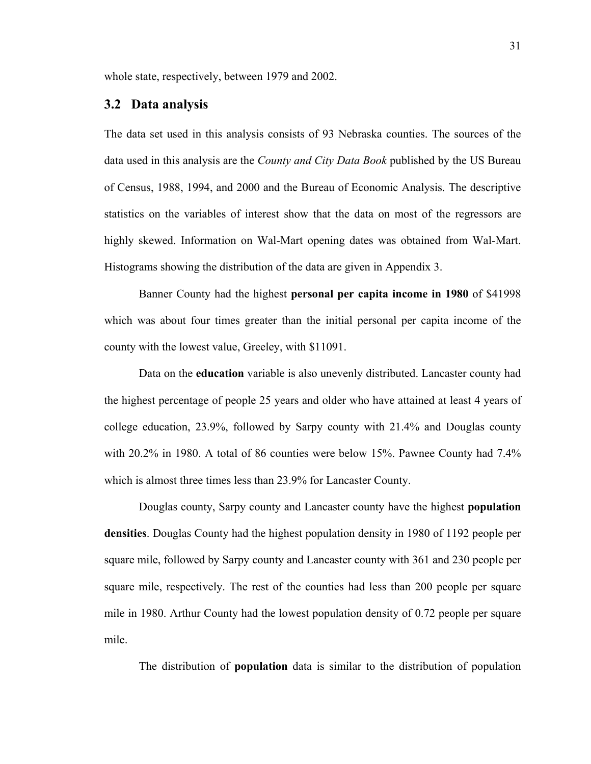whole state, respectively, between 1979 and 2002.

## 3.2 Data analysis

The data set used in this analysis consists of 93 Nebraska counties. The sources of the data used in this analysis are the *County and City Data Book* published by the US Bureau of Census, 1988, 1994, and 2000 and the Bureau of Economic Analysis. The descriptive statistics on the variables of interest show that the data on most of the regressors are highly skewed. Information on Wal-Mart opening dates was obtained from Wal-Mart. Histograms showing the distribution of the data are given in Appendix 3.

Banner County had the highest **personal per capita income in 1980** of $41998 which was about four times greater than the initial personal per capita income of the county with the lowest value, Greeley, with $11091.

Data on the **education** variable is also unevenly distributed. Lancaster county had the highest percentage of people 25 years and older who have attained at least 4 years of college education, 23.9%, followed by Sarpy county with 21.4% and Douglas county with 20.2% in 1980. A total of 86 counties were below 15%. Pawnee County had 7.4% which is almost three times less than 23.9% for Lancaster County.

Douglas county, Sarpy county and Lancaster county have the highest **population densities**. Douglas County had the highest population density in 1980 of 1192 people per square mile, followed by Sarpy county and Lancaster county with 361 and 230 people per square mile, respectively. The rest of the counties had less than 200 people per square mile in 1980. Arthur County had the lowest population density of 0.72 people per square mile.

The distribution of **population** data is similar to the distribution of population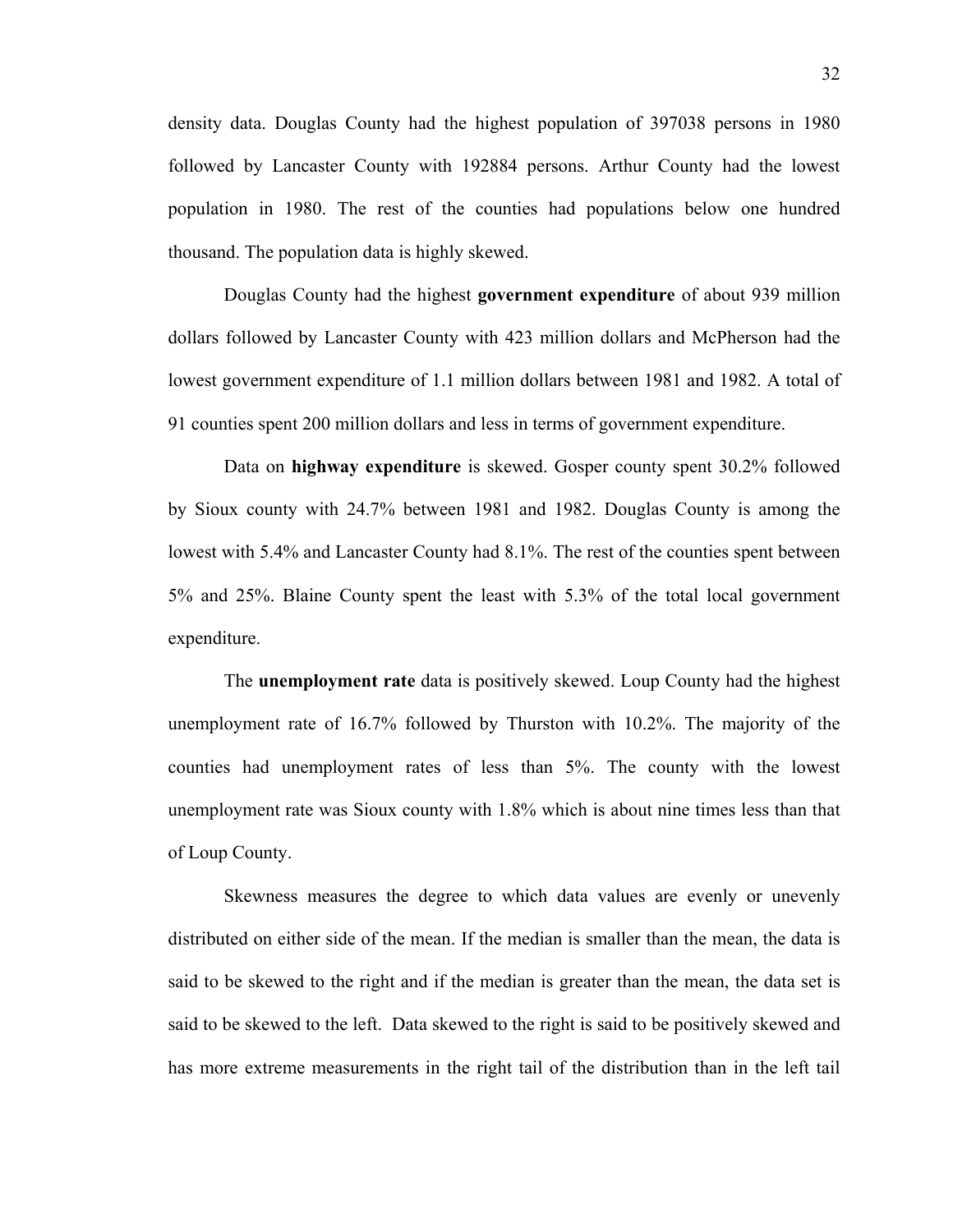density data. Douglas County had the highest population of 397038 persons in 1980 followed by Lancaster County with 192884 persons. Arthur County had the lowest population in 1980. The rest of the counties had populations below one hundred thousand. The population data is highly skewed.

Douglas County had the highest **government expenditure** of about 939 million dollars followed by Lancaster County with 423 million dollars and McPherson had the lowest government expenditure of 1.1 million dollars between 1981 and 1982. A total of 91 counties spent 200 million dollars and less in terms of government expenditure.

Data on **highway expenditure** is skewed. Gosper county spent 30.2% followed by Sioux county with 24.7% between 1981 and 1982. Douglas County is among the lowest with 5.4% and Lancaster County had 8.1%. The rest of the counties spent between 5% and 25%. Blaine County spent the least with 5.3% of the total local government expenditure.

The **unemployment rate** data is positively skewed. Loup County had the highest unemployment rate of 16.7% followed by Thurston with 10.2%. The majority of the counties had unemployment rates of less than 5%. The county with the lowest unemployment rate was Sioux county with 1.8% which is about nine times less than that of Loup County.

Skewness measures the degree to which data values are evenly or unevenly distributed on either side of the mean. If the median is smaller than the mean, the data is said to be skewed to the right and if the median is greater than the mean, the data set is said to be skewed to the left. Data skewed to the right is said to be positively skewed and has more extreme measurements in the right tail of the distribution than in the left tail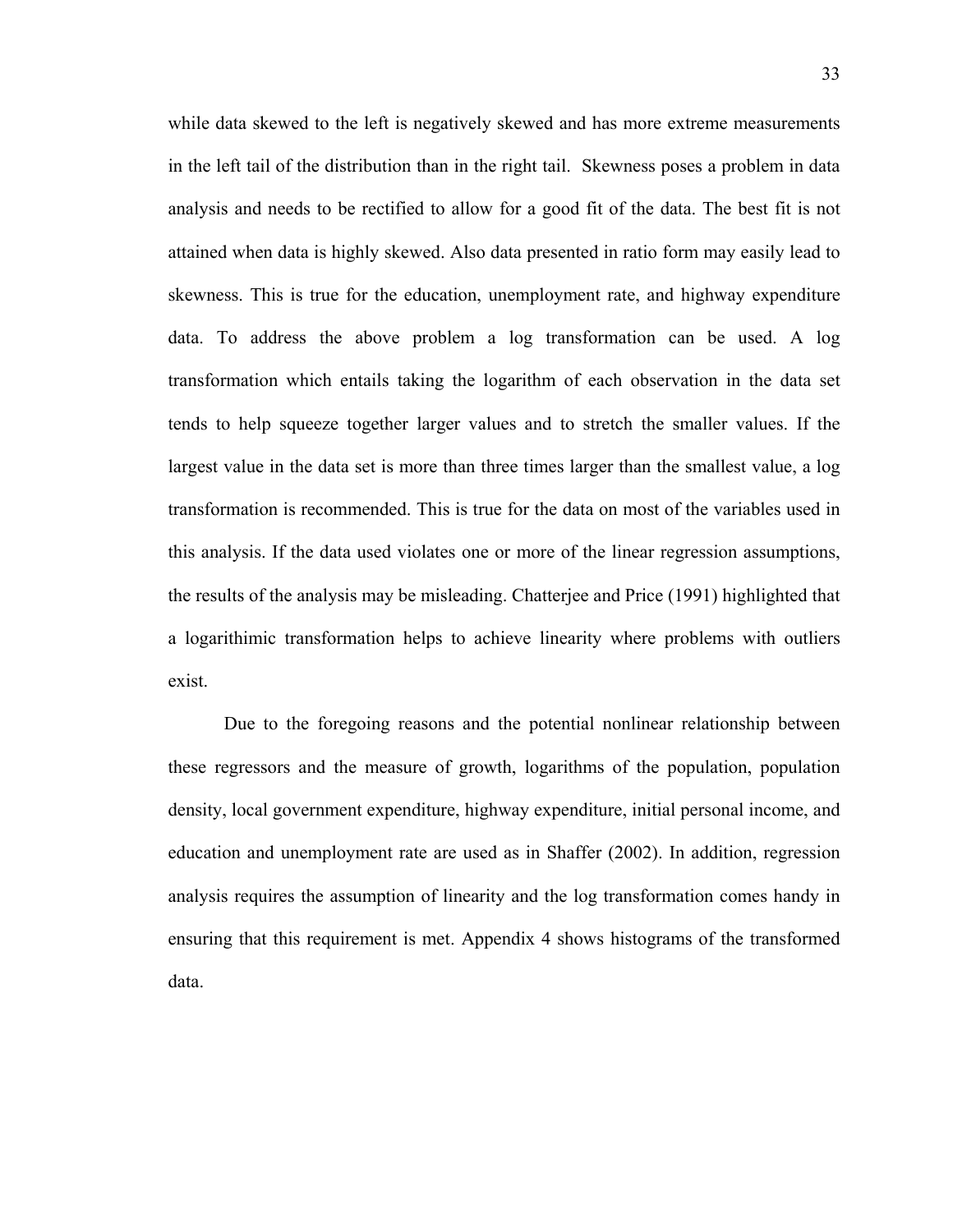while data skewed to the left is negatively skewed and has more extreme measurements in the left tail of the distribution than in the right tail. Skewness poses a problem in data analysis and needs to be rectified to allow for a good fit of the data. The best fit is not attained when data is highly skewed. Also data presented in ratio form may easily lead to skewness. This is true for the education, unemployment rate, and highway expenditure data. To address the above problem a log transformation can be used. A log transformation which entails taking the logarithm of each observation in the data set tends to help squeeze together larger values and to stretch the smaller values. If the largest value in the data set is more than three times larger than the smallest value, a log transformation is recommended. This is true for the data on most of the variables used in this analysis. If the data used violates one or more of the linear regression assumptions, the results of the analysis may be misleading. Chatterjee and Price (1991) highlighted that a logarithimic transformation helps to achieve linearity where problems with outliers exist.

Due to the foregoing reasons and the potential nonlinear relationship between these regressors and the measure of growth, logarithms of the population, population density, local government expenditure, highway expenditure, initial personal income, and education and unemployment rate are used as in Shaffer (2002). In addition, regression analysis requires the assumption of linearity and the log transformation comes handy in ensuring that this requirement is met. Appendix 4 shows histograms of the transformed data.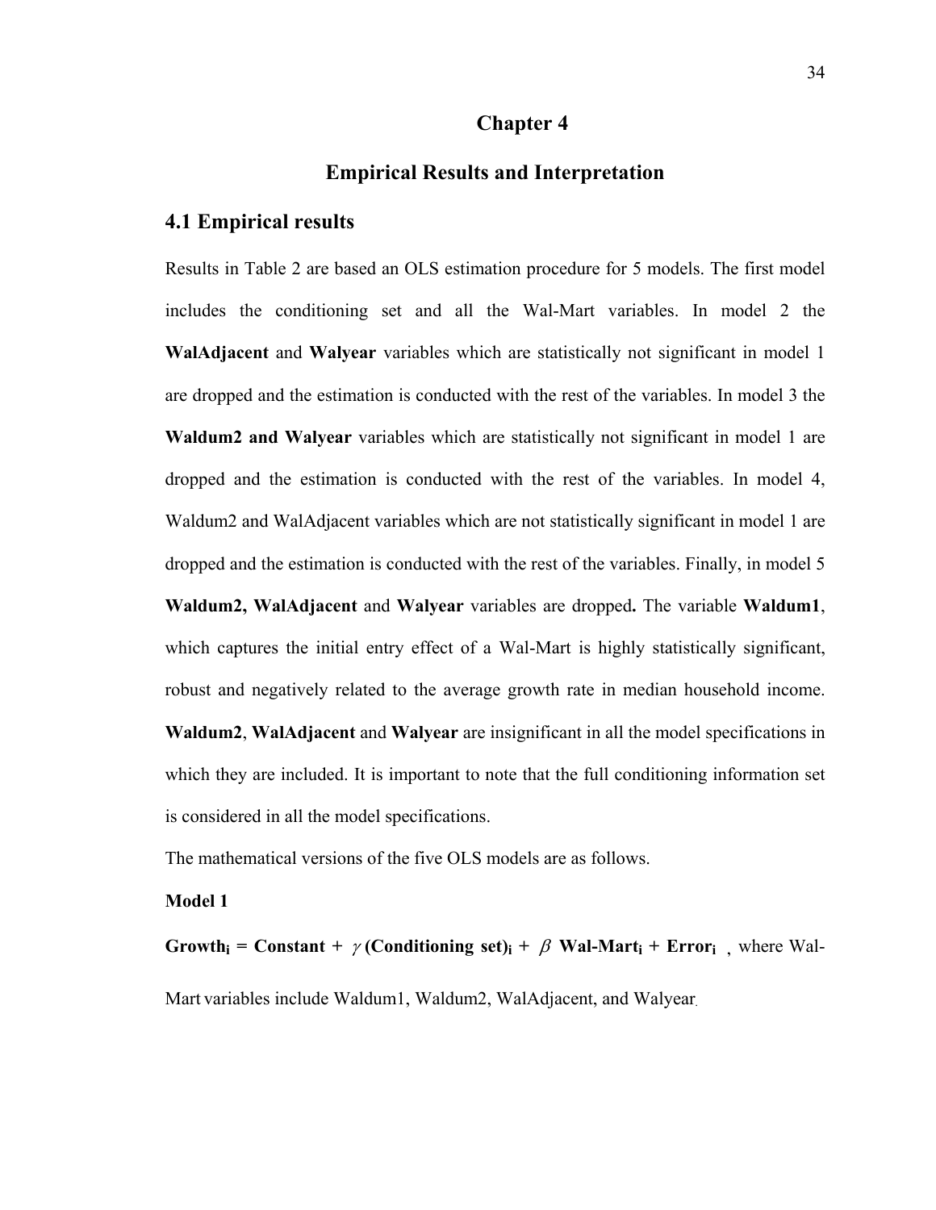# Chapter 4

## Empirical Results and Interpretation

### 4.1 Empirical results

Results in Table 2 are based an OLS estimation procedure for 5 models. The first model includes the conditioning set and all the Wal-Mart variables. In model 2 the **WalAdjacent** and **Walyear** variables which are statistically not significant in model 1 are dropped and the estimation is conducted with the rest of the variables. In model 3 the **Waldum2 and Walyear** variables which are statistically not significant in model 1 are dropped and the estimation is conducted with the rest of the variables. In model 4, Waldum2 and WalAdjacent variables which are not statistically significant in model 1 are dropped and the estimation is conducted with the rest of the variables. Finally, in model 5 **Waldum2, WalAdjacent** and **Walyear** variables are dropped**.** The variable **Waldum1**, which captures the initial entry effect of a Wal-Mart is highly statistically significant, robust and negatively related to the average growth rate in median household income. **Waldum2**, **WalAdjacent** and **Walyear** are insignificant in all the model specifications in which they are included. It is important to note that the full conditioning information set is considered in all the model specifications.

The mathematical versions of the five OLS models are as follows.

**Model 1**

$\mathbf{Growth_i = Constant + \gamma\,(Conditioning\ set)_i + \beta\ Wal\text{-}Mart_i + Error_i}$ , where Wal-Mart variables include Waldum1, Waldum2, WalAdjacent, and Walyear.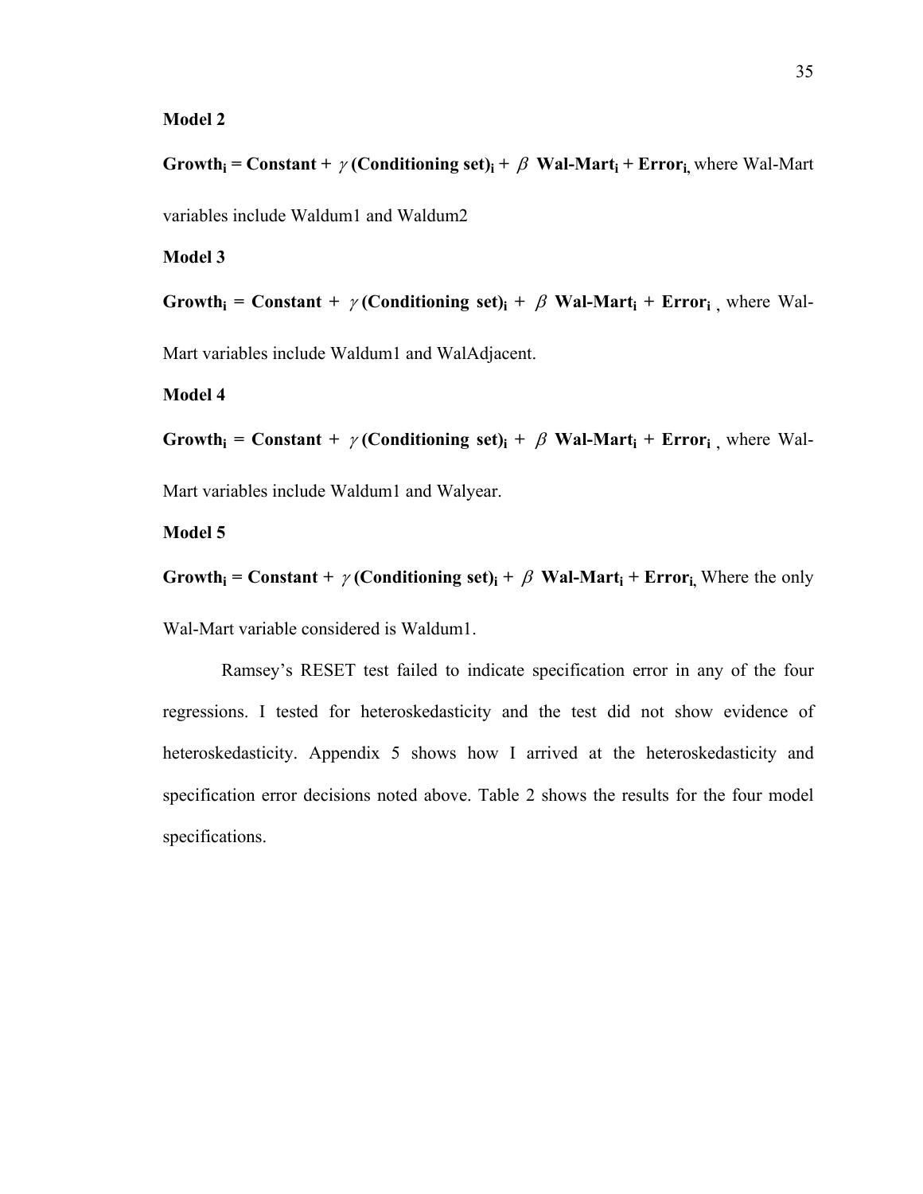**Model 2**

**$Growth_i$ = Constant + $\gamma$ (Conditioning set)$_i$ + $\beta$ Wal-Mart$_i$ + Error$_i$,** where Wal-Mart variables include Waldum1 and Waldum2

**Model 3**

**$Growth_i$ = Constant + $\gamma$ (Conditioning set)$_i$ + $\beta$ Wal-Mart$_i$ + Error$_i$** , where Wal-Mart variables include Waldum1 and WalAdjacent.

**Model 4**

**$Growth_i$ = Constant + $\gamma$ (Conditioning set)$_i$ + $\beta$ Wal-Mart$_i$ + Error$_i$** , where Wal-Mart variables include Waldum1 and Walyear.

**Model 5**

**$Growth_i$ = Constant + $\gamma$ (Conditioning set)$_i$ + $\beta$ Wal-Mart$_i$ + Error$_i$,** Where the only Wal-Mart variable considered is Waldum1.

Ramsey's RESET test failed to indicate specification error in any of the four regressions. I tested for heteroskedasticity and the test did not show evidence of heteroskedasticity. Appendix 5 shows how I arrived at the heteroskedasticity and specification error decisions noted above. Table 2 shows the results for the four model specifications.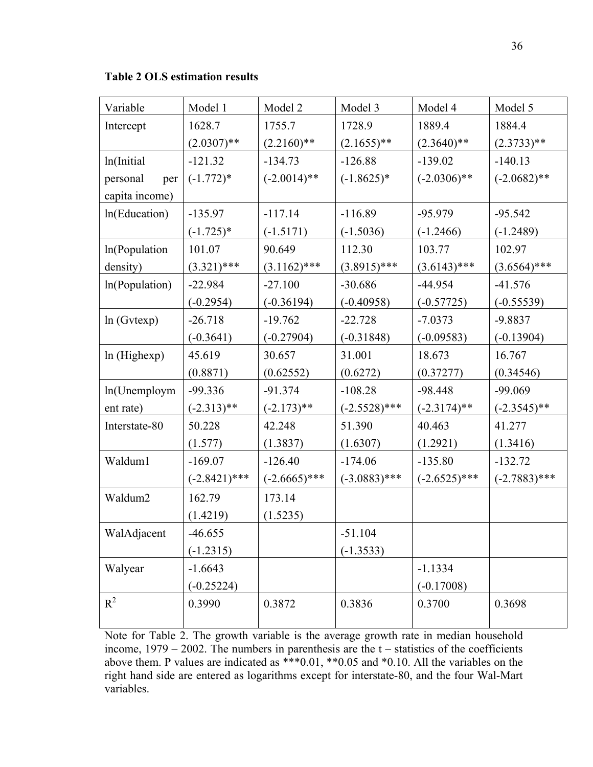**Table 2 OLS estimation results**

| Variable | Model 1 | Model 2 | Model 3 | Model 4 | Model 5 |
|---|---|---|---|---|---|
| Intercept | 1628.7<br>(2.0307)** | 1755.7<br>(2.2160)** | 1728.9<br>(2.1655)** | 1889.4<br>(2.3640)** | 1884.4<br>(2.3733)** |
| ln(Initial personal per capita income) | -121.32<br>(-1.772)* | -134.73<br>(-2.0014)** | -126.88<br>(-1.8625)* | -139.02<br>(-2.0306)** | -140.13<br>(-2.0682)** |
| ln(Education) | -135.97<br>(-1.725)* | -117.14<br>(-1.5171) | -116.89<br>(-1.5036) | -95.979<br>(-1.2466) | -95.542<br>(-1.2489) |
| ln(Population density) | 101.07<br>(3.321)*** | 90.649<br>(3.1162)*** | 112.30<br>(3.8915)*** | 103.77<br>(3.6143)*** | 102.97<br>(3.6564)*** |
| ln(Population) | -22.984<br>(-0.2954) | -27.100<br>(-0.36194) | -30.686<br>(-0.40958) | -44.954<br>(-0.57725) | -41.576<br>(-0.55539) |
| ln (Gvtexp) | -26.718<br>(-0.3641) | -19.762<br>(-0.27904) | -22.728<br>(-0.31848) | -7.0373<br>(-0.09583) | -9.8837<br>(-0.13904) |
| ln (Highexp) | 45.619<br>(0.8871) | 30.657<br>(0.62552) | 31.001<br>(0.6272) | 18.673<br>(0.37277) | 16.767<br>(0.34546) |
| ln(Unemployment rate) | -99.336<br>(-2.313)** | -91.374<br>(-2.173)** | -108.28<br>(-2.5528)*** | -98.448<br>(-2.3174)** | -99.069<br>(-2.3545)** |
| Interstate-80 | 50.228<br>(1.577) | 42.248<br>(1.3837) | 51.390<br>(1.6307) | 40.463<br>(1.2921) | 41.277<br>(1.3416) |
| Waldum1 | -169.07<br>(-2.8421)*** | -126.40<br>(-2.6665)*** | -174.06<br>(-3.0883)*** | -135.80<br>(-2.6525)*** | -132.72<br>(-2.7883)*** |
| Waldum2 | 162.79<br>(1.4219) | 173.14<br>(1.5235) | | | |
| WalAdjacent | -46.655<br>(-1.2315) | | -51.104<br>(-1.3533) | | |
| Walyear | -1.6643<br>(-0.25224) | | | -1.1334<br>(-0.17008) | |
| $R^2$ | 0.3990 | 0.3872 | 0.3836 | 0.3700 | 0.3698 |

Note for Table 2. The growth variable is the average growth rate in median household income, 1979 – 2002. The numbers in parenthesis are the t – statistics of the coefficients above them. P values are indicated as ***0.01, **0.05 and *0.10. All the variables on the right hand side are entered as logarithms except for interstate-80, and the four Wal-Mart variables.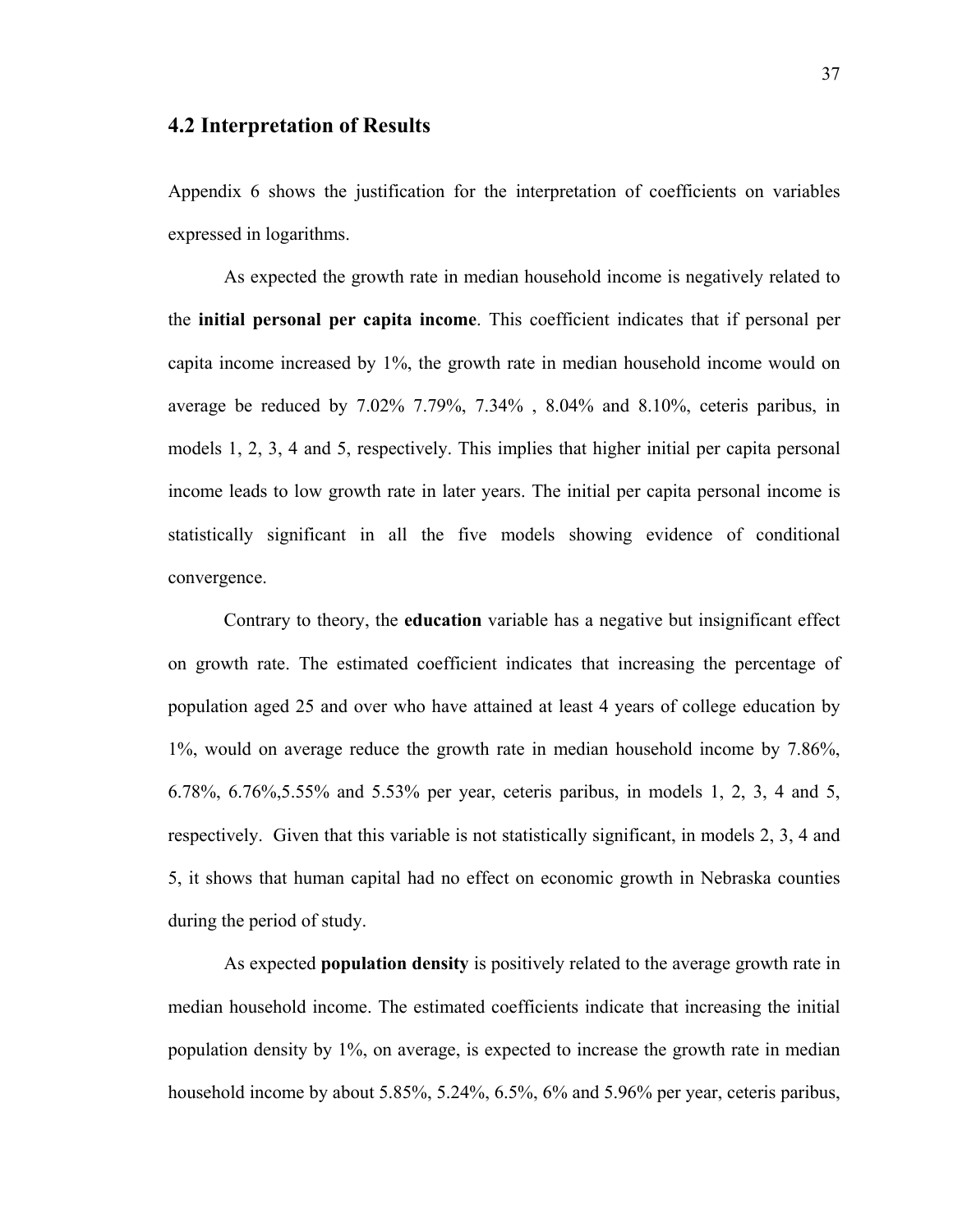## 4.2 Interpretation of Results

Appendix 6 shows the justification for the interpretation of coefficients on variables expressed in logarithms.

As expected the growth rate in median household income is negatively related to the **initial personal per capita income**. This coefficient indicates that if personal per capita income increased by 1%, the growth rate in median household income would on average be reduced by 7.02% 7.79%, 7.34% , 8.04% and 8.10%, ceteris paribus, in models 1, 2, 3, 4 and 5, respectively. This implies that higher initial per capita personal income leads to low growth rate in later years. The initial per capita personal income is statistically significant in all the five models showing evidence of conditional convergence.

Contrary to theory, the **education** variable has a negative but insignificant effect on growth rate. The estimated coefficient indicates that increasing the percentage of population aged 25 and over who have attained at least 4 years of college education by 1%, would on average reduce the growth rate in median household income by 7.86%, 6.78%, 6.76%,5.55% and 5.53% per year, ceteris paribus, in models 1, 2, 3, 4 and 5, respectively. Given that this variable is not statistically significant, in models 2, 3, 4 and 5, it shows that human capital had no effect on economic growth in Nebraska counties during the period of study.

As expected **population density** is positively related to the average growth rate in median household income. The estimated coefficients indicate that increasing the initial population density by 1%, on average, is expected to increase the growth rate in median household income by about 5.85%, 5.24%, 6.5%, 6% and 5.96% per year, ceteris paribus,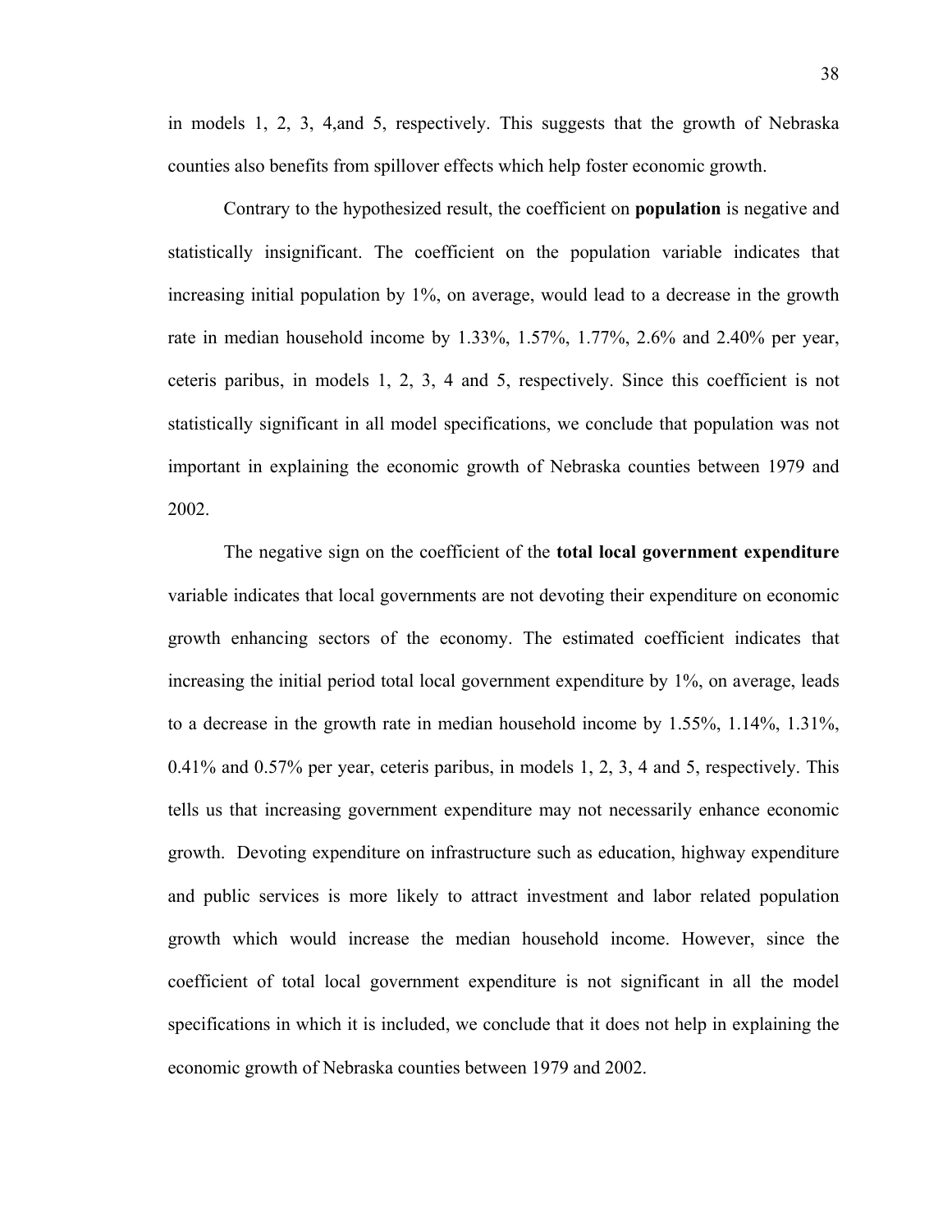in models 1, 2, 3, 4,and 5, respectively. This suggests that the growth of Nebraska counties also benefits from spillover effects which help foster economic growth.

Contrary to the hypothesized result, the coefficient on **population** is negative and statistically insignificant. The coefficient on the population variable indicates that increasing initial population by 1%, on average, would lead to a decrease in the growth rate in median household income by 1.33%, 1.57%, 1.77%, 2.6% and 2.40% per year, ceteris paribus, in models 1, 2, 3, 4 and 5, respectively. Since this coefficient is not statistically significant in all model specifications, we conclude that population was not important in explaining the economic growth of Nebraska counties between 1979 and 2002.

The negative sign on the coefficient of the **total local government expenditure** variable indicates that local governments are not devoting their expenditure on economic growth enhancing sectors of the economy. The estimated coefficient indicates that increasing the initial period total local government expenditure by 1%, on average, leads to a decrease in the growth rate in median household income by 1.55%, 1.14%, 1.31%, 0.41% and 0.57% per year, ceteris paribus, in models 1, 2, 3, 4 and 5, respectively. This tells us that increasing government expenditure may not necessarily enhance economic growth. Devoting expenditure on infrastructure such as education, highway expenditure and public services is more likely to attract investment and labor related population growth which would increase the median household income. However, since the coefficient of total local government expenditure is not significant in all the model specifications in which it is included, we conclude that it does not help in explaining the economic growth of Nebraska counties between 1979 and 2002.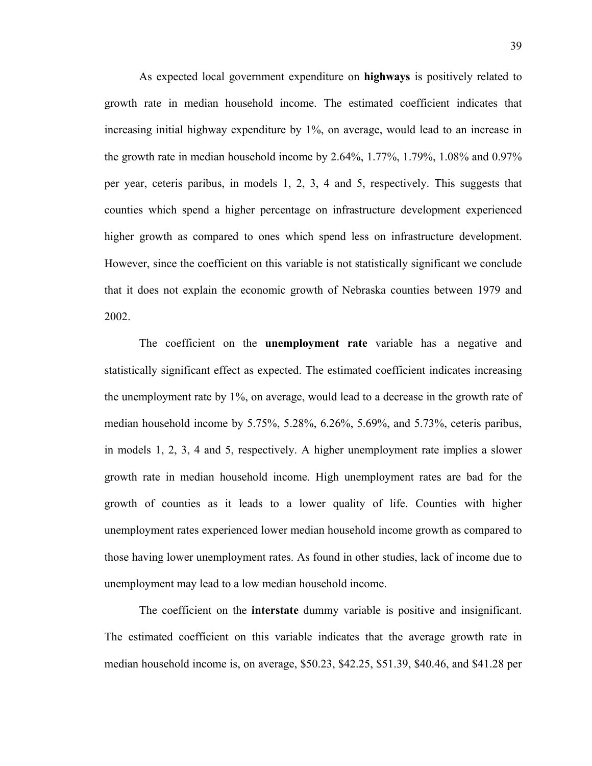As expected local government expenditure on **highways** is positively related to growth rate in median household income. The estimated coefficient indicates that increasing initial highway expenditure by 1%, on average, would lead to an increase in the growth rate in median household income by 2.64%, 1.77%, 1.79%, 1.08% and 0.97% per year, ceteris paribus, in models 1, 2, 3, 4 and 5, respectively. This suggests that counties which spend a higher percentage on infrastructure development experienced higher growth as compared to ones which spend less on infrastructure development. However, since the coefficient on this variable is not statistically significant we conclude that it does not explain the economic growth of Nebraska counties between 1979 and 2002.

The coefficient on the **unemployment rate** variable has a negative and statistically significant effect as expected. The estimated coefficient indicates increasing the unemployment rate by 1%, on average, would lead to a decrease in the growth rate of median household income by 5.75%, 5.28%, 6.26%, 5.69%, and 5.73%, ceteris paribus, in models 1, 2, 3, 4 and 5, respectively. A higher unemployment rate implies a slower growth rate in median household income. High unemployment rates are bad for the growth of counties as it leads to a lower quality of life. Counties with higher unemployment rates experienced lower median household income growth as compared to those having lower unemployment rates. As found in other studies, lack of income due to unemployment may lead to a low median household income.

The coefficient on the **interstate** dummy variable is positive and insignificant. The estimated coefficient on this variable indicates that the average growth rate in median household income is, on average, \$50.23, \$42.25, \$51.39, \$40.46, and \$41.28 per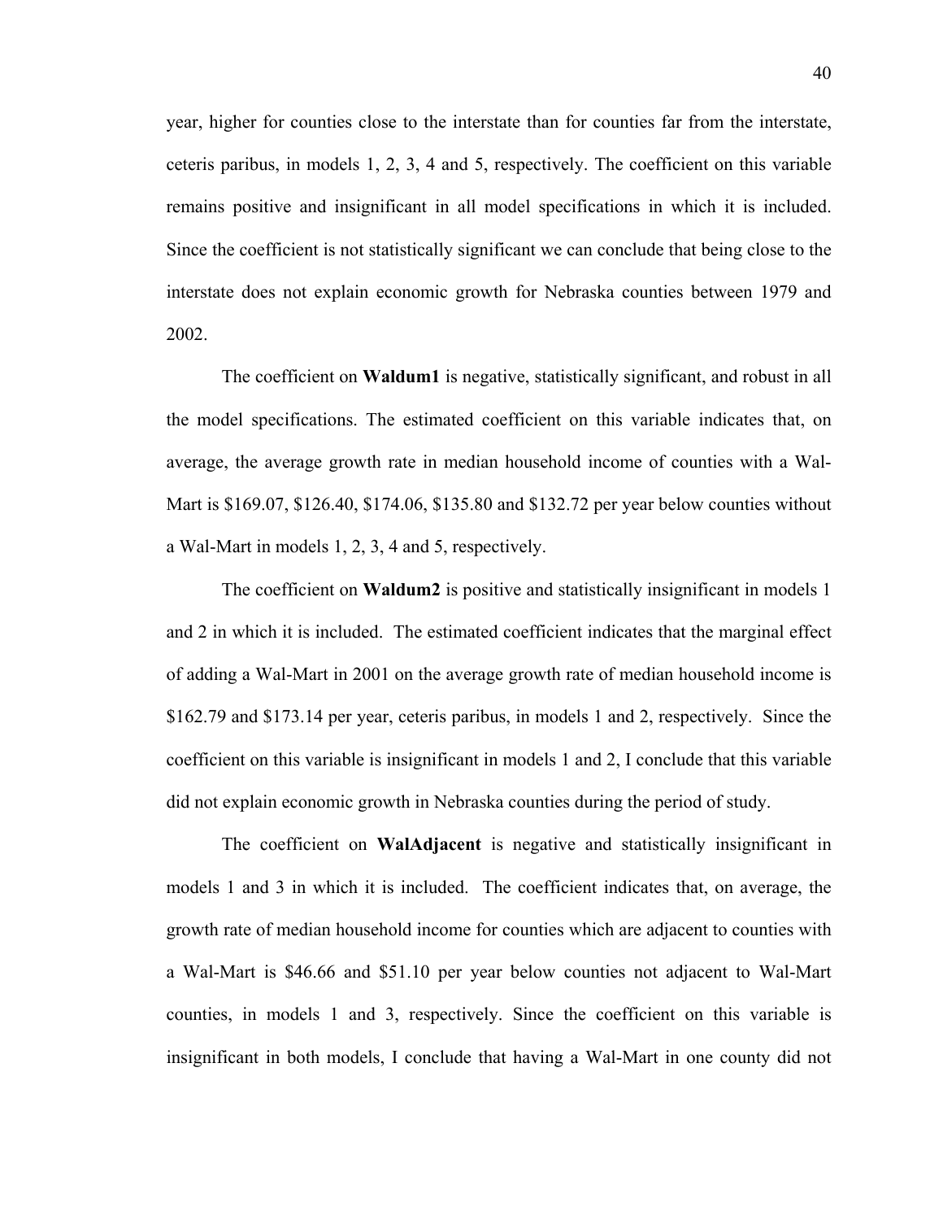year, higher for counties close to the interstate than for counties far from the interstate, ceteris paribus, in models 1, 2, 3, 4 and 5, respectively. The coefficient on this variable remains positive and insignificant in all model specifications in which it is included. Since the coefficient is not statistically significant we can conclude that being close to the interstate does not explain economic growth for Nebraska counties between 1979 and 2002.

The coefficient on **Waldum1** is negative, statistically significant, and robust in all the model specifications. The estimated coefficient on this variable indicates that, on average, the average growth rate in median household income of counties with a Wal-Mart is \$169.07, \$126.40, \$174.06, \$135.80 and \$132.72 per year below counties without a Wal-Mart in models 1, 2, 3, 4 and 5, respectively.

The coefficient on **Waldum2** is positive and statistically insignificant in models 1 and 2 in which it is included. The estimated coefficient indicates that the marginal effect of adding a Wal-Mart in 2001 on the average growth rate of median household income is \$162.79 and \$173.14 per year, ceteris paribus, in models 1 and 2, respectively. Since the coefficient on this variable is insignificant in models 1 and 2, I conclude that this variable did not explain economic growth in Nebraska counties during the period of study.

The coefficient on **WalAdjacent** is negative and statistically insignificant in models 1 and 3 in which it is included. The coefficient indicates that, on average, the growth rate of median household income for counties which are adjacent to counties with a Wal-Mart is \$46.66 and \$51.10 per year below counties not adjacent to Wal-Mart counties, in models 1 and 3, respectively. Since the coefficient on this variable is insignificant in both models, I conclude that having a Wal-Mart in one county did not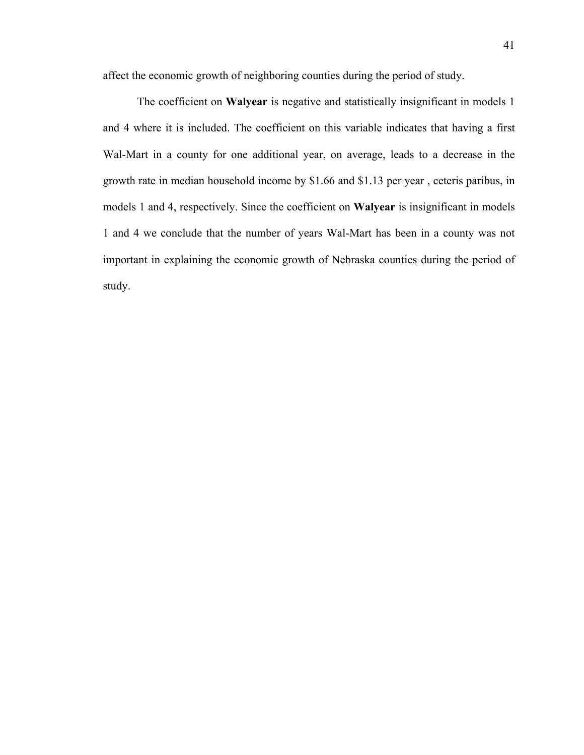affect the economic growth of neighboring counties during the period of study.

The coefficient on **Walyear** is negative and statistically insignificant in models 1 and 4 where it is included. The coefficient on this variable indicates that having a first Wal-Mart in a county for one additional year, on average, leads to a decrease in the growth rate in median household income by $1.66 and $1.13 per year , ceteris paribus, in models 1 and 4, respectively. Since the coefficient on **Walyear** is insignificant in models 1 and 4 we conclude that the number of years Wal-Mart has been in a county was not important in explaining the economic growth of Nebraska counties during the period of study.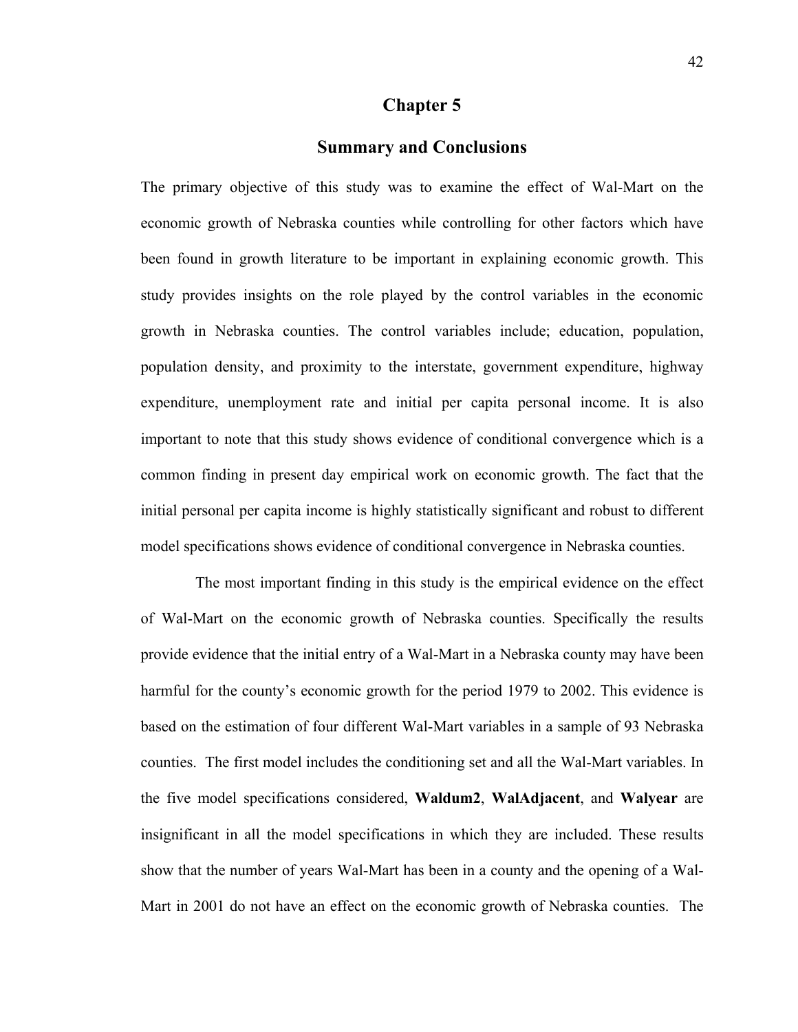# Chapter 5

## Summary and Conclusions

The primary objective of this study was to examine the effect of Wal-Mart on the economic growth of Nebraska counties while controlling for other factors which have been found in growth literature to be important in explaining economic growth. This study provides insights on the role played by the control variables in the economic growth in Nebraska counties. The control variables include; education, population, population density, and proximity to the interstate, government expenditure, highway expenditure, unemployment rate and initial per capita personal income. It is also important to note that this study shows evidence of conditional convergence which is a common finding in present day empirical work on economic growth. The fact that the initial personal per capita income is highly statistically significant and robust to different model specifications shows evidence of conditional convergence in Nebraska counties.

The most important finding in this study is the empirical evidence on the effect of Wal-Mart on the economic growth of Nebraska counties. Specifically the results provide evidence that the initial entry of a Wal-Mart in a Nebraska county may have been harmful for the county's economic growth for the period 1979 to 2002. This evidence is based on the estimation of four different Wal-Mart variables in a sample of 93 Nebraska counties. The first model includes the conditioning set and all the Wal-Mart variables. In the five model specifications considered, **Waldum2**, **WalAdjacent**, and **Walyear** are insignificant in all the model specifications in which they are included. These results show that the number of years Wal-Mart has been in a county and the opening of a Wal-Mart in 2001 do not have an effect on the economic growth of Nebraska counties. The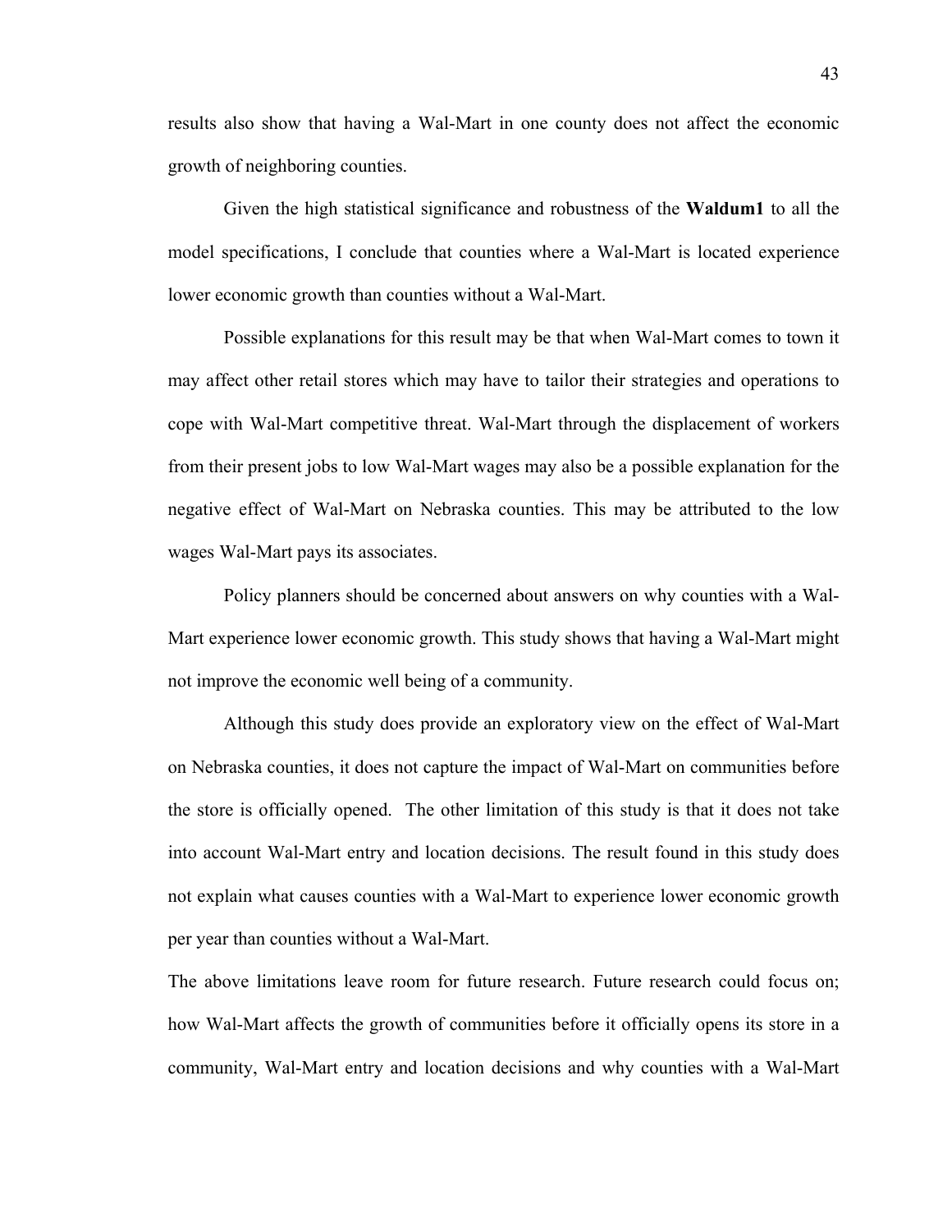results also show that having a Wal-Mart in one county does not affect the economic growth of neighboring counties.

Given the high statistical significance and robustness of the **Waldum1** to all the model specifications, I conclude that counties where a Wal-Mart is located experience lower economic growth than counties without a Wal-Mart.

Possible explanations for this result may be that when Wal-Mart comes to town it may affect other retail stores which may have to tailor their strategies and operations to cope with Wal-Mart competitive threat. Wal-Mart through the displacement of workers from their present jobs to low Wal-Mart wages may also be a possible explanation for the negative effect of Wal-Mart on Nebraska counties. This may be attributed to the low wages Wal-Mart pays its associates.

Policy planners should be concerned about answers on why counties with a Wal-Mart experience lower economic growth. This study shows that having a Wal-Mart might not improve the economic well being of a community.

Although this study does provide an exploratory view on the effect of Wal-Mart on Nebraska counties, it does not capture the impact of Wal-Mart on communities before the store is officially opened. The other limitation of this study is that it does not take into account Wal-Mart entry and location decisions. The result found in this study does not explain what causes counties with a Wal-Mart to experience lower economic growth per year than counties without a Wal-Mart.

The above limitations leave room for future research. Future research could focus on; how Wal-Mart affects the growth of communities before it officially opens its store in a community, Wal-Mart entry and location decisions and why counties with a Wal-Mart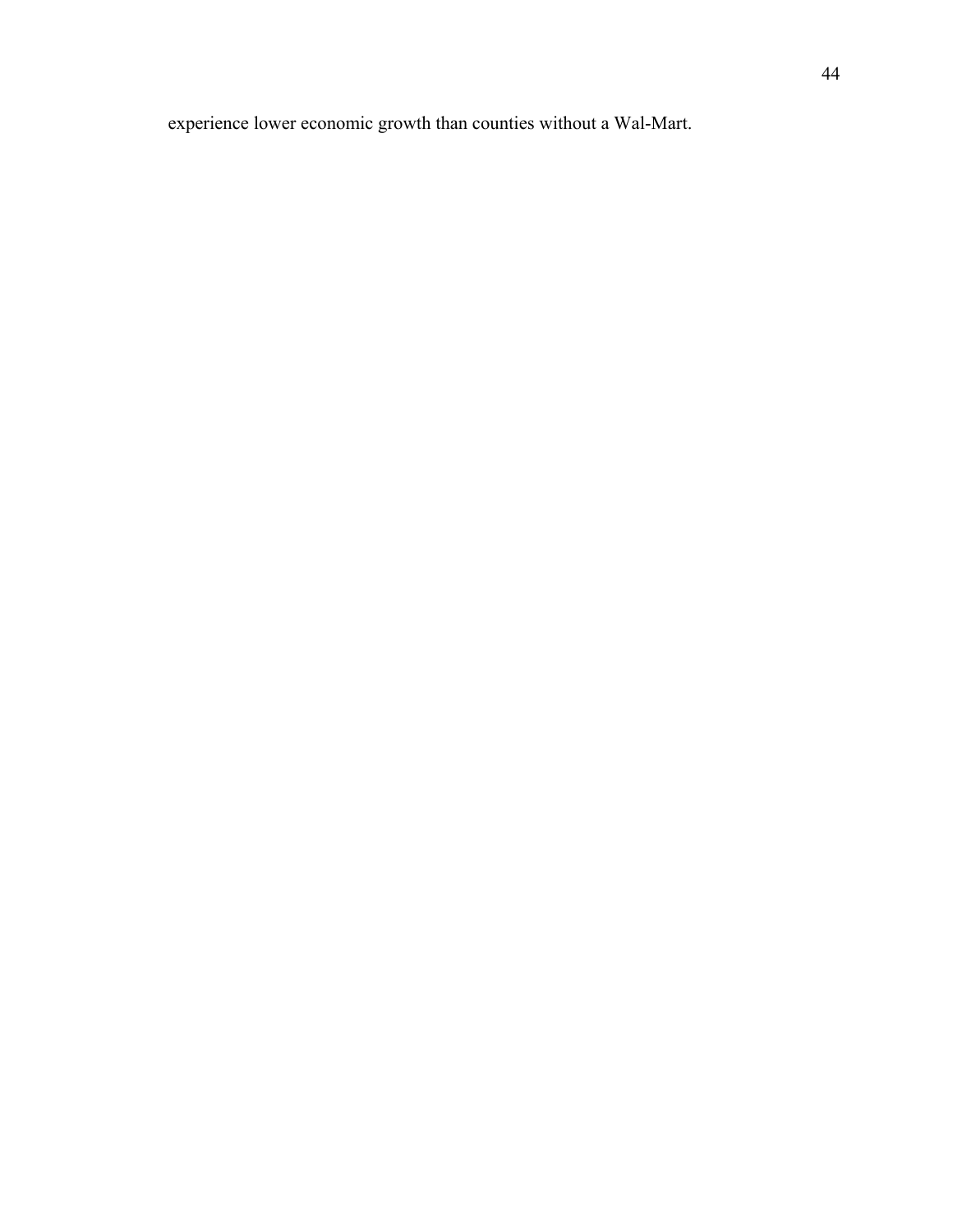experience lower economic growth than counties without a Wal-Mart.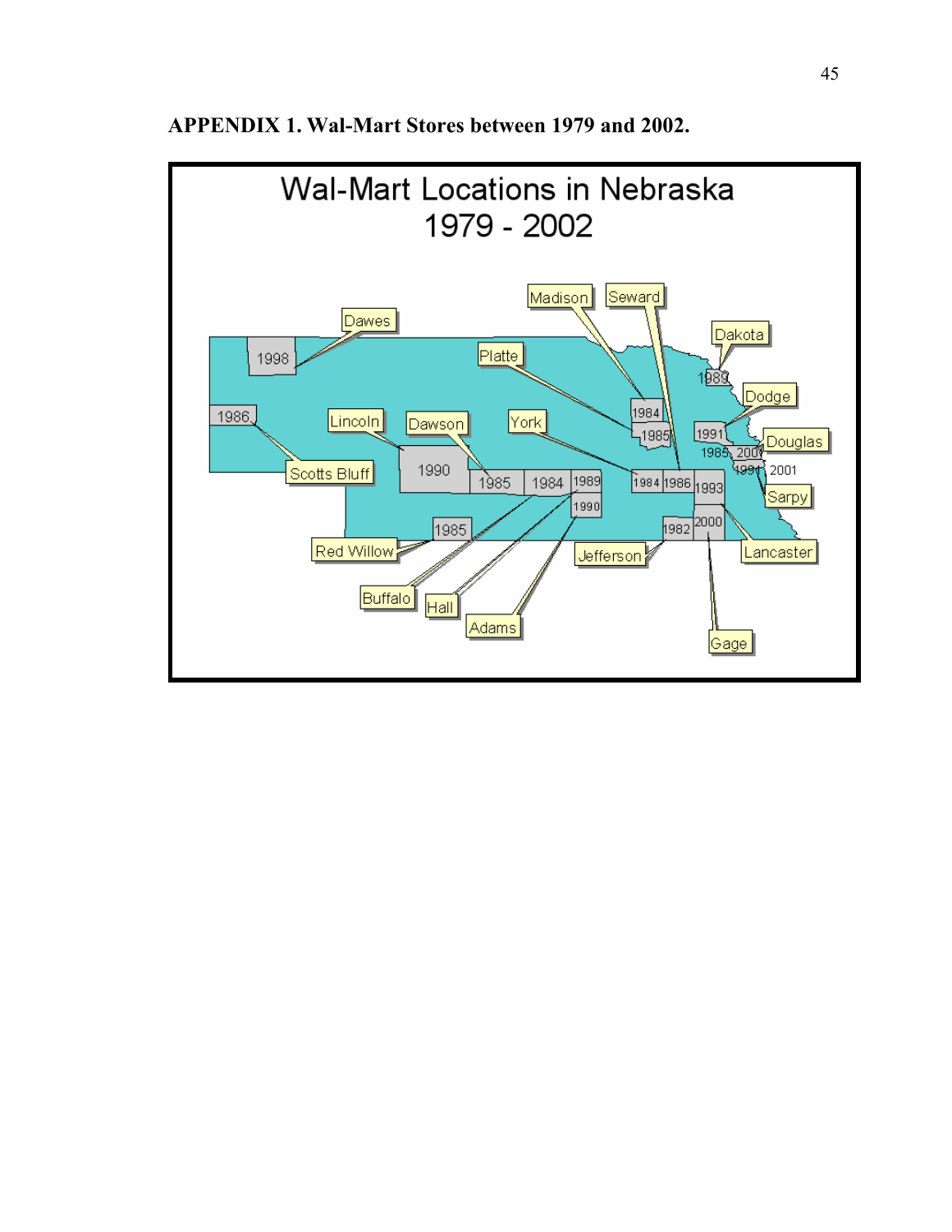**APPENDIX 1. Wal-Mart Stores between 1979 and 2002.**

Wal-Mart Locations in Nebraska 1979 - 2002

Dawes 1998; Scotts Bluff 1986; Lincoln 1990; Dawson 1985; Buffalo 1984; Hall 1989; Adams 1990; Red Willow 1985; Platte 1985; Madison 1984; York 1984; Seward 1986; Lancaster 1993; Gage 2000; Jefferson 1982; Dakota 1989; Dodge 1991; Douglas 1985, 2001; Sarpy 1991, 2001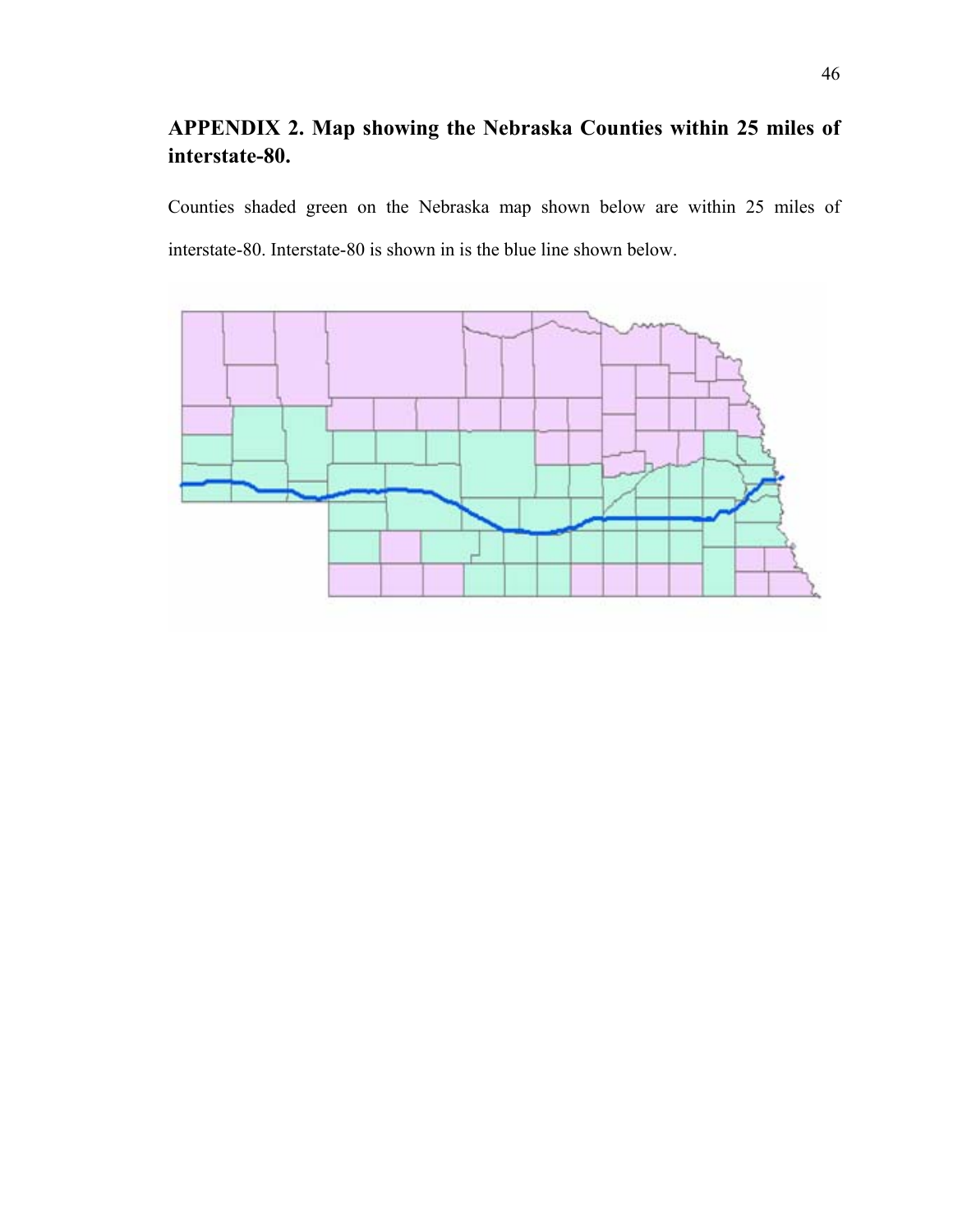## APPENDIX 2. Map showing the Nebraska Counties within 25 miles of interstate-80.

Counties shaded green on the Nebraska map shown below are within 25 miles of interstate-80. Interstate-80 is shown in is the blue line shown below.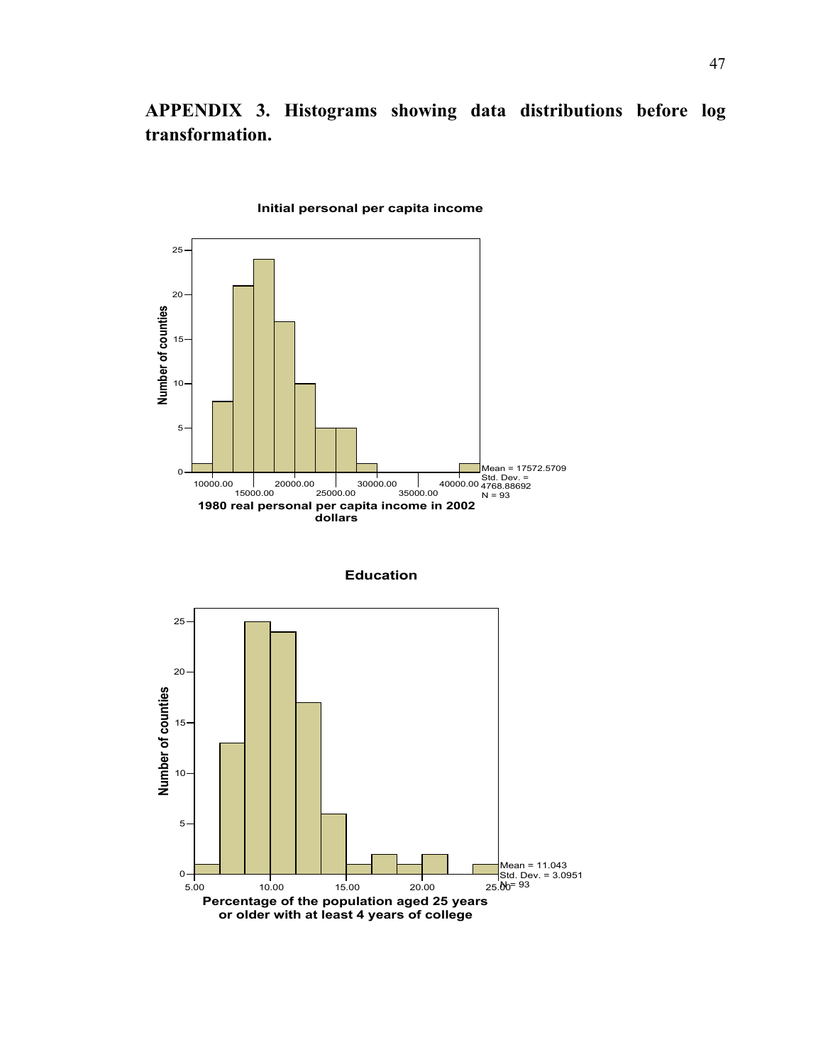# APPENDIX 3. Histograms showing data distributions before log transformation.

**Initial personal per capita income**

Number of counties

Mean = 17572.5709
Std. Dev. = 4768.88692
N = 93

**1980 real personal per capita income in 2002 dollars**

**Education**

Number of counties

Mean = 11.043
Std. Dev. = 3.0951
N = 93

**Percentage of the population aged 25 years or older with at least 4 years of college**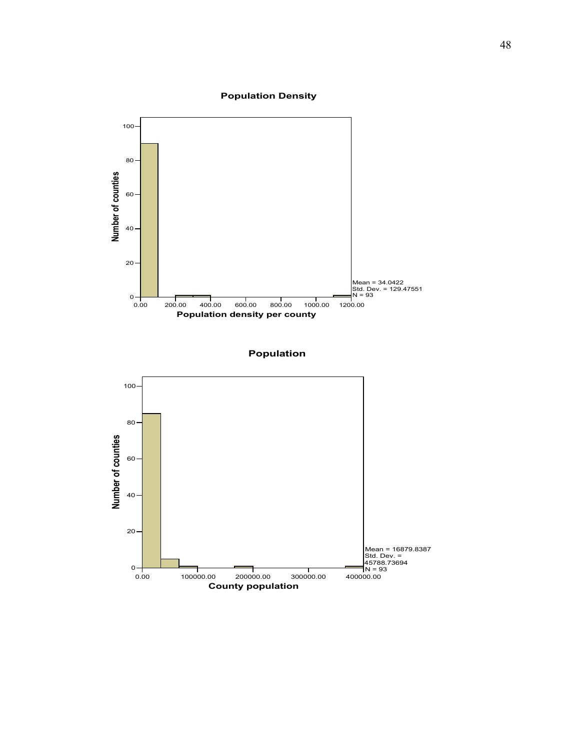**Population Density**

Mean = 34.0422
Std. Dev. = 129.47551
N = 93

Number of counties

Population density per county

**Population**

Mean = 16879.8387
Std. Dev. = 45788.73694
N = 93

Number of counties

County population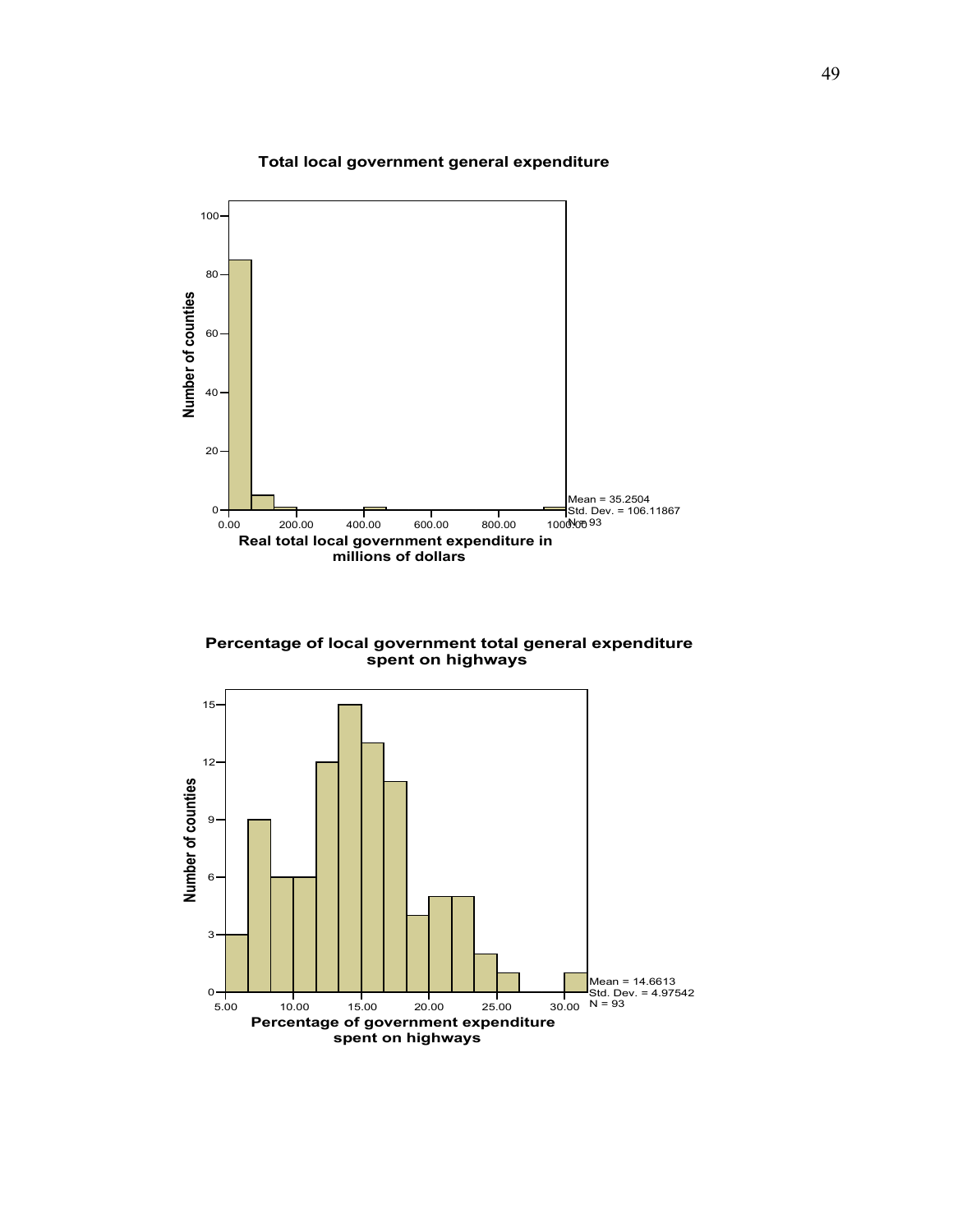**Total local government general expenditure**

Number of counties

Real total local government expenditure in millions of dollars

Mean = 35.2504
Std. Dev. = 106.11867
N = 93

**Percentage of local government total general expenditure spent on highways**

Number of counties

Percentage of government expenditure spent on highways

Mean = 14.6613
Std. Dev. = 4.97542
N = 93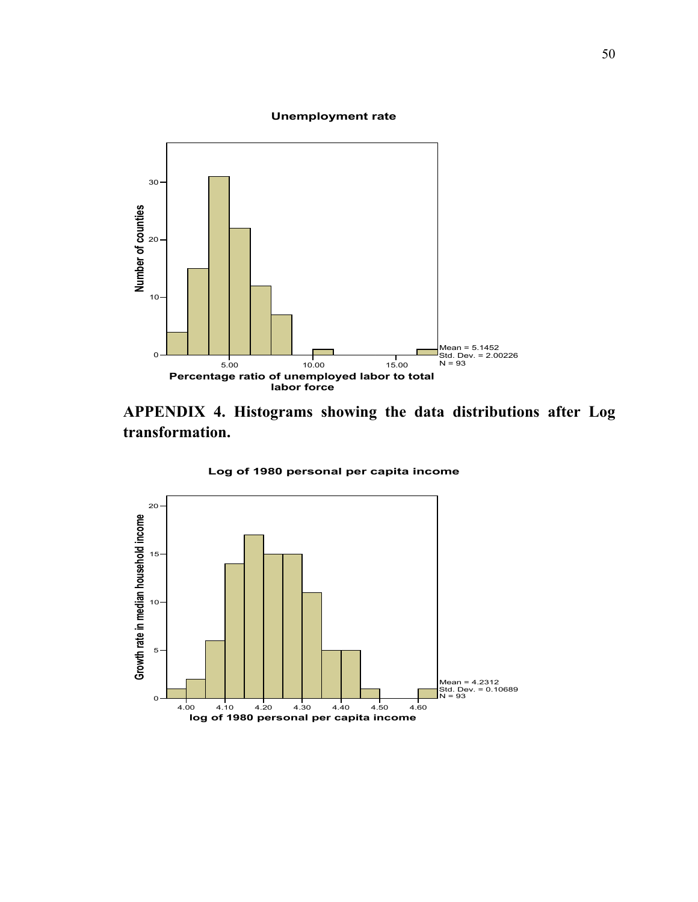**Unemployment rate**

Mean = 5.1452
Std. Dev. = 2.00226
N = 93

Percentage ratio of unemployed labor to total labor force

Number of counties

## APPENDIX 4. Histograms showing the data distributions after Log transformation.

**Log of 1980 personal per capita income**

Mean = 4.2312
Std. Dev. = 0.10689
N = 93

log of 1980 personal per capita income

Growth rate in median household income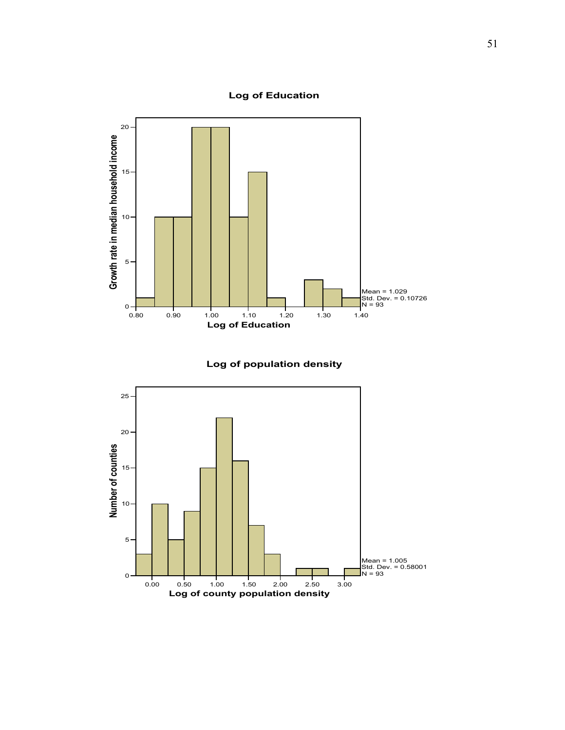**Log of Education**

Mean = 1.029
Std. Dev. = 0.10726
N = 93

**Log of population density**

Mean = 1.005
Std. Dev. = 0.58001
N = 93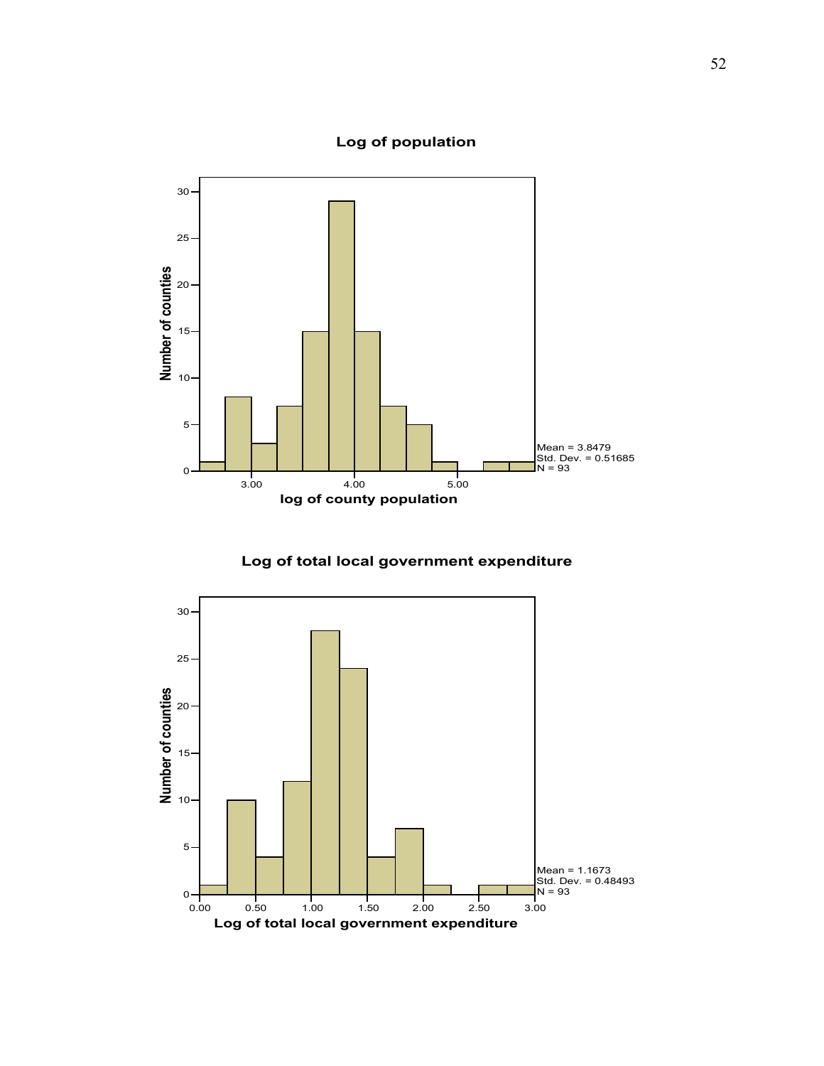**Log of population**

Mean = 3.8479
Std. Dev. = 0.51685
N = 93

**Log of total local government expenditure**

Mean = 1.1673
Std. Dev. = 0.48493
N = 93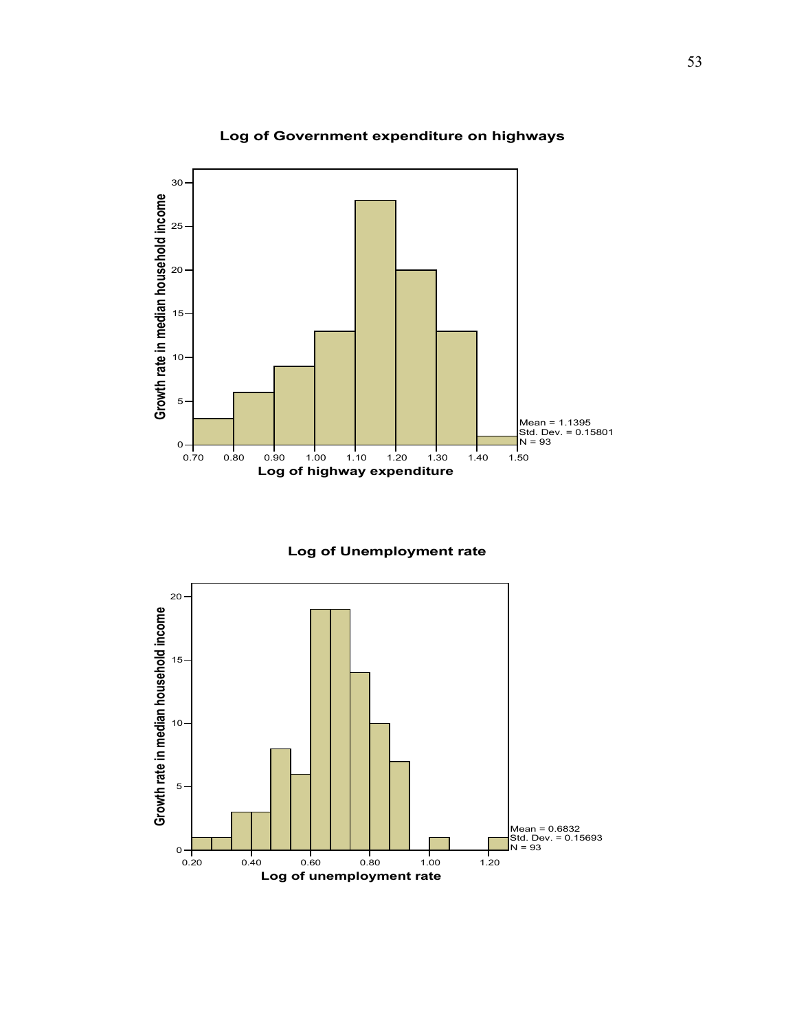**Log of Government expenditure on highways**

Growth rate in median household income

Log of highway expenditure

Mean = 1.1395
Std. Dev. = 0.15801
N = 93

**Log of Unemployment rate**

Growth rate in median household income

Log of unemployment rate

Mean = 0.6832
Std. Dev. = 0.15693
N = 93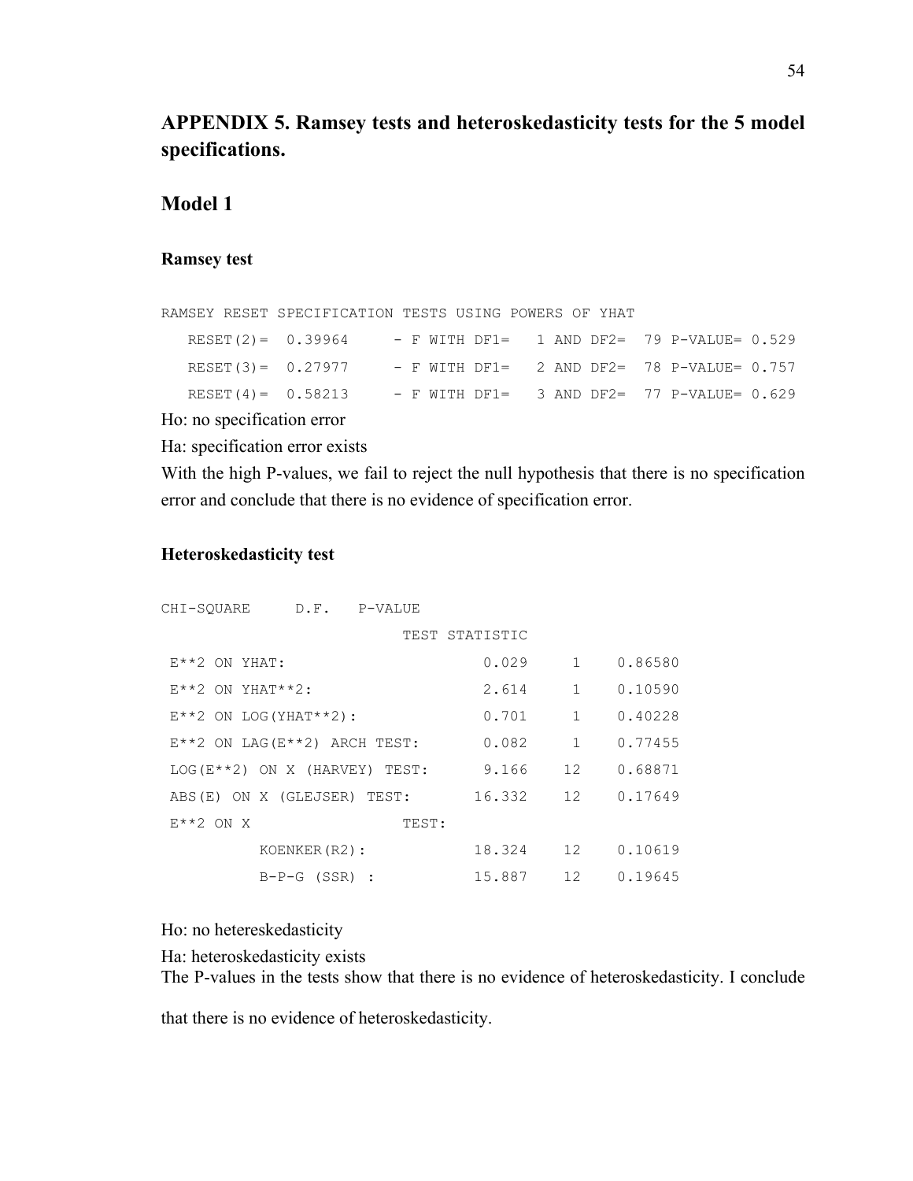# APPENDIX 5. Ramsey tests and heteroskedasticity tests for the 5 model specifications.

## Model 1

### Ramsey test

```
RAMSEY RESET SPECIFICATION TESTS USING POWERS OF YHAT
   RESET(2)=  0.39964     - F WITH DF1=   1 AND DF2=  79 P-VALUE= 0.529
   RESET(3)=  0.27977     - F WITH DF1=   2 AND DF2=  78 P-VALUE= 0.757
   RESET(4)=  0.58213     - F WITH DF1=   3 AND DF2=  77 P-VALUE= 0.629
```

Ho: no specification error

Ha: specification error exists

With the high P-values, we fail to reject the null hypothesis that there is no specification error and conclude that there is no evidence of specification error.

### Heteroskedasticity test

```
CHI-SQUARE     D.F.   P-VALUE
                           TEST STATISTIC
 E**2 ON YHAT:                     0.029     1    0.86580
 E**2 ON YHAT**2:                  2.614     1    0.10590
 E**2 ON LOG(YHAT**2):             0.701     1    0.40228
 E**2 ON LAG(E**2) ARCH TEST:      0.082     1    0.77455
 LOG(E**2) ON X (HARVEY) TEST:     9.166    12    0.68871
 ABS(E) ON X (GLEJSER) TEST:      16.332    12    0.17649
 E**2 ON X                TEST:
           KOENKER(R2):           18.324    12    0.10619
           B-P-G (SSR) :          15.887    12    0.19645
```

Ho: no hetereskedasticity

Ha: heteroskedasticity exists

The P-values in the tests show that there is no evidence of heteroskedasticity. I conclude that there is no evidence of heteroskedasticity.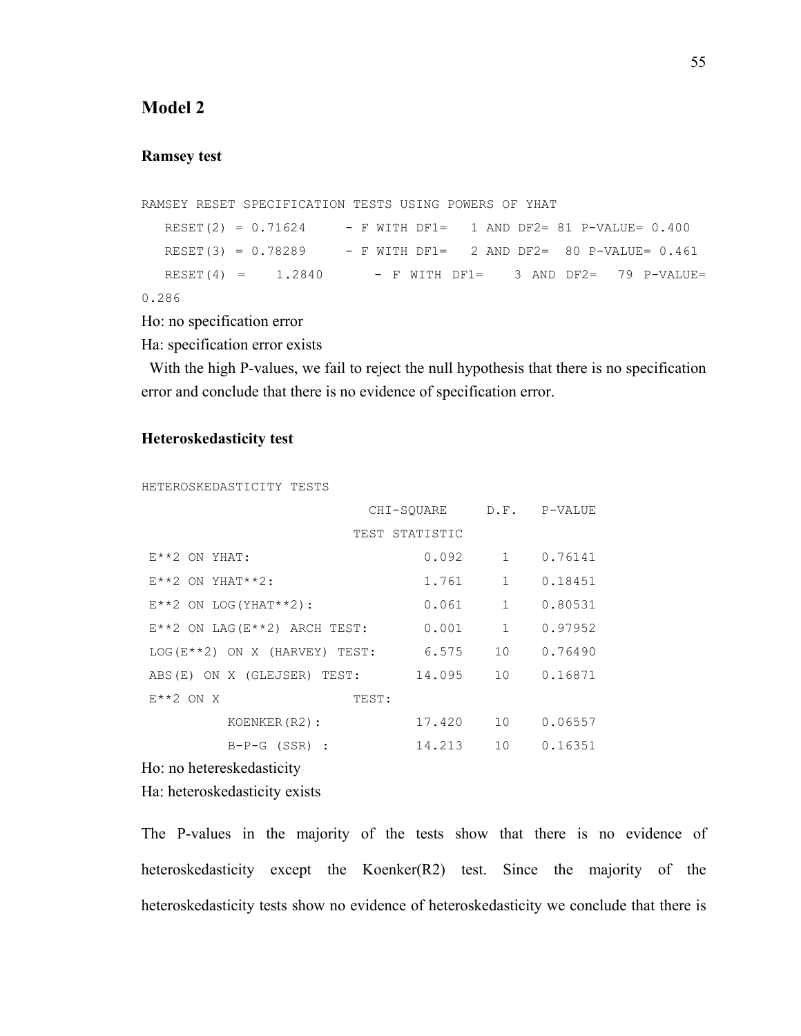## Model 2

### Ramsey test

```
RAMSEY RESET SPECIFICATION TESTS USING POWERS OF YHAT
   RESET(2) = 0.71624     - F WITH DF1=   1 AND DF2= 81 P-VALUE= 0.400
   RESET(3) = 0.78289     - F WITH DF1=   2 AND DF2=  80 P-VALUE= 0.461
   RESET(4) =    1.2840       - F WITH DF1=    3 AND DF2=   79 P-VALUE=
0.286
```

Ho: no specification error

Ha: specification error exists

With the high P-values, we fail to reject the null hypothesis that there is no specification error and conclude that there is no evidence of specification error.

### Heteroskedasticity test

```
HETEROSKEDASTICITY TESTS
                             CHI-SQUARE     D.F.   P-VALUE
                           TEST STATISTIC
 E**2 ON YHAT:                    0.092     1    0.76141
 E**2 ON YHAT**2:                 1.761     1    0.18451
 E**2 ON LOG(YHAT**2):            0.061     1    0.80531
 E**2 ON LAG(E**2) ARCH TEST:     0.001     1    0.97952
 LOG(E**2) ON X (HARVEY) TEST:    6.575    10    0.76490
 ABS(E) ON X (GLEJSER) TEST:     14.095    10    0.16871
 E**2 ON X                 TEST:
           KOENKER(R2):          17.420    10    0.06557
           B-P-G (SSR) :         14.213    10    0.16351
```

Ho: no hetereskedasticity

Ha: heteroskedasticity exists

The P-values in the majority of the tests show that there is no evidence of heteroskedasticity except the Koenker(R2) test. Since the majority of the heteroskedasticity tests show no evidence of heteroskedasticity we conclude that there is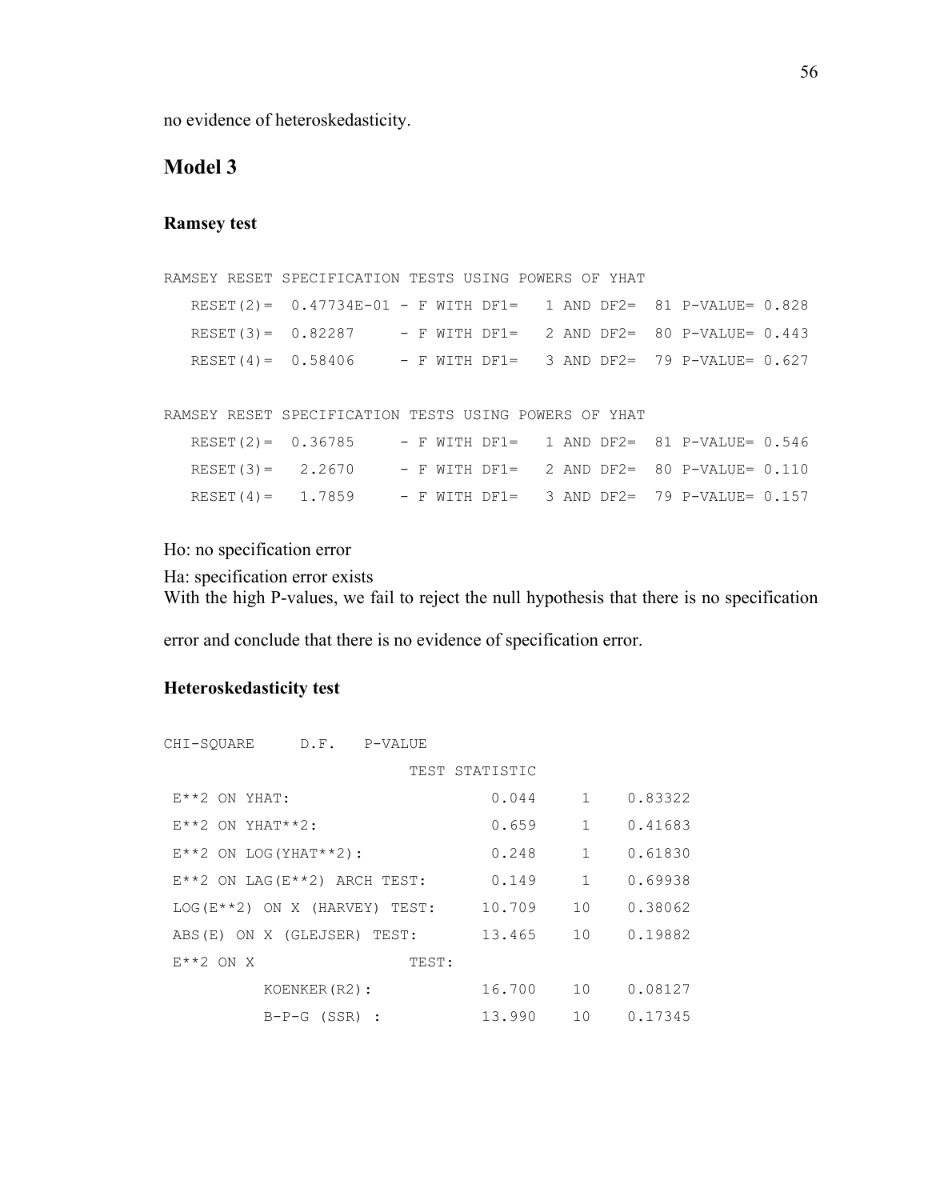no evidence of heteroskedasticity.

## Model 3

### Ramsey test

```
RAMSEY RESET SPECIFICATION TESTS USING POWERS OF YHAT
   RESET(2)=  0.47734E-01 - F WITH DF1=   1 AND DF2=  81 P-VALUE= 0.828
   RESET(3)=  0.82287     - F WITH DF1=   2 AND DF2=  80 P-VALUE= 0.443
   RESET(4)=  0.58406     - F WITH DF1=   3 AND DF2=  79 P-VALUE= 0.627

RAMSEY RESET SPECIFICATION TESTS USING POWERS OF YHAT
   RESET(2)=  0.36785     - F WITH DF1=   1 AND DF2=  81 P-VALUE= 0.546
   RESET(3)=   2.2670     - F WITH DF1=   2 AND DF2=  80 P-VALUE= 0.110
   RESET(4)=   1.7859     - F WITH DF1=   3 AND DF2=  79 P-VALUE= 0.157
```

Ho: no specification error

Ha: specification error exists

With the high P-values, we fail to reject the null hypothesis that there is no specification error and conclude that there is no evidence of specification error.

### Heteroskedasticity test

```
CHI-SQUARE     D.F.   P-VALUE
                           TEST STATISTIC
 E**2 ON YHAT:                      0.044     1    0.83322
 E**2 ON YHAT**2:                   0.659     1    0.41683
 E**2 ON LOG(YHAT**2):              0.248     1    0.61830
 E**2 ON LAG(E**2) ARCH TEST:       0.149     1    0.69938
 LOG(E**2) ON X (HARVEY) TEST:     10.709    10    0.38062
 ABS(E) ON X (GLEJSER) TEST:       13.465    10    0.19882
 E**2 ON X                 TEST:
           KOENKER(R2):            16.700    10    0.08127
           B-P-G (SSR) :           13.990    10    0.17345
```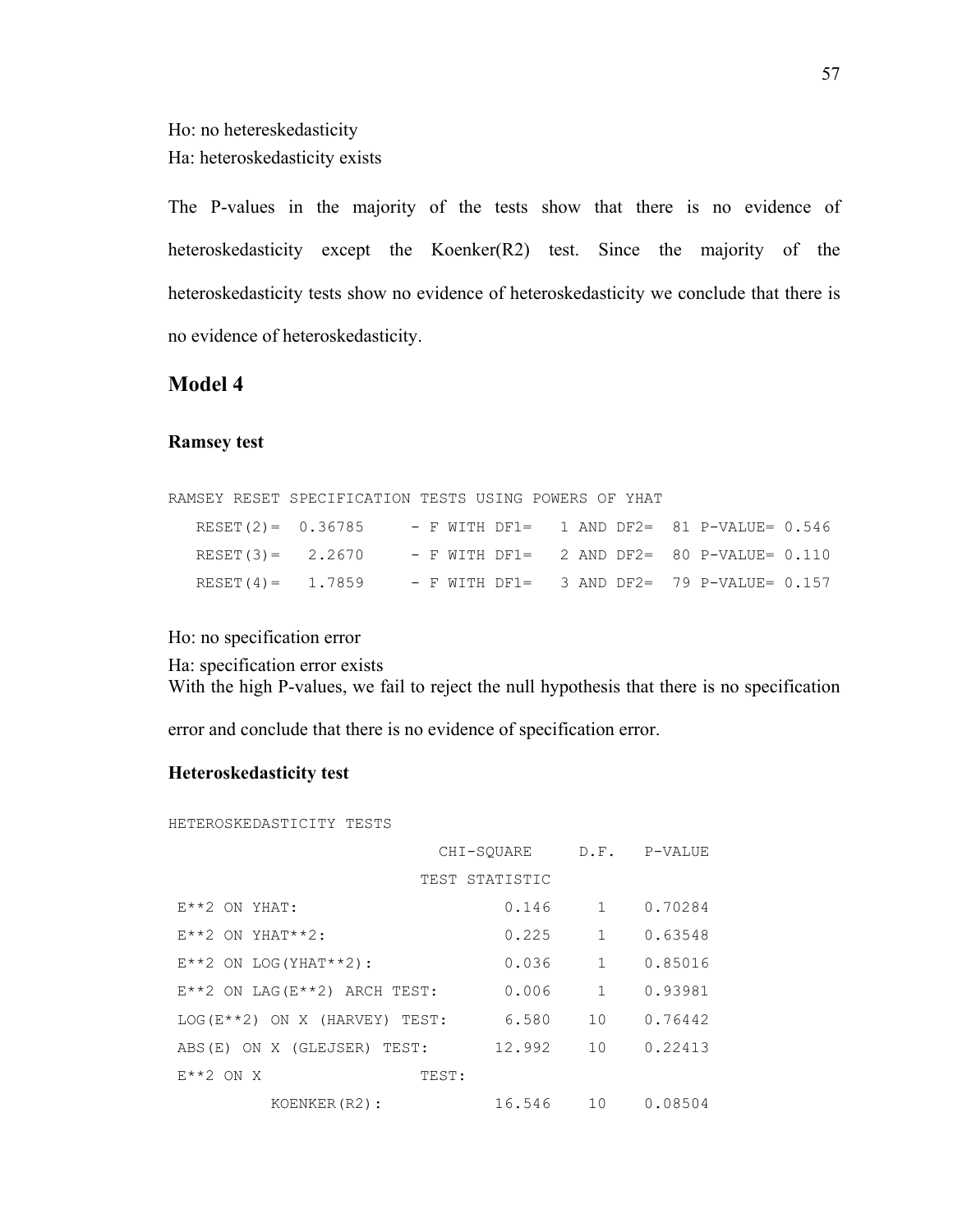Ho: no hetereskedasticity

Ha: heteroskedasticity exists

The P-values in the majority of the tests show that there is no evidence of heteroskedasticity except the Koenker(R2) test. Since the majority of the heteroskedasticity tests show no evidence of heteroskedasticity we conclude that there is no evidence of heteroskedasticity.

## Model 4

### Ramsey test

```
RAMSEY RESET SPECIFICATION TESTS USING POWERS OF YHAT
   RESET(2)=  0.36785     - F WITH DF1=   1 AND DF2=  81 P-VALUE= 0.546
   RESET(3)=   2.2670     - F WITH DF1=   2 AND DF2=  80 P-VALUE= 0.110
   RESET(4)=   1.7859     - F WITH DF1=   3 AND DF2=  79 P-VALUE= 0.157
```

Ho: no specification error

Ha: specification error exists

With the high P-values, we fail to reject the null hypothesis that there is no specification error and conclude that there is no evidence of specification error.

### Heteroskedasticity test

```
HETEROSKEDASTICITY TESTS
                              CHI-SQUARE     D.F.   P-VALUE
                            TEST STATISTIC
 E**2 ON YHAT:                       0.146     1    0.70284
 E**2 ON YHAT**2:                    0.225     1    0.63548
 E**2 ON LOG(YHAT**2):               0.036     1    0.85016
 E**2 ON LAG(E**2) ARCH TEST:        0.006     1    0.93981
 LOG(E**2) ON X (HARVEY) TEST:       6.580    10    0.76442
 ABS(E) ON X (GLEJSER) TEST:        12.992    10    0.22413
 E**2 ON X                  TEST:
           KOENKER(R2):             16.546    10    0.08504
```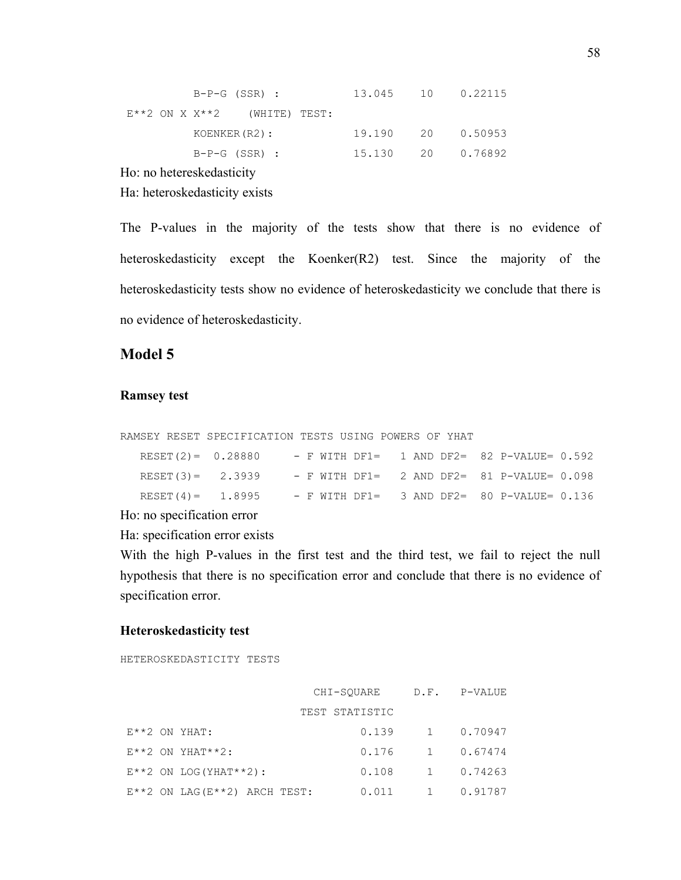```
          B-P-G (SSR) :          13.045    10    0.22115
 E**2 ON X X**2    (WHITE) TEST:
          KOENKER(R2):           19.190    20    0.50953
          B-P-G (SSR) :          15.130    20    0.76892
```

Ho: no hetereskedasticity

Ha: heteroskedasticity exists

The P-values in the majority of the tests show that there is no evidence of heteroskedasticity except the Koenker(R2) test. Since the majority of the heteroskedasticity tests show no evidence of heteroskedasticity we conclude that there is no evidence of heteroskedasticity.

## Model 5

### Ramsey test

```
RAMSEY RESET SPECIFICATION TESTS USING POWERS OF YHAT
   RESET(2)=  0.28880     - F WITH DF1=   1 AND DF2=  82 P-VALUE= 0.592
   RESET(3)=   2.3939     - F WITH DF1=   2 AND DF2=  81 P-VALUE= 0.098
   RESET(4)=   1.8995     - F WITH DF1=   3 AND DF2=  80 P-VALUE= 0.136
```

Ho: no specification error

Ha: specification error exists

With the high P-values in the first test and the third test, we fail to reject the null hypothesis that there is no specification error and conclude that there is no evidence of specification error.

### Heteroskedasticity test

```
HETEROSKEDASTICITY TESTS

                                 CHI-SQUARE     D.F.   P-VALUE
                               TEST STATISTIC
 E**2 ON YHAT:                       0.139     1    0.70947
 E**2 ON YHAT**2:                    0.176     1    0.67474
 E**2 ON LOG(YHAT**2):               0.108     1    0.74263
 E**2 ON LAG(E**2) ARCH TEST:        0.011     1    0.91787
```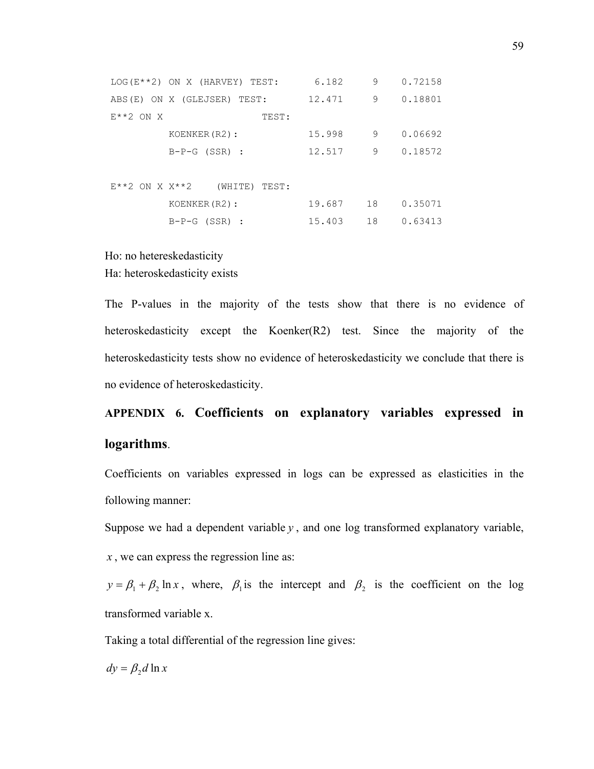```
LOG(E**2) ON X (HARVEY) TEST:      6.182     9    0.72158
ABS(E) ON X (GLEJSER) TEST:       12.471     9    0.18801
E**2 ON X                TEST:
          KOENKER(R2):            15.998     9    0.06692
          B-P-G (SSR) :           12.517     9    0.18572

E**2 ON X X**2    (WHITE) TEST:
          KOENKER(R2):            19.687    18    0.35071
          B-P-G (SSR) :           15.403    18    0.63413
```

Ho: no hetereskedasticity
Ha: heteroskedasticity exists

The P-values in the majority of the tests show that there is no evidence of heteroskedasticity except the Koenker(R2) test. Since the majority of the heteroskedasticity tests show no evidence of heteroskedasticity we conclude that there is no evidence of heteroskedasticity.

## APPENDIX 6. Coefficients on explanatory variables expressed in logarithms.

Coefficients on variables expressed in logs can be expressed as elasticities in the following manner:

Suppose we had a dependent variable $y$, and one log transformed explanatory variable, $x$, we can express the regression line as:

$y = \beta_1 + \beta_2 \ln x$, where, $\beta_1$ is the intercept and $\beta_2$ is the coefficient on the log transformed variable x.

Taking a total differential of the regression line gives:

$dy = \beta_2 d \ln x$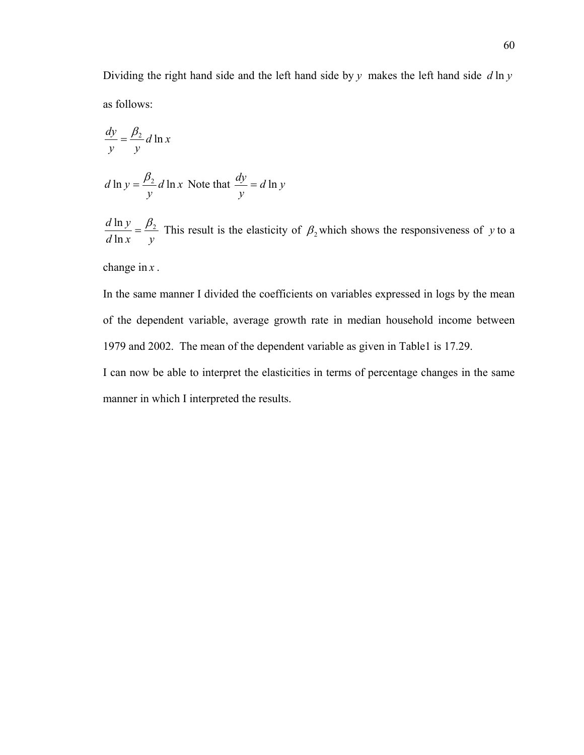Dividing the right hand side and the left hand side by $y$ makes the left hand side $d \ln y$ as follows:

$$\frac{dy}{y} = \frac{\beta_2}{y} d \ln x$$

$d \ln y = \frac{\beta_2}{y} d \ln x$ Note that $\frac{dy}{y} = d \ln y$

$\frac{d \ln y}{d \ln x} = \frac{\beta_2}{y}$ This result is the elasticity of $\beta_2$ which shows the responsiveness of $y$ to a change in $x$.

In the same manner I divided the coefficients on variables expressed in logs by the mean of the dependent variable, average growth rate in median household income between 1979 and 2002. The mean of the dependent variable as given in Table1 is 17.29.

I can now be able to interpret the elasticities in terms of percentage changes in the same manner in which I interpreted the results.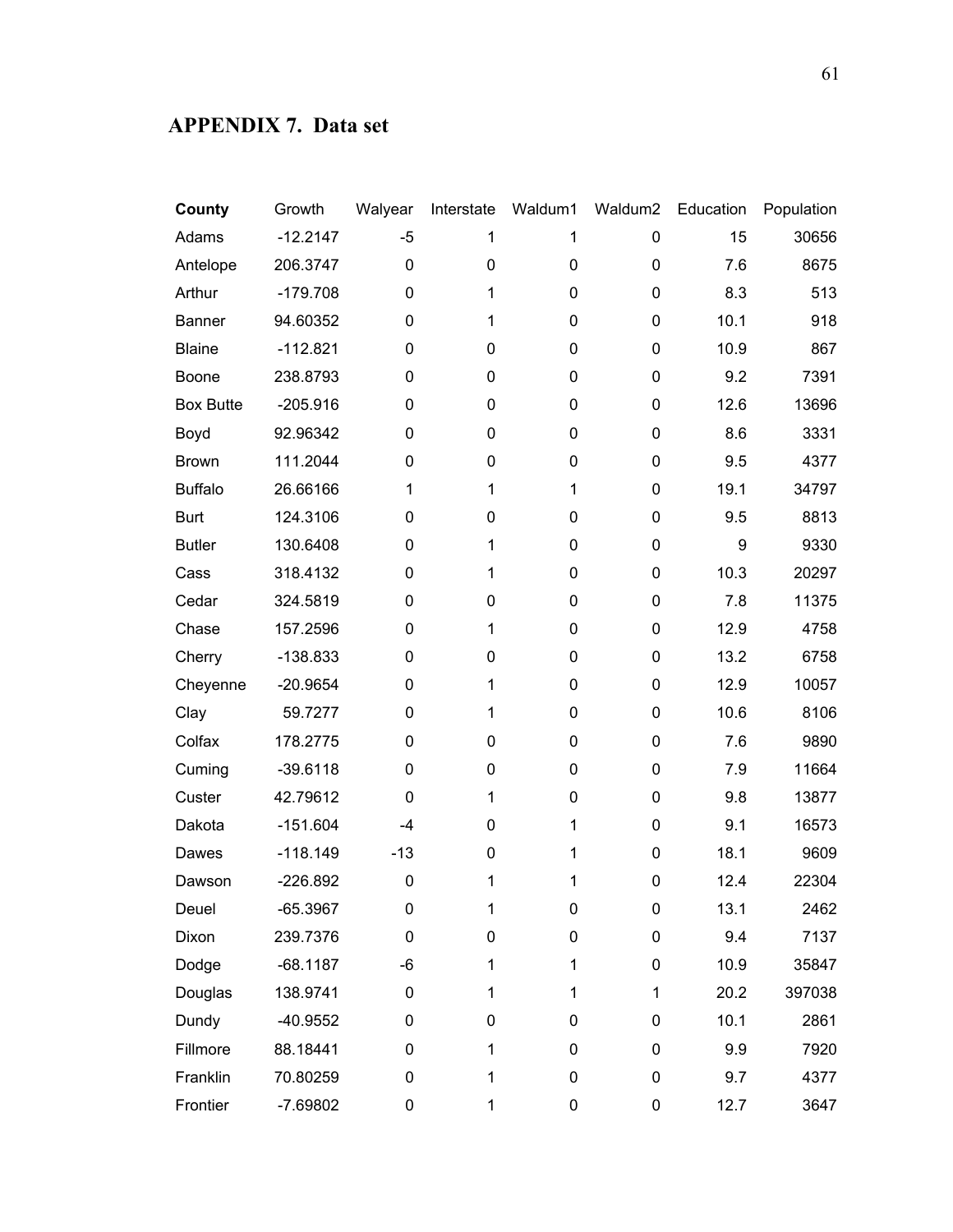## APPENDIX 7. Data set

| County | Growth | Walyear | Interstate | Waldum1 | Waldum2 | Education | Population |
|---|---|---|---|---|---|---|---|
| Adams | -12.2147 | -5 | 1 | 1 | 0 | 15 | 30656 |
| Antelope | 206.3747 | 0 | 0 | 0 | 0 | 7.6 | 8675 |
| Arthur | -179.708 | 0 | 1 | 0 | 0 | 8.3 | 513 |
| Banner | 94.60352 | 0 | 1 | 0 | 0 | 10.1 | 918 |
| Blaine | -112.821 | 0 | 0 | 0 | 0 | 10.9 | 867 |
| Boone | 238.8793 | 0 | 0 | 0 | 0 | 9.2 | 7391 |
| Box Butte | -205.916 | 0 | 0 | 0 | 0 | 12.6 | 13696 |
| Boyd | 92.96342 | 0 | 0 | 0 | 0 | 8.6 | 3331 |
| Brown | 111.2044 | 0 | 0 | 0 | 0 | 9.5 | 4377 |
| Buffalo | 26.66166 | 1 | 1 | 1 | 0 | 19.1 | 34797 |
| Burt | 124.3106 | 0 | 0 | 0 | 0 | 9.5 | 8813 |
| Butler | 130.6408 | 0 | 1 | 0 | 0 | 9 | 9330 |
| Cass | 318.4132 | 0 | 1 | 0 | 0 | 10.3 | 20297 |
| Cedar | 324.5819 | 0 | 0 | 0 | 0 | 7.8 | 11375 |
| Chase | 157.2596 | 0 | 1 | 0 | 0 | 12.9 | 4758 |
| Cherry | -138.833 | 0 | 0 | 0 | 0 | 13.2 | 6758 |
| Cheyenne | -20.9654 | 0 | 1 | 0 | 0 | 12.9 | 10057 |
| Clay | 59.7277 | 0 | 1 | 0 | 0 | 10.6 | 8106 |
| Colfax | 178.2775 | 0 | 0 | 0 | 0 | 7.6 | 9890 |
| Cuming | -39.6118 | 0 | 0 | 0 | 0 | 7.9 | 11664 |
| Custer | 42.79612 | 0 | 1 | 0 | 0 | 9.8 | 13877 |
| Dakota | -151.604 | -4 | 0 | 1 | 0 | 9.1 | 16573 |
| Dawes | -118.149 | -13 | 0 | 1 | 0 | 18.1 | 9609 |
| Dawson | -226.892 | 0 | 1 | 1 | 0 | 12.4 | 22304 |
| Deuel | -65.3967 | 0 | 1 | 0 | 0 | 13.1 | 2462 |
| Dixon | 239.7376 | 0 | 0 | 0 | 0 | 9.4 | 7137 |
| Dodge | -68.1187 | -6 | 1 | 1 | 0 | 10.9 | 35847 |
| Douglas | 138.9741 | 0 | 1 | 1 | 1 | 20.2 | 397038 |
| Dundy | -40.9552 | 0 | 0 | 0 | 0 | 10.1 | 2861 |
| Fillmore | 88.18441 | 0 | 1 | 0 | 0 | 9.9 | 7920 |
| Franklin | 70.80259 | 0 | 1 | 0 | 0 | 9.7 | 4377 |
| Frontier | -7.69802 | 0 | 1 | 0 | 0 | 12.7 | 3647 |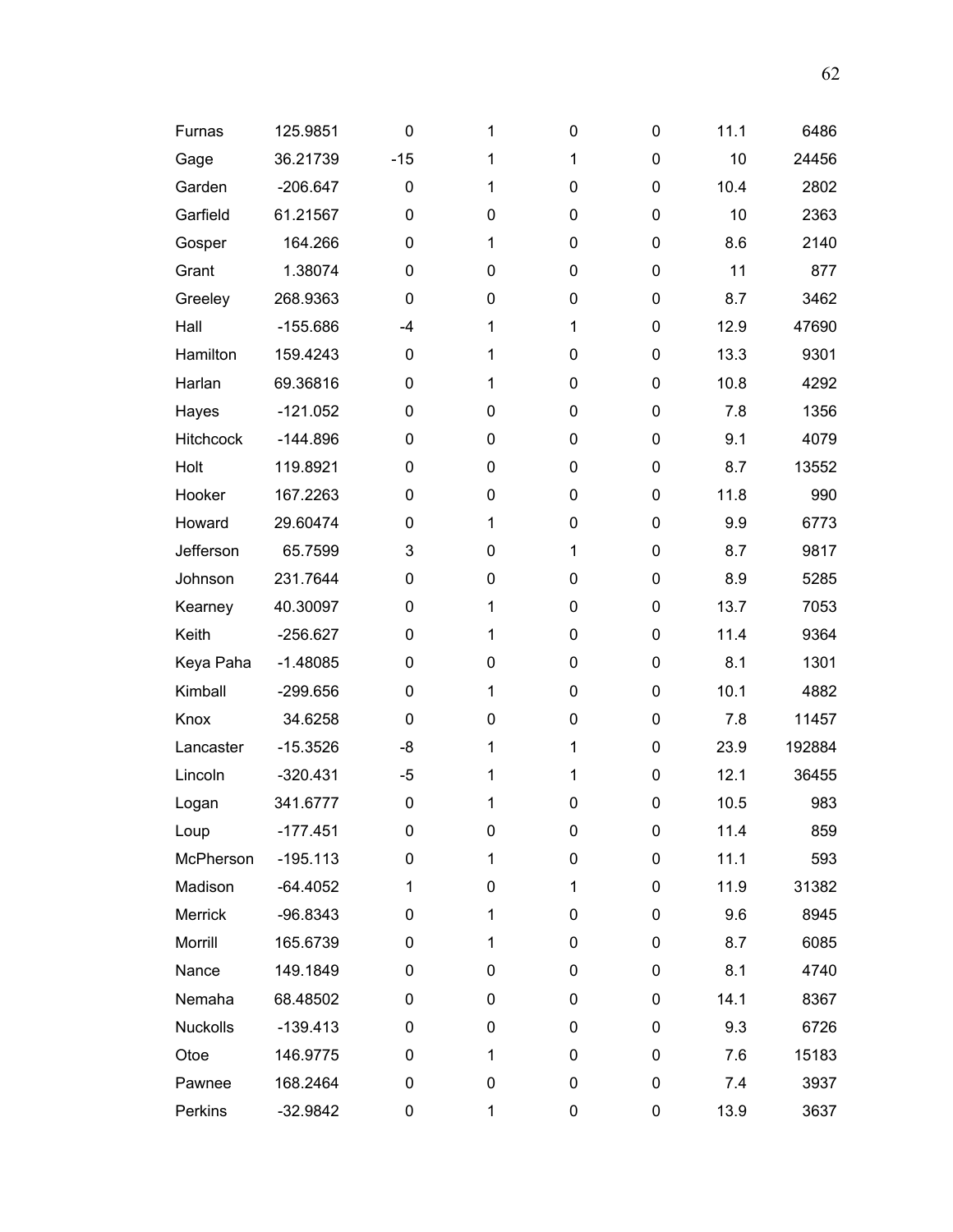| | | | | | | | |
|---|---|---|---|---|---|---|---|
| Furnas | 125.9851 | 0 | 1 | 0 | 0 | 11.1 | 6486 |
| Gage | 36.21739 | -15 | 1 | 1 | 0 | 10 | 24456 |
| Garden | -206.647 | 0 | 1 | 0 | 0 | 10.4 | 2802 |
| Garfield | 61.21567 | 0 | 0 | 0 | 0 | 10 | 2363 |
| Gosper | 164.266 | 0 | 1 | 0 | 0 | 8.6 | 2140 |
| Grant | 1.38074 | 0 | 0 | 0 | 0 | 11 | 877 |
| Greeley | 268.9363 | 0 | 0 | 0 | 0 | 8.7 | 3462 |
| Hall | -155.686 | -4 | 1 | 1 | 0 | 12.9 | 47690 |
| Hamilton | 159.4243 | 0 | 1 | 0 | 0 | 13.3 | 9301 |
| Harlan | 69.36816 | 0 | 1 | 0 | 0 | 10.8 | 4292 |
| Hayes | -121.052 | 0 | 0 | 0 | 0 | 7.8 | 1356 |
| Hitchcock | -144.896 | 0 | 0 | 0 | 0 | 9.1 | 4079 |
| Holt | 119.8921 | 0 | 0 | 0 | 0 | 8.7 | 13552 |
| Hooker | 167.2263 | 0 | 0 | 0 | 0 | 11.8 | 990 |
| Howard | 29.60474 | 0 | 1 | 0 | 0 | 9.9 | 6773 |
| Jefferson | 65.7599 | 3 | 0 | 1 | 0 | 8.7 | 9817 |
| Johnson | 231.7644 | 0 | 0 | 0 | 0 | 8.9 | 5285 |
| Kearney | 40.30097 | 0 | 1 | 0 | 0 | 13.7 | 7053 |
| Keith | -256.627 | 0 | 1 | 0 | 0 | 11.4 | 9364 |
| Keya Paha | -1.48085 | 0 | 0 | 0 | 0 | 8.1 | 1301 |
| Kimball | -299.656 | 0 | 1 | 0 | 0 | 10.1 | 4882 |
| Knox | 34.6258 | 0 | 0 | 0 | 0 | 7.8 | 11457 |
| Lancaster | -15.3526 | -8 | 1 | 1 | 0 | 23.9 | 192884 |
| Lincoln | -320.431 | -5 | 1 | 1 | 0 | 12.1 | 36455 |
| Logan | 341.6777 | 0 | 1 | 0 | 0 | 10.5 | 983 |
| Loup | -177.451 | 0 | 0 | 0 | 0 | 11.4 | 859 |
| McPherson | -195.113 | 0 | 1 | 0 | 0 | 11.1 | 593 |
| Madison | -64.4052 | 1 | 0 | 1 | 0 | 11.9 | 31382 |
| Merrick | -96.8343 | 0 | 1 | 0 | 0 | 9.6 | 8945 |
| Morrill | 165.6739 | 0 | 1 | 0 | 0 | 8.7 | 6085 |
| Nance | 149.1849 | 0 | 0 | 0 | 0 | 8.1 | 4740 |
| Nemaha | 68.48502 | 0 | 0 | 0 | 0 | 14.1 | 8367 |
| Nuckolls | -139.413 | 0 | 0 | 0 | 0 | 9.3 | 6726 |
| Otoe | 146.9775 | 0 | 1 | 0 | 0 | 7.6 | 15183 |
| Pawnee | 168.2464 | 0 | 0 | 0 | 0 | 7.4 | 3937 |
| Perkins | -32.9842 | 0 | 1 | 0 | 0 | 13.9 | 3637 |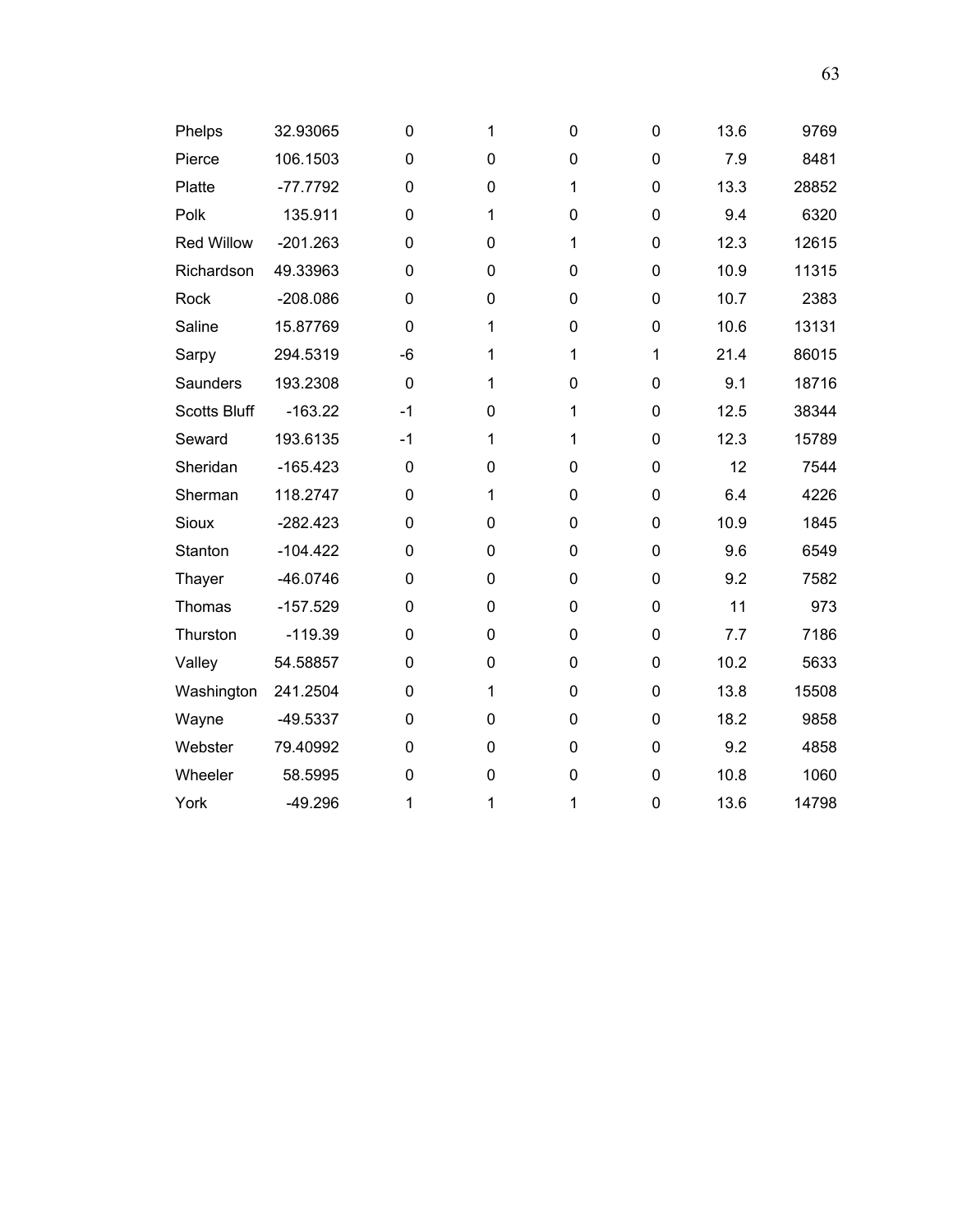| | | | | | | | |
|---|---|---|---|---|---|---|---|
| Phelps | 32.93065 | 0 | 1 | 0 | 0 | 13.6 | 9769 |
| Pierce | 106.1503 | 0 | 0 | 0 | 0 | 7.9 | 8481 |
| Platte | -77.7792 | 0 | 0 | 1 | 0 | 13.3 | 28852 |
| Polk | 135.911 | 0 | 1 | 0 | 0 | 9.4 | 6320 |
| Red Willow | -201.263 | 0 | 0 | 1 | 0 | 12.3 | 12615 |
| Richardson | 49.33963 | 0 | 0 | 0 | 0 | 10.9 | 11315 |
| Rock | -208.086 | 0 | 0 | 0 | 0 | 10.7 | 2383 |
| Saline | 15.87769 | 0 | 1 | 0 | 0 | 10.6 | 13131 |
| Sarpy | 294.5319 | -6 | 1 | 1 | 1 | 21.4 | 86015 |
| Saunders | 193.2308 | 0 | 1 | 0 | 0 | 9.1 | 18716 |
| Scotts Bluff | -163.22 | -1 | 0 | 1 | 0 | 12.5 | 38344 |
| Seward | 193.6135 | -1 | 1 | 1 | 0 | 12.3 | 15789 |
| Sheridan | -165.423 | 0 | 0 | 0 | 0 | 12 | 7544 |
| Sherman | 118.2747 | 0 | 1 | 0 | 0 | 6.4 | 4226 |
| Sioux | -282.423 | 0 | 0 | 0 | 0 | 10.9 | 1845 |
| Stanton | -104.422 | 0 | 0 | 0 | 0 | 9.6 | 6549 |
| Thayer | -46.0746 | 0 | 0 | 0 | 0 | 9.2 | 7582 |
| Thomas | -157.529 | 0 | 0 | 0 | 0 | 11 | 973 |
| Thurston | -119.39 | 0 | 0 | 0 | 0 | 7.7 | 7186 |
| Valley | 54.58857 | 0 | 0 | 0 | 0 | 10.2 | 5633 |
| Washington | 241.2504 | 0 | 1 | 0 | 0 | 13.8 | 15508 |
| Wayne | -49.5337 | 0 | 0 | 0 | 0 | 18.2 | 9858 |
| Webster | 79.40992 | 0 | 0 | 0 | 0 | 9.2 | 4858 |
| Wheeler | 58.5995 | 0 | 0 | 0 | 0 | 10.8 | 1060 |
| York | -49.296 | 1 | 1 | 1 | 0 | 13.6 | 14798 |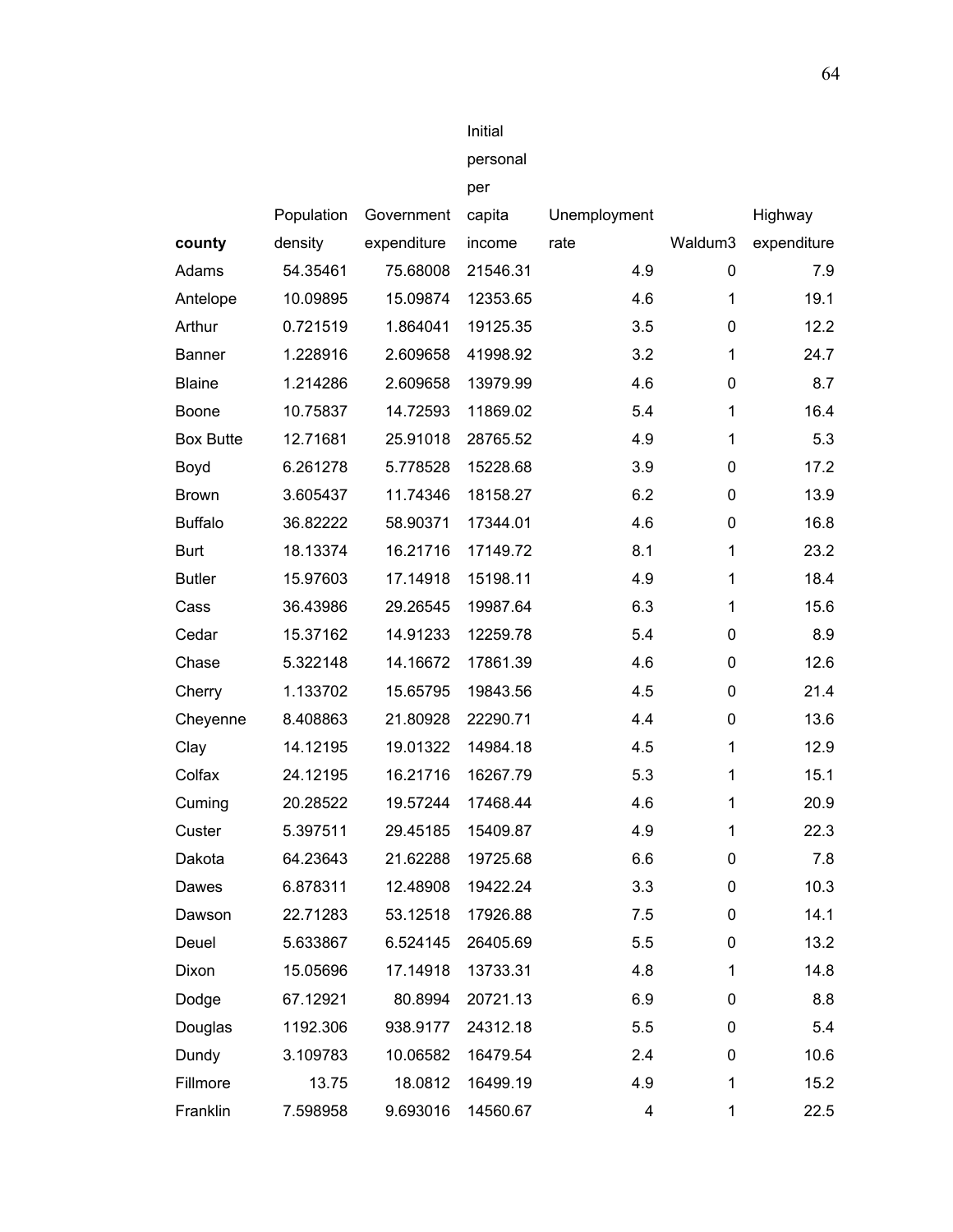| county | Population density | Government expenditure | Initial personal per capita income | Unemployment rate | Waldum3 | Highway expenditure |
|---|---|---|---|---|---|---|
| Adams | 54.35461 | 75.68008 | 21546.31 | 4.9 | 0 | 7.9 |
| Antelope | 10.09895 | 15.09874 | 12353.65 | 4.6 | 1 | 19.1 |
| Arthur | 0.721519 | 1.864041 | 19125.35 | 3.5 | 0 | 12.2 |
| Banner | 1.228916 | 2.609658 | 41998.92 | 3.2 | 1 | 24.7 |
| Blaine | 1.214286 | 2.609658 | 13979.99 | 4.6 | 0 | 8.7 |
| Boone | 10.75837 | 14.72593 | 11869.02 | 5.4 | 1 | 16.4 |
| Box Butte | 12.71681 | 25.91018 | 28765.52 | 4.9 | 1 | 5.3 |
| Boyd | 6.261278 | 5.778528 | 15228.68 | 3.9 | 0 | 17.2 |
| Brown | 3.605437 | 11.74346 | 18158.27 | 6.2 | 0 | 13.9 |
| Buffalo | 36.82222 | 58.90371 | 17344.01 | 4.6 | 0 | 16.8 |
| Burt | 18.13374 | 16.21716 | 17149.72 | 8.1 | 1 | 23.2 |
| Butler | 15.97603 | 17.14918 | 15198.11 | 4.9 | 1 | 18.4 |
| Cass | 36.43986 | 29.26545 | 19987.64 | 6.3 | 1 | 15.6 |
| Cedar | 15.37162 | 14.91233 | 12259.78 | 5.4 | 0 | 8.9 |
| Chase | 5.322148 | 14.16672 | 17861.39 | 4.6 | 0 | 12.6 |
| Cherry | 1.133702 | 15.65795 | 19843.56 | 4.5 | 0 | 21.4 |
| Cheyenne | 8.408863 | 21.80928 | 22290.71 | 4.4 | 0 | 13.6 |
| Clay | 14.12195 | 19.01322 | 14984.18 | 4.5 | 1 | 12.9 |
| Colfax | 24.12195 | 16.21716 | 16267.79 | 5.3 | 1 | 15.1 |
| Cuming | 20.28522 | 19.57244 | 17468.44 | 4.6 | 1 | 20.9 |
| Custer | 5.397511 | 29.45185 | 15409.87 | 4.9 | 1 | 22.3 |
| Dakota | 64.23643 | 21.62288 | 19725.68 | 6.6 | 0 | 7.8 |
| Dawes | 6.878311 | 12.48908 | 19422.24 | 3.3 | 0 | 10.3 |
| Dawson | 22.71283 | 53.12518 | 17926.88 | 7.5 | 0 | 14.1 |
| Deuel | 5.633867 | 6.524145 | 26405.69 | 5.5 | 0 | 13.2 |
| Dixon | 15.05696 | 17.14918 | 13733.31 | 4.8 | 1 | 14.8 |
| Dodge | 67.12921 | 80.8994 | 20721.13 | 6.9 | 0 | 8.8 |
| Douglas | 1192.306 | 938.9177 | 24312.18 | 5.5 | 0 | 5.4 |
| Dundy | 3.109783 | 10.06582 | 16479.54 | 2.4 | 0 | 10.6 |
| Fillmore | 13.75 | 18.0812 | 16499.19 | 4.9 | 1 | 15.2 |
| Franklin | 7.598958 | 9.693016 | 14560.67 | 4 | 1 | 22.5 |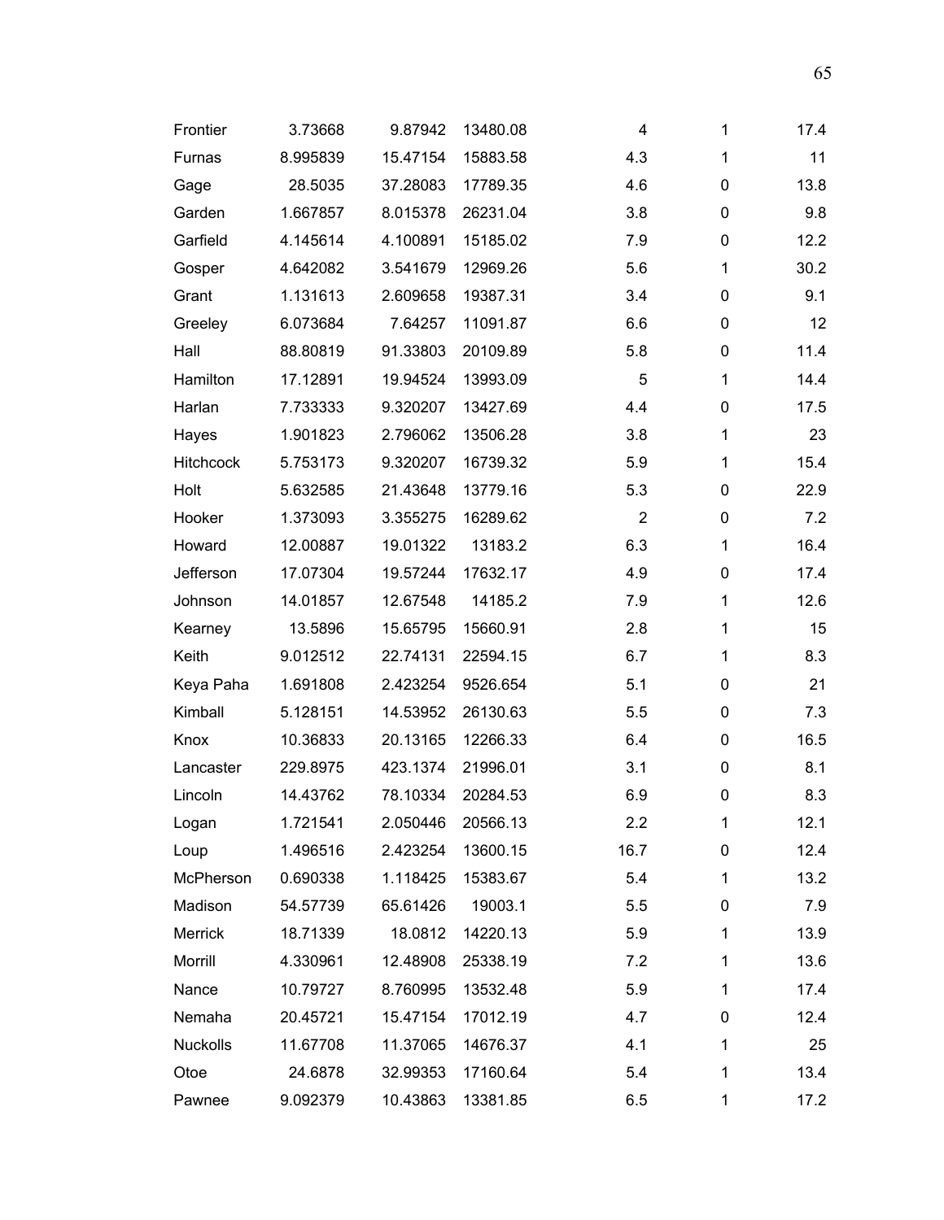| | | | | | | |
|---|---|---|---|---|---|---|
| Frontier | 3.73668 | 9.87942 | 13480.08 | 4 | 1 | 17.4 |
| Furnas | 8.995839 | 15.47154 | 15883.58 | 4.3 | 1 | 11 |
| Gage | 28.5035 | 37.28083 | 17789.35 | 4.6 | 0 | 13.8 |
| Garden | 1.667857 | 8.015378 | 26231.04 | 3.8 | 0 | 9.8 |
| Garfield | 4.145614 | 4.100891 | 15185.02 | 7.9 | 0 | 12.2 |
| Gosper | 4.642082 | 3.541679 | 12969.26 | 5.6 | 1 | 30.2 |
| Grant | 1.131613 | 2.609658 | 19387.31 | 3.4 | 0 | 9.1 |
| Greeley | 6.073684 | 7.64257 | 11091.87 | 6.6 | 0 | 12 |
| Hall | 88.80819 | 91.33803 | 20109.89 | 5.8 | 0 | 11.4 |
| Hamilton | 17.12891 | 19.94524 | 13993.09 | 5 | 1 | 14.4 |
| Harlan | 7.733333 | 9.320207 | 13427.69 | 4.4 | 0 | 17.5 |
| Hayes | 1.901823 | 2.796062 | 13506.28 | 3.8 | 1 | 23 |
| Hitchcock | 5.753173 | 9.320207 | 16739.32 | 5.9 | 1 | 15.4 |
| Holt | 5.632585 | 21.43648 | 13779.16 | 5.3 | 0 | 22.9 |
| Hooker | 1.373093 | 3.355275 | 16289.62 | 2 | 0 | 7.2 |
| Howard | 12.00887 | 19.01322 | 13183.2 | 6.3 | 1 | 16.4 |
| Jefferson | 17.07304 | 19.57244 | 17632.17 | 4.9 | 0 | 17.4 |
| Johnson | 14.01857 | 12.67548 | 14185.2 | 7.9 | 1 | 12.6 |
| Kearney | 13.5896 | 15.65795 | 15660.91 | 2.8 | 1 | 15 |
| Keith | 9.012512 | 22.74131 | 22594.15 | 6.7 | 1 | 8.3 |
| Keya Paha | 1.691808 | 2.423254 | 9526.654 | 5.1 | 0 | 21 |
| Kimball | 5.128151 | 14.53952 | 26130.63 | 5.5 | 0 | 7.3 |
| Knox | 10.36833 | 20.13165 | 12266.33 | 6.4 | 0 | 16.5 |
| Lancaster | 229.8975 | 423.1374 | 21996.01 | 3.1 | 0 | 8.1 |
| Lincoln | 14.43762 | 78.10334 | 20284.53 | 6.9 | 0 | 8.3 |
| Logan | 1.721541 | 2.050446 | 20566.13 | 2.2 | 1 | 12.1 |
| Loup | 1.496516 | 2.423254 | 13600.15 | 16.7 | 0 | 12.4 |
| McPherson | 0.690338 | 1.118425 | 15383.67 | 5.4 | 1 | 13.2 |
| Madison | 54.57739 | 65.61426 | 19003.1 | 5.5 | 0 | 7.9 |
| Merrick | 18.71339 | 18.0812 | 14220.13 | 5.9 | 1 | 13.9 |
| Morrill | 4.330961 | 12.48908 | 25338.19 | 7.2 | 1 | 13.6 |
| Nance | 10.79727 | 8.760995 | 13532.48 | 5.9 | 1 | 17.4 |
| Nemaha | 20.45721 | 15.47154 | 17012.19 | 4.7 | 0 | 12.4 |
| Nuckolls | 11.67708 | 11.37065 | 14676.37 | 4.1 | 1 | 25 |
| Otoe | 24.6878 | 32.99353 | 17160.64 | 5.4 | 1 | 13.4 |
| Pawnee | 9.092379 | 10.43863 | 13381.85 | 6.5 | 1 | 17.2 |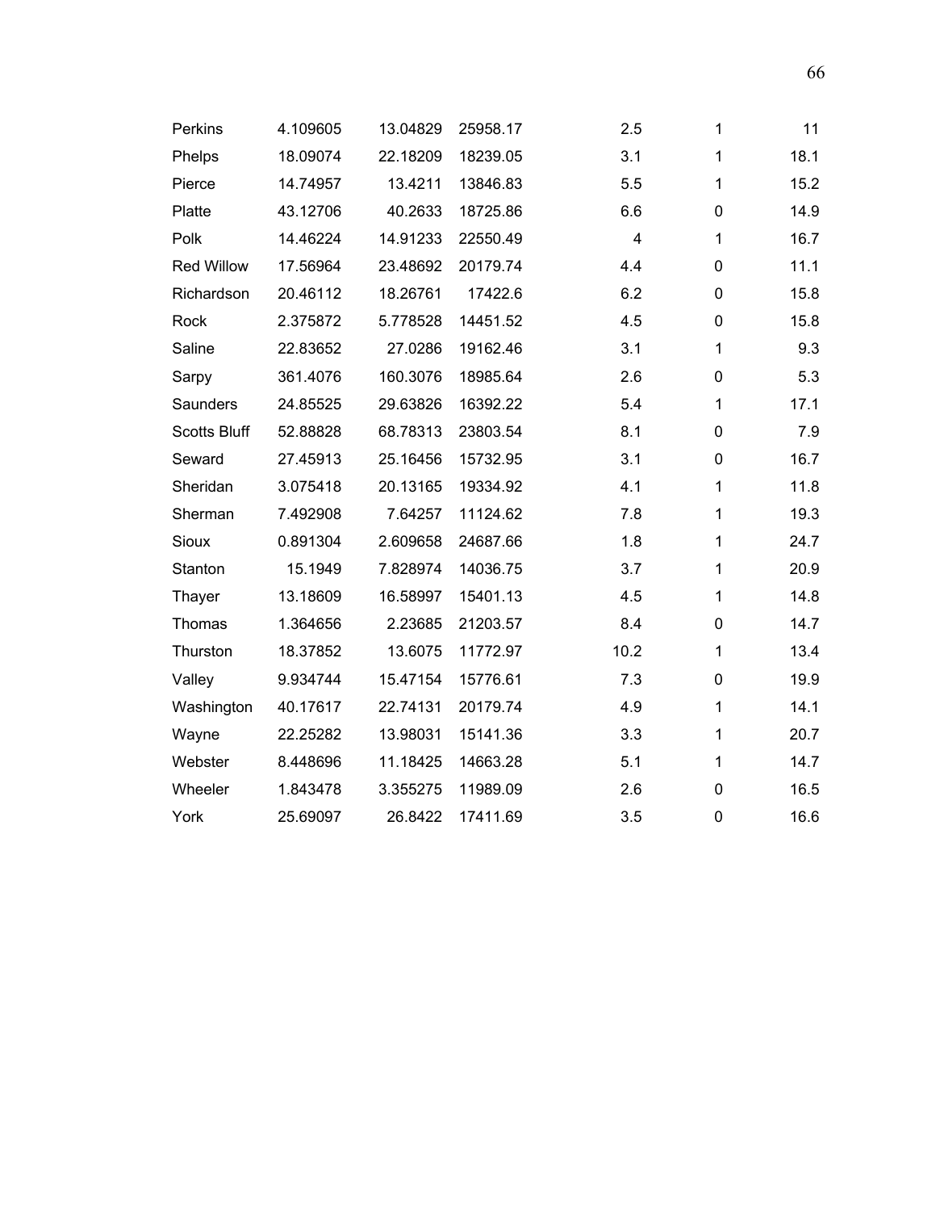| | | | | | | |
|---|---|---|---|---|---|---|
| Perkins | 4.109605 | 13.04829 | 25958.17 | 2.5 | 1 | 11 |
| Phelps | 18.09074 | 22.18209 | 18239.05 | 3.1 | 1 | 18.1 |
| Pierce | 14.74957 | 13.4211 | 13846.83 | 5.5 | 1 | 15.2 |
| Platte | 43.12706 | 40.2633 | 18725.86 | 6.6 | 0 | 14.9 |
| Polk | 14.46224 | 14.91233 | 22550.49 | 4 | 1 | 16.7 |
| Red Willow | 17.56964 | 23.48692 | 20179.74 | 4.4 | 0 | 11.1 |
| Richardson | 20.46112 | 18.26761 | 17422.6 | 6.2 | 0 | 15.8 |
| Rock | 2.375872 | 5.778528 | 14451.52 | 4.5 | 0 | 15.8 |
| Saline | 22.83652 | 27.0286 | 19162.46 | 3.1 | 1 | 9.3 |
| Sarpy | 361.4076 | 160.3076 | 18985.64 | 2.6 | 0 | 5.3 |
| Saunders | 24.85525 | 29.63826 | 16392.22 | 5.4 | 1 | 17.1 |
| Scotts Bluff | 52.88828 | 68.78313 | 23803.54 | 8.1 | 0 | 7.9 |
| Seward | 27.45913 | 25.16456 | 15732.95 | 3.1 | 0 | 16.7 |
| Sheridan | 3.075418 | 20.13165 | 19334.92 | 4.1 | 1 | 11.8 |
| Sherman | 7.492908 | 7.64257 | 11124.62 | 7.8 | 1 | 19.3 |
| Sioux | 0.891304 | 2.609658 | 24687.66 | 1.8 | 1 | 24.7 |
| Stanton | 15.1949 | 7.828974 | 14036.75 | 3.7 | 1 | 20.9 |
| Thayer | 13.18609 | 16.58997 | 15401.13 | 4.5 | 1 | 14.8 |
| Thomas | 1.364656 | 2.23685 | 21203.57 | 8.4 | 0 | 14.7 |
| Thurston | 18.37852 | 13.6075 | 11772.97 | 10.2 | 1 | 13.4 |
| Valley | 9.934744 | 15.47154 | 15776.61 | 7.3 | 0 | 19.9 |
| Washington | 40.17617 | 22.74131 | 20179.74 | 4.9 | 1 | 14.1 |
| Wayne | 22.25282 | 13.98031 | 15141.36 | 3.3 | 1 | 20.7 |
| Webster | 8.448696 | 11.18425 | 14663.28 | 5.1 | 1 | 14.7 |
| Wheeler | 1.843478 | 3.355275 | 11989.09 | 2.6 | 0 | 16.5 |
| York | 25.69097 | 26.8422 | 17411.69 | 3.5 | 0 | 16.6 |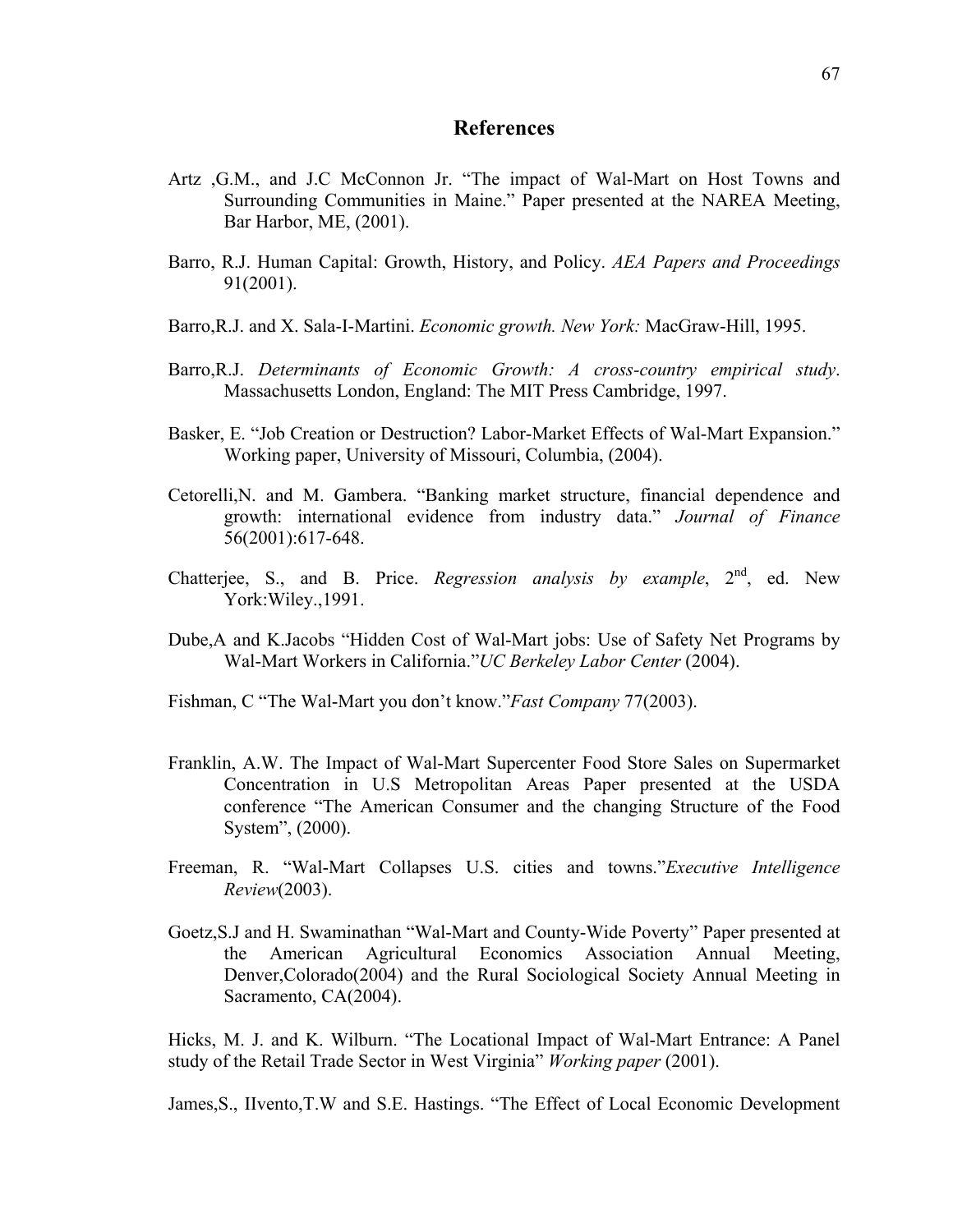# References

Artz ,G.M., and J.C McConnon Jr. "The impact of Wal-Mart on Host Towns and Surrounding Communities in Maine." Paper presented at the NAREA Meeting, Bar Harbor, ME, (2001).

Barro, R.J. Human Capital: Growth, History, and Policy. *AEA Papers and Proceedings* 91(2001).

Barro,R.J. and X. Sala-I-Martini. *Economic growth. New York:* MacGraw-Hill, 1995.

Barro,R.J. *Determinants of Economic Growth: A cross-country empirical study*. Massachusetts London, England: The MIT Press Cambridge, 1997.

Basker, E. "Job Creation or Destruction? Labor-Market Effects of Wal-Mart Expansion." Working paper, University of Missouri, Columbia, (2004).

Cetorelli,N. and M. Gambera. "Banking market structure, financial dependence and growth: international evidence from industry data." *Journal of Finance* 56(2001):617-648.

Chatterjee, S., and B. Price. *Regression analysis by example*, 2nd, ed. New York:Wiley.,1991.

Dube,A and K.Jacobs "Hidden Cost of Wal-Mart jobs: Use of Safety Net Programs by Wal-Mart Workers in California."*UC Berkeley Labor Center* (2004).

Fishman, C "The Wal-Mart you don't know."*Fast Company* 77(2003).

Franklin, A.W. The Impact of Wal-Mart Supercenter Food Store Sales on Supermarket Concentration in U.S Metropolitan Areas Paper presented at the USDA conference "The American Consumer and the changing Structure of the Food System", (2000).

Freeman, R. "Wal-Mart Collapses U.S. cities and towns."*Executive Intelligence Review*(2003).

Goetz,S.J and H. Swaminathan "Wal-Mart and County-Wide Poverty" Paper presented at the American Agricultural Economics Association Annual Meeting, Denver,Colorado(2004) and the Rural Sociological Society Annual Meeting in Sacramento, CA(2004).

Hicks, M. J. and K. Wilburn. "The Locational Impact of Wal-Mart Entrance: A Panel study of the Retail Trade Sector in West Virginia" *Working paper* (2001).

James,S., IIvento,T.W and S.E. Hastings. "The Effect of Local Economic Development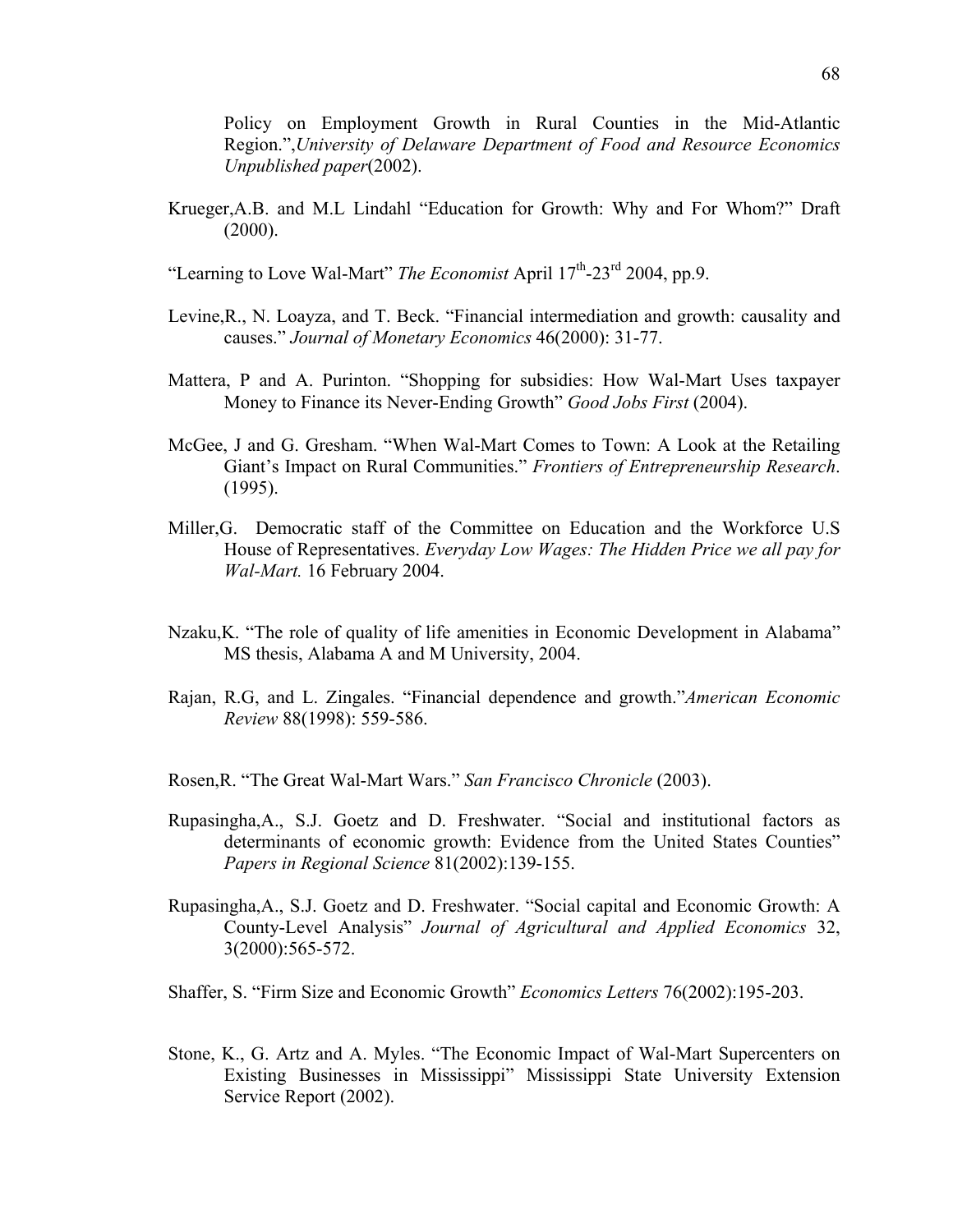Policy on Employment Growth in Rural Counties in the Mid-Atlantic Region.",*University of Delaware Department of Food and Resource Economics Unpublished paper*(2002).

Krueger,A.B. and M.L Lindahl "Education for Growth: Why and For Whom?" Draft (2000).

"Learning to Love Wal-Mart" *The Economist* April 17th-23rd 2004, pp.9.

Levine,R., N. Loayza, and T. Beck. "Financial intermediation and growth: causality and causes." *Journal of Monetary Economics* 46(2000): 31-77.

Mattera, P and A. Purinton. "Shopping for subsidies: How Wal-Mart Uses taxpayer Money to Finance its Never-Ending Growth" *Good Jobs First* (2004).

McGee, J and G. Gresham. "When Wal-Mart Comes to Town: A Look at the Retailing Giant's Impact on Rural Communities." *Frontiers of Entrepreneurship Research*. (1995).

Miller,G. Democratic staff of the Committee on Education and the Workforce U.S House of Representatives. *Everyday Low Wages: The Hidden Price we all pay for Wal-Mart.* 16 February 2004.

Nzaku,K. "The role of quality of life amenities in Economic Development in Alabama" MS thesis, Alabama A and M University, 2004.

Rajan, R.G, and L. Zingales. "Financial dependence and growth."*American Economic Review* 88(1998): 559-586.

Rosen,R. "The Great Wal-Mart Wars." *San Francisco Chronicle* (2003).

Rupasingha,A., S.J. Goetz and D. Freshwater. "Social and institutional factors as determinants of economic growth: Evidence from the United States Counties" *Papers in Regional Science* 81(2002):139-155.

Rupasingha,A., S.J. Goetz and D. Freshwater. "Social capital and Economic Growth: A County-Level Analysis" *Journal of Agricultural and Applied Economics* 32, 3(2000):565-572.

Shaffer, S. "Firm Size and Economic Growth" *Economics Letters* 76(2002):195-203.

Stone, K., G. Artz and A. Myles. "The Economic Impact of Wal-Mart Supercenters on Existing Businesses in Mississippi" Mississippi State University Extension Service Report (2002).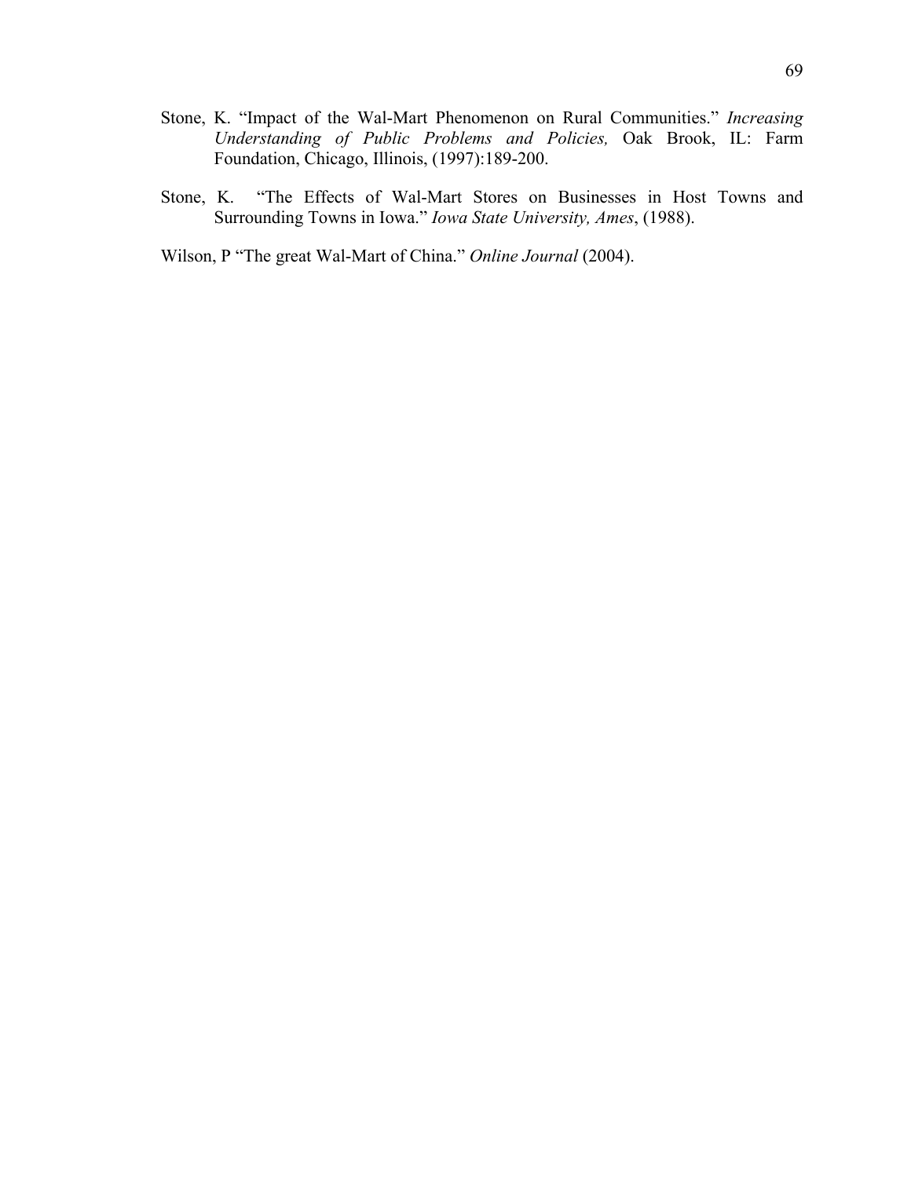Stone, K. "Impact of the Wal-Mart Phenomenon on Rural Communities." *Increasing Understanding of Public Problems and Policies,* Oak Brook, IL: Farm Foundation, Chicago, Illinois, (1997):189-200.

Stone, K. "The Effects of Wal-Mart Stores on Businesses in Host Towns and Surrounding Towns in Iowa." *Iowa State University, Ames*, (1988).

Wilson, P "The great Wal-Mart of China." *Online Journal* (2004).